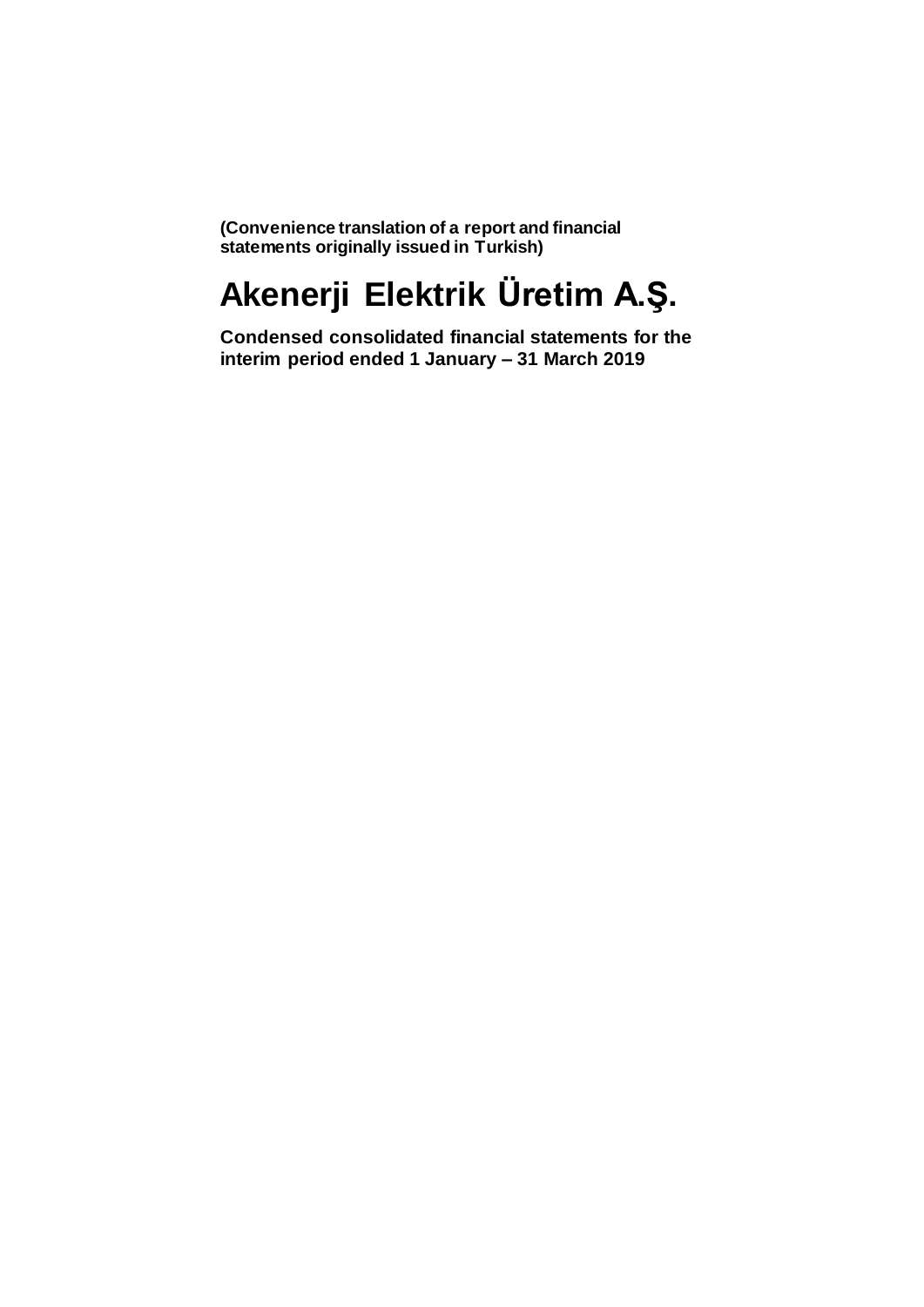**(Convenience translation of a report and financial statements originally issued in Turkish)**

# Akenerji Elektrik Üretim A.Ş.

**Condensed consolidated financial statements for the interim period ended 1 January – 31 March 2019**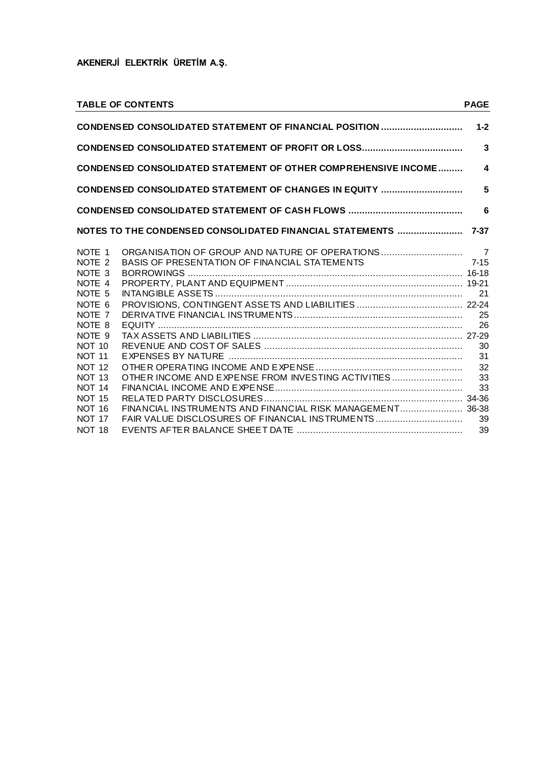**AKENERJİ ELEKTRİK ÜRETİM A.Ş.**

| TABLE OF CONTENTS | | PAGE |
|---|---|---|
| **CONDENSED CONSOLIDATED STATEMENT OF FINANCIAL POSITION** | | **1-2** |
| **CONDENSED CONSOLIDATED STATEMENT OF PROFIT OR LOSS** | | **3** |
| **CONDENSED CONSOLIDATED STATEMENT OF OTHER COMPREHENSIVE INCOME** | | **4** |
| **CONDENSED CONSOLIDATED STATEMENT OF CHANGES IN EQUITY** | | **5** |
| **CONDENSED CONSOLIDATED STATEMENT OF CASH FLOWS** | | **6** |
| **NOTES TO THE CONDENSED CONSOLIDATED FINANCIAL STATEMENTS** | | **7-37** |
| NOTE 1 | ORGANISATION OF GROUP AND NATURE OF OPERATIONS | 7 |
| NOTE 2 | BASIS OF PRESENTATION OF FINANCIAL STATEMENTS | 7-15 |
| NOTE 3 | BORROWINGS | 16-18 |
| NOTE 4 | PROPERTY, PLANT AND EQUIPMENT | 19-21 |
| NOTE 5 | INTANGIBLE ASSETS | 21 |
| NOTE 6 | PROVISIONS, CONTINGENT ASSETS AND LIABILITIES | 22-24 |
| NOTE 7 | DERIVATIVE FINANCIAL INSTRUMENTS | 25 |
| NOTE 8 | EQUITY | 26 |
| NOTE 9 | TAX ASSETS AND LIABILITIES | 27-29 |
| NOT 10 | REVENUE AND COST OF SALES | 30 |
| NOT 11 | EXPENSES BY NATURE | 31 |
| NOT 12 | OTHER OPERATING INCOME AND EXPENSE | 32 |
| NOT 13 | OTHER INCOME AND EXPENSE FROM INVESTING ACTIVITIES | 33 |
| NOT 14 | FINANCIAL INCOME AND EXPENSE | 33 |
| NOT 15 | RELATED PARTY DISCLOSURES | 34-36 |
| NOT 16 | FINANCIAL INSTRUMENTS AND FINANCIAL RISK MANAGEMENT | 36-38 |
| NOT 17 | FAIR VALUE DISCLOSURES OF FINANCIAL INSTRUMENTS | 39 |
| NOT 18 | EVENTS AFTER BALANCE SHEET DATE | 39 |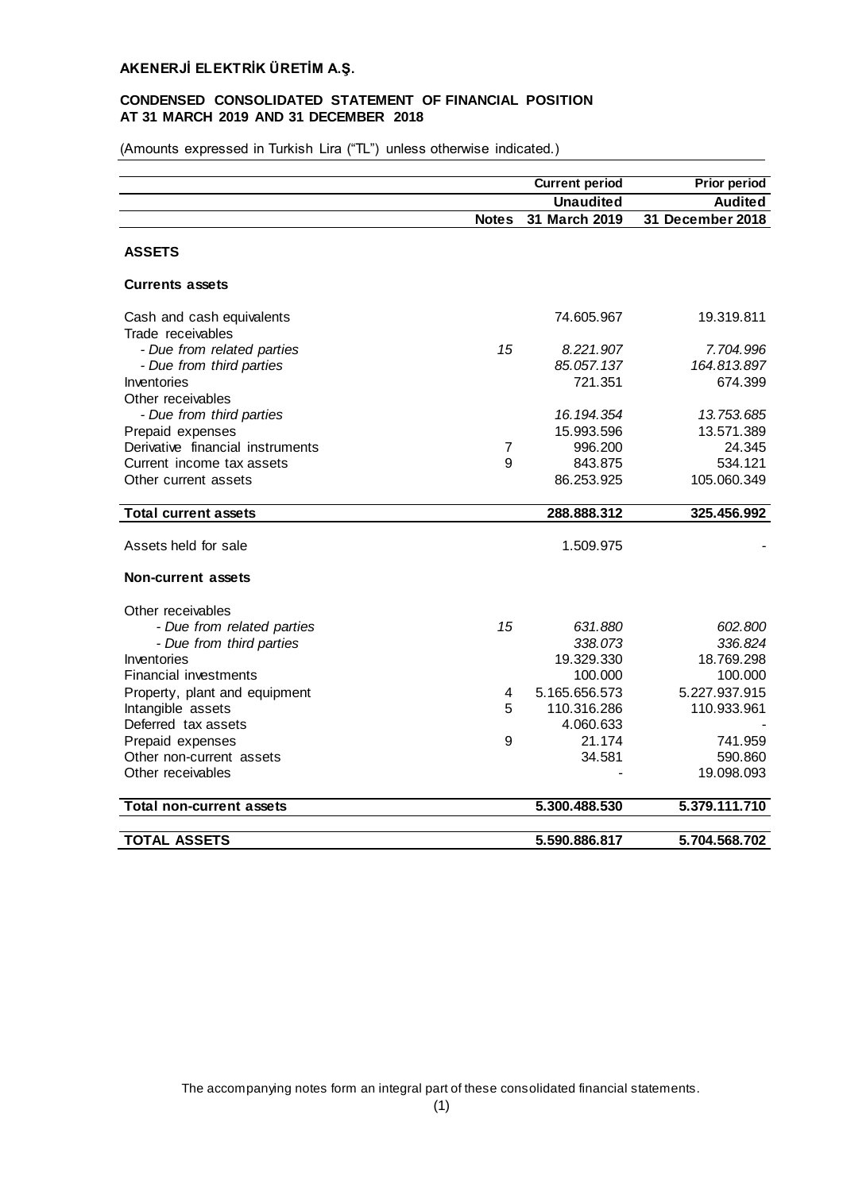**AKENERJİ ELEKTRİK ÜRETİM A.Ş.**

**CONDENSED CONSOLIDATED STATEMENT OF FINANCIAL POSITION AT 31 MARCH 2019 AND 31 DECEMBER 2018**

(Amounts expressed in Turkish Lira ("TL") unless otherwise indicated.)

| | | Current period | Prior period |
|---|---|---|---|
| | | Unaudited | Audited |
| | Notes | 31 March 2019 | 31 December 2018 |
| **ASSETS** | | | |
| **Currents assets** | | | |
| Cash and cash equivalents | | 74.605.967 | 19.319.811 |
| Trade receivables | | | |
| *- Due from related parties* | *15* | *8.221.907* | *7.704.996* |
| *- Due from third parties* | | *85.057.137* | *164.813.897* |
| Inventories | | 721.351 | 674.399 |
| Other receivables | | | |
| *- Due from third parties* | | *16.194.354* | *13.753.685* |
| Prepaid expenses | | 15.993.596 | 13.571.389 |
| Derivative financial instruments | 7 | 996.200 | 24.345 |
| Current income tax assets | 9 | 843.875 | 534.121 |
| Other current assets | | 86.253.925 | 105.060.349 |
| **Total current assets** | | **288.888.312** | **325.456.992** |
| Assets held for sale | | 1.509.975 | - |
| **Non-current assets** | | | |
| Other receivables | | | |
| *- Due from related parties* | *15* | *631.880* | *602.800* |
| *- Due from third parties* | | *338.073* | *336.824* |
| Inventories | | 19.329.330 | 18.769.298 |
| Financial investments | | 100.000 | 100.000 |
| Property, plant and equipment | 4 | 5.165.656.573 | 5.227.937.915 |
| Intangible assets | 5 | 110.316.286 | 110.933.961 |
| Deferred tax assets | | 4.060.633 | - |
| Prepaid expenses | 9 | 21.174 | 741.959 |
| Other non-current assets | | 34.581 | 590.860 |
| Other receivables | | - | 19.098.093 |
| **Total non-current assets** | | **5.300.488.530** | **5.379.111.710** |
| **TOTAL ASSETS** | | **5.590.886.817** | **5.704.568.702** |

The accompanying notes form an integral part of these consolidated financial statements.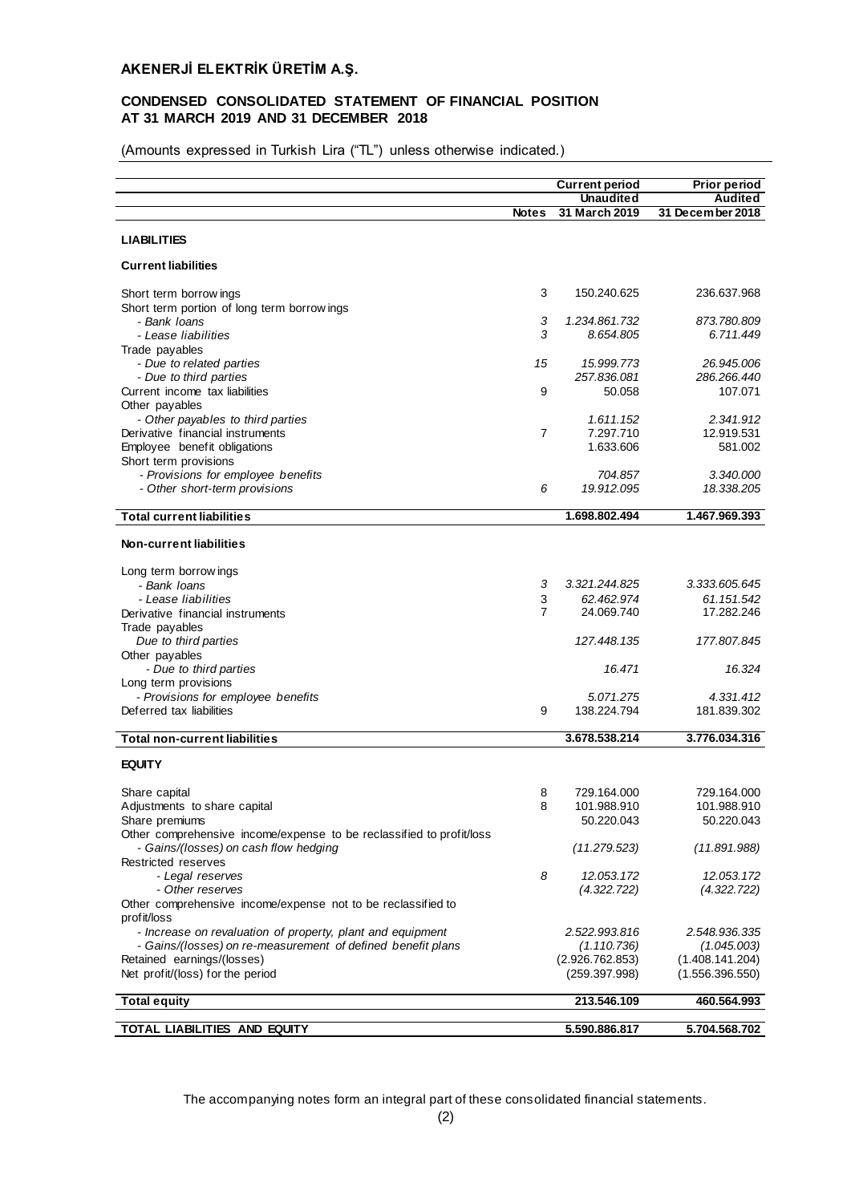## AKENERJİ ELEKTRİK ÜRETİM A.Ş.

### CONDENSED CONSOLIDATED STATEMENT OF FINANCIAL POSITION AT 31 MARCH 2019 AND 31 DECEMBER 2018

(Amounts expressed in Turkish Lira ("TL") unless otherwise indicated.)

| | Notes | Current period<br>Unaudited<br>31 March 2019 | Prior period<br>Audited<br>31 December 2018 |
|---|---|---|---|
| **LIABILITIES** | | | |
| **Current liabilities** | | | |
| Short term borrowings | 3 | 150.240.625 | 236.637.968 |
| Short term portion of long term borrowings | | | |
| *- Bank loans* | *3* | *1.234.861.732* | *873.780.809* |
| *- Lease liabilities* | *3* | *8.654.805* | *6.711.449* |
| Trade payables | | | |
| *- Due to related parties* | *15* | *15.999.773* | *26.945.006* |
| *- Due to third parties* | | *257.836.081* | *286.266.440* |
| Current income tax liabilities | 9 | 50.058 | 107.071 |
| Other payables | | | |
| *- Other payables to third parties* | | *1.611.152* | *2.341.912* |
| Derivative financial instruments | 7 | 7.297.710 | 12.919.531 |
| Employee benefit obligations | | 1.633.606 | 581.002 |
| Short term provisions | | | |
| *- Provisions for employee benefits* | | *704.857* | *3.340.000* |
| *- Other short-term provisions* | *6* | *19.912.095* | *18.338.205* |
| **Total current liabilities** | | **1.698.802.494** | **1.467.969.393** |
| **Non-current liabilities** | | | |
| Long term borrowings | | | |
| *- Bank loans* | *3* | *3.321.244.825* | *3.333.605.645* |
| *- Lease liabilities* | 3 | *62.462.974* | *61.151.542* |
| Derivative financial instruments | 7 | 24.069.740 | 17.282.246 |
| Trade payables | | | |
| *Due to third parties* | | *127.448.135* | *177.807.845* |
| Other payables | | | |
| *- Due to third parties* | | *16.471* | *16.324* |
| Long term provisions | | | |
| *- Provisions for employee benefits* | | *5.071.275* | *4.331.412* |
| Deferred tax liabilities | 9 | 138.224.794 | 181.839.302 |
| **Total non-current liabilities** | | **3.678.538.214** | **3.776.034.316** |
| **EQUITY** | | | |
| Share capital | 8 | 729.164.000 | 729.164.000 |
| Adjustments to share capital | 8 | 101.988.910 | 101.988.910 |
| Share premiums | | 50.220.043 | 50.220.043 |
| Other comprehensive income/expense to be reclassified to profit/loss | | | |
| *- Gains/(losses) on cash flow hedging* | | *(11.279.523)* | *(11.891.988)* |
| Restricted reserves | | | |
| *- Legal reserves* | *8* | *12.053.172* | *12.053.172* |
| *- Other reserves* | | *(4.322.722)* | *(4.322.722)* |
| Other comprehensive income/expense not to be reclassified to profit/loss | | | |
| *- Increase on revaluation of property, plant and equipment* | | *2.522.993.816* | *2.548.936.335* |
| *- Gains/(losses) on re-measurement of defined benefit plans* | | *(1.110.736)* | *(1.045.003)* |
| Retained earnings/(losses) | | (2.926.762.853) | (1.408.141.204) |
| Net profit/(loss) for the period | | (259.397.998) | (1.556.396.550) |
| **Total equity** | | **213.546.109** | **460.564.993** |
| **TOTAL LIABILITIES AND EQUITY** | | **5.590.886.817** | **5.704.568.702** |

The accompanying notes form an integral part of these consolidated financial statements.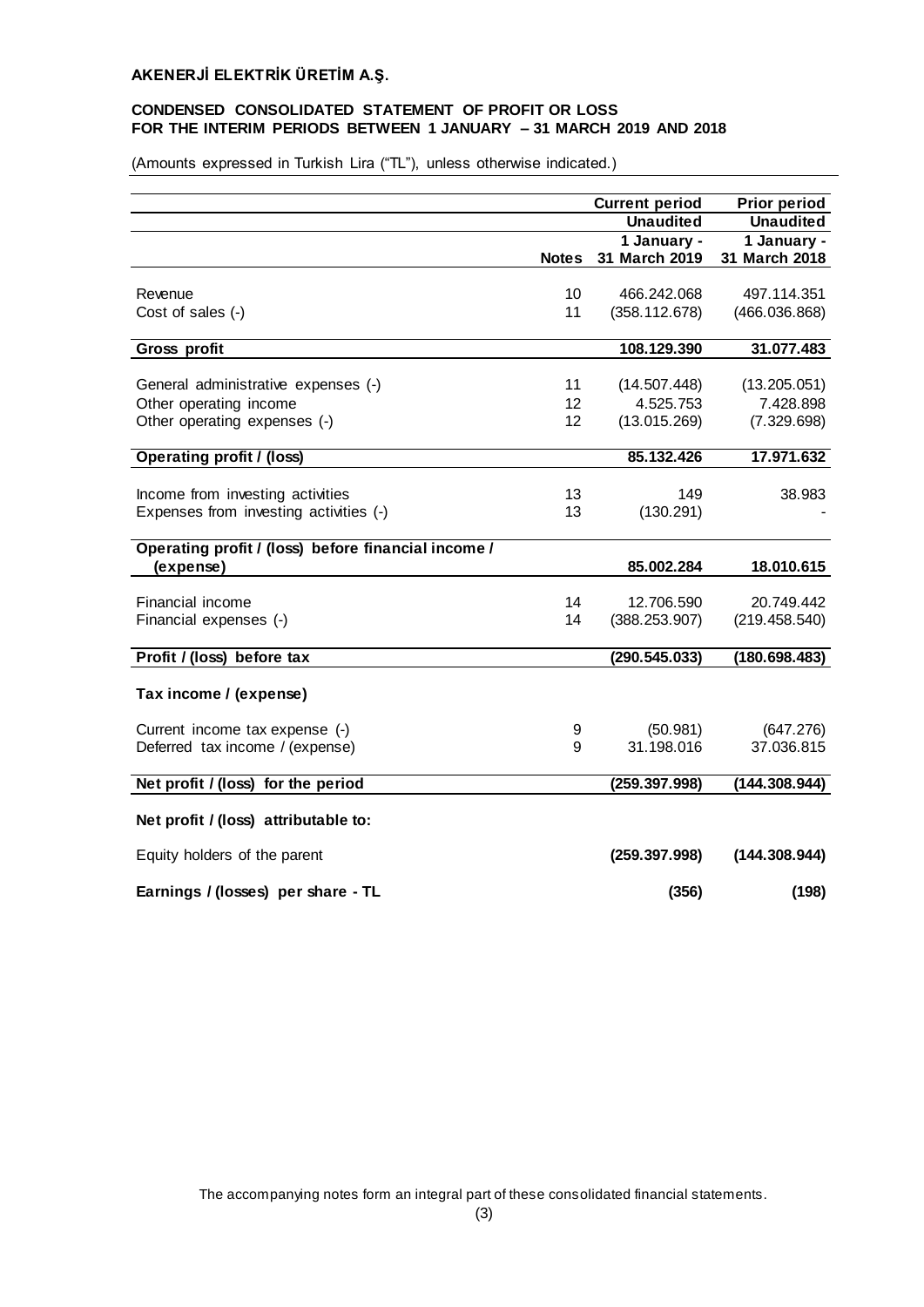# AKENERJİ ELEKTRİK ÜRETİM A.Ş.

## CONDENSED CONSOLIDATED STATEMENT OF PROFIT OR LOSS FOR THE INTERIM PERIODS BETWEEN 1 JANUARY – 31 MARCH 2019 AND 2018

(Amounts expressed in Turkish Lira ("TL"), unless otherwise indicated.)

| | Notes | Current period | Prior period |
|---|---|---|---|
| | | Unaudited | Unaudited |
| | | 1 January - 31 March 2019 | 1 January - 31 March 2018 |
| Revenue | 10 | 466.242.068 | 497.114.351 |
| Cost of sales (-) | 11 | (358.112.678) | (466.036.868) |
| **Gross profit** | | **108.129.390** | **31.077.483** |
| General administrative expenses (-) | 11 | (14.507.448) | (13.205.051) |
| Other operating income | 12 | 4.525.753 | 7.428.898 |
| Other operating expenses (-) | 12 | (13.015.269) | (7.329.698) |
| **Operating profit / (loss)** | | **85.132.426** | **17.971.632** |
| Income from investing activities | 13 | 149 | 38.983 |
| Expenses from investing activities (-) | 13 | (130.291) | - |
| **Operating profit / (loss) before financial income / (expense)** | | **85.002.284** | **18.010.615** |
| Financial income | 14 | 12.706.590 | 20.749.442 |
| Financial expenses (-) | 14 | (388.253.907) | (219.458.540) |
| **Profit / (loss) before tax** | | **(290.545.033)** | **(180.698.483)** |
| **Tax income / (expense)** | | | |
| Current income tax expense (-) | 9 | (50.981) | (647.276) |
| Deferred tax income / (expense) | 9 | 31.198.016 | 37.036.815 |
| **Net profit / (loss) for the period** | | **(259.397.998)** | **(144.308.944)** |
| **Net profit / (loss) attributable to:** | | | |
| Equity holders of the parent | | **(259.397.998)** | **(144.308.944)** |
| **Earnings / (losses) per share - TL** | | **(356)** | **(198)** |

The accompanying notes form an integral part of these consolidated financial statements.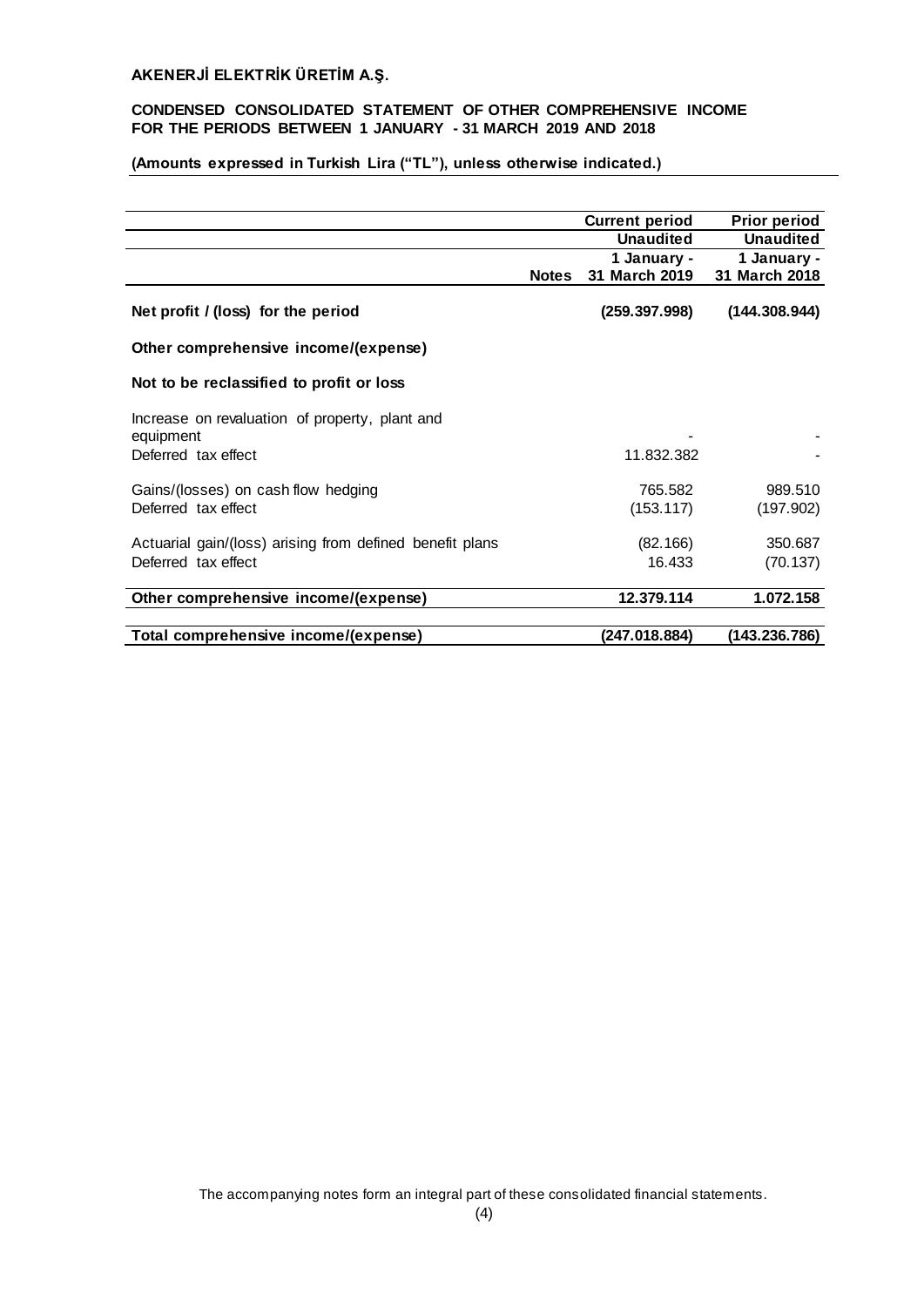**AKENERJİ ELEKTRİK ÜRETİM A.Ş.**

**CONDENSED CONSOLIDATED STATEMENT OF OTHER COMPREHENSIVE INCOME FOR THE PERIODS BETWEEN 1 JANUARY - 31 MARCH 2019 AND 2018**

**(Amounts expressed in Turkish Lira ("TL"), unless otherwise indicated.)**

| | Notes | Current period Unaudited 1 January - 31 March 2019 | Prior period Unaudited 1 January - 31 March 2018 |
|---|---|---|---|
| **Net profit / (loss) for the period** | | **(259.397.998)** | **(144.308.944)** |
| **Other comprehensive income/(expense)** | | | |
| **Not to be reclassified to profit or loss** | | | |
| Increase on revaluation of property, plant and equipment | | - | - |
| Deferred tax effect | | 11.832.382 | - |
| Gains/(losses) on cash flow hedging | | 765.582 | 989.510 |
| Deferred tax effect | | (153.117) | (197.902) |
| Actuarial gain/(loss) arising from defined benefit plans | | (82.166) | 350.687 |
| Deferred tax effect | | 16.433 | (70.137) |
| **Other comprehensive income/(expense)** | | **12.379.114** | **1.072.158** |
| **Total comprehensive income/(expense)** | | **(247.018.884)** | **(143.236.786)** |

The accompanying notes form an integral part of these consolidated financial statements.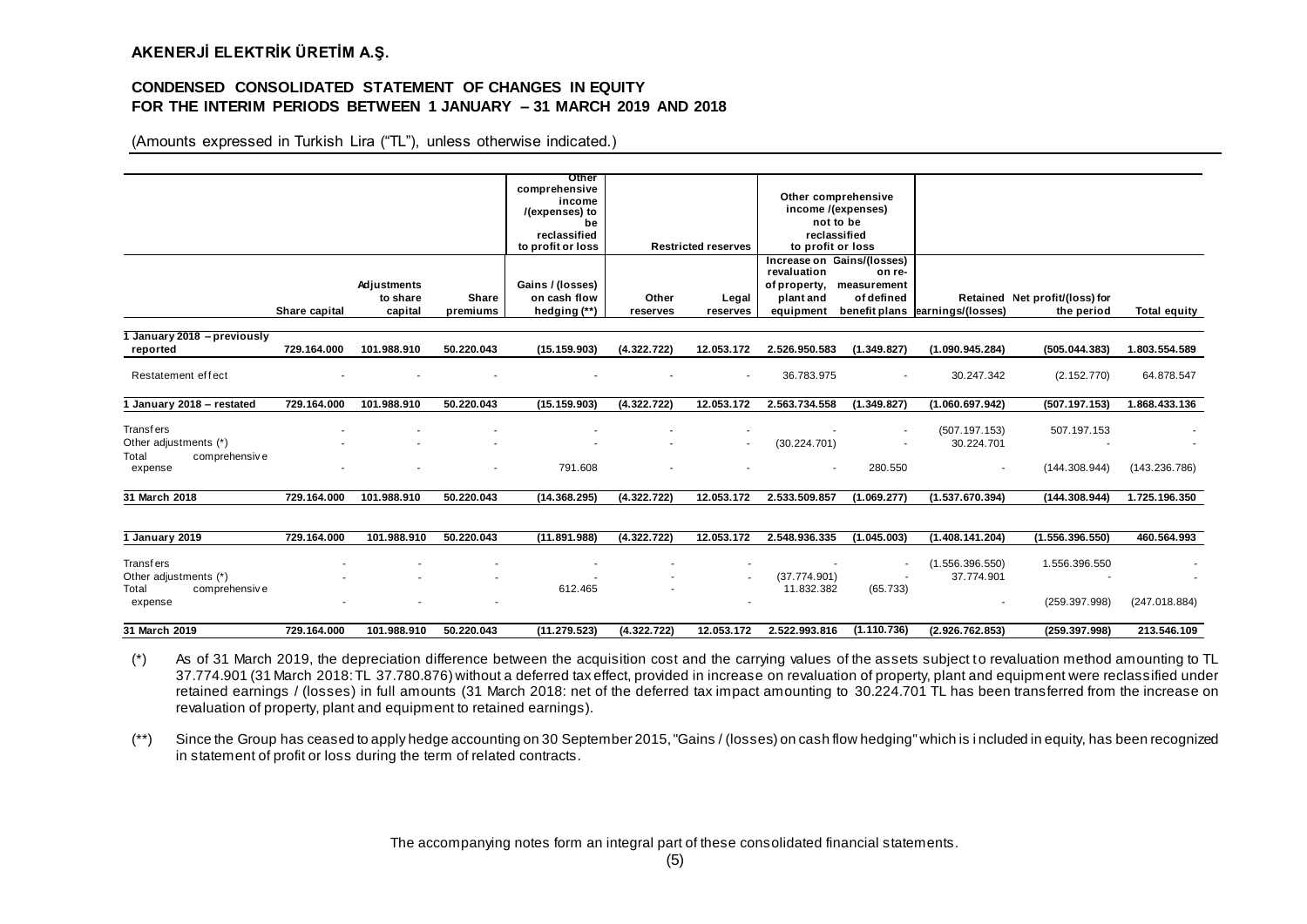**AKENERJİ ELEKTRİK ÜRETİM A.Ş.**

**CONDENSED CONSOLIDATED STATEMENT OF CHANGES IN EQUITY FOR THE INTERIM PERIODS BETWEEN 1 JANUARY – 31 MARCH 2019 AND 2018**

(Amounts expressed in Turkish Lira ("TL"), unless otherwise indicated.)

| | | | | Other comprehensive income /(expenses) to be reclassified to profit or loss | Restricted reserves | | Other comprehensive income /(expenses) not to be reclassified to profit or loss | | | | |
|---|---|---|---|---|---|---|---|---|---|---|---|
| | Share capital | Adjustments to share capital | Share premiums | Gains / (losses) on cash flow hedging (**) | Other reserves | Legal reserves | Increase on revaluation of property, plant and equipment | Gains/(losses) on re-measurement of defined benefit plans | Retained earnings/(losses) | Net profit/(loss) for the period | Total equity |
| 1 January 2018 – previously reported | 729.164.000 | 101.988.910 | 50.220.043 | (15.159.903) | (4.322.722) | 12.053.172 | 2.526.950.583 | (1.349.827) | (1.090.945.284) | (505.044.383) | 1.803.554.589 |
| Restatement effect | - | - | - | - | - | - | 36.783.975 | - | 30.247.342 | (2.152.770) | 64.878.547 |
| 1 January 2018 – restated | 729.164.000 | 101.988.910 | 50.220.043 | (15.159.903) | (4.322.722) | 12.053.172 | 2.563.734.558 | (1.349.827) | (1.060.697.942) | (507.197.153) | 1.868.433.136 |
| Transfers | - | - | - | - | - | - | - | - | (507.197.153) | 507.197.153 | - |
| Other adjustments (*) | - | - | - | - | - | - | (30.224.701) | - | 30.224.701 | - | - |
| Total comprehensive expense | - | - | - | 791.608 | - | - | - | 280.550 | - | (144.308.944) | (143.236.786) |
| 31 March 2018 | 729.164.000 | 101.988.910 | 50.220.043 | (14.368.295) | (4.322.722) | 12.053.172 | 2.533.509.857 | (1.069.277) | (1.537.670.394) | (144.308.944) | 1.725.196.350 |
| 1 January 2019 | 729.164.000 | 101.988.910 | 50.220.043 | (11.891.988) | (4.322.722) | 12.053.172 | 2.548.936.335 | (1.045.003) | (1.408.141.204) | (1.556.396.550) | 460.564.993 |
| Transfers | - | - | - | - | - | - | - | - | (1.556.396.550) | 1.556.396.550 | - |
| Other adjustments (*) | - | - | - | - | - | - | (37.774.901) | - | 37.774.901 | - | - |
| Total comprehensive expense | - | - | - | 612.465 | - | - | 11.832.382 | (65.733) | - | (259.397.998) | (247.018.884) |
| 31 March 2019 | 729.164.000 | 101.988.910 | 50.220.043 | (11.279.523) | (4.322.722) | 12.053.172 | 2.522.993.816 | (1.110.736) | (2.926.762.853) | (259.397.998) | 213.546.109 |

(*) As of 31 March 2019, the depreciation difference between the acquisition cost and the carrying values of the assets subject to revaluation method amounting to TL 37.774.901 (31 March 2018: TL 37.780.876) without a deferred tax effect, provided in increase on revaluation of property, plant and equipment were reclassified under retained earnings / (losses) in full amounts (31 March 2018: net of the deferred tax impact amounting to 30.224.701 TL has been transferred from the increase on revaluation of property, plant and equipment to retained earnings).

(**) Since the Group has ceased to apply hedge accounting on 30 September 2015, "Gains / (losses) on cash flow hedging" which is included in equity, has been recognized in statement of profit or loss during the term of related contracts.

The accompanying notes form an integral part of these consolidated financial statements.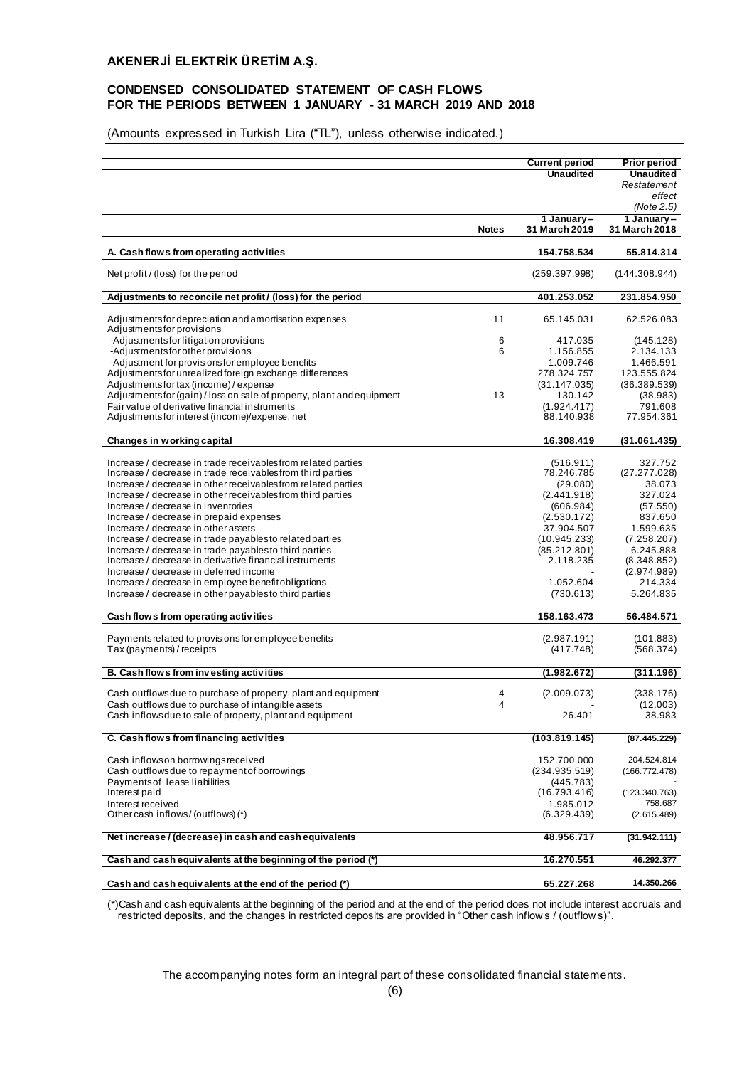## AKENERJİ ELEKTRİK ÜRETİM A.Ş.

## CONDENSED CONSOLIDATED STATEMENT OF CASH FLOWS FOR THE PERIODS BETWEEN 1 JANUARY - 31 MARCH 2019 AND 2018

(Amounts expressed in Turkish Lira ("TL"), unless otherwise indicated.)

| | Notes | Current period Unaudited 1 January – 31 March 2019 | Prior period Unaudited *Restatement effect (Note 2.5)* 1 January – 31 March 2018 |
|---|---|---|---|
| **A. Cash flows from operating activities** | | **154.758.534** | **55.814.314** |
| Net profit / (loss) for the period | | (259.397.998) | (144.308.944) |
| **Adjustments to reconcile net profit / (loss) for the period** | | **401.253.052** | **231.854.950** |
| Adjustments for depreciation and amortisation expenses | 11 | 65.145.031 | 62.526.083 |
| Adjustments for provisions | | | |
| -Adjustments for litigation provisions | 6 | 417.035 | (145.128) |
| -Adjustments for other provisions | 6 | 1.156.855 | 2.134.133 |
| -Adjustment for provisions for employee benefits | | 1.009.746 | 1.466.591 |
| Adjustments for unrealized foreign exchange differences | | 278.324.757 | 123.555.824 |
| Adjustments for tax (income) / expense | | (31.147.035) | (36.389.539) |
| Adjustments for (gain) / loss on sale of property, plant and equipment | 13 | 130.142 | (38.983) |
| Fair value of derivative financial instruments | | (1.924.417) | 791.608 |
| Adjustments for interest (income)/expense, net | | 88.140.938 | 77.954.361 |
| **Changes in working capital** | | **16.308.419** | **(31.061.435)** |
| Increase / decrease in trade receivables from related parties | | (516.911) | 327.752 |
| Increase / decrease in trade receivables from third parties | | 78.246.785 | (27.277.028) |
| Increase / decrease in other receivables from related parties | | (29.080) | 38.073 |
| Increase / decrease in other receivables from third parties | | (2.441.918) | 327.024 |
| Increase / decrease in inventories | | (606.984) | (57.550) |
| Increase / decrease in prepaid expenses | | (2.530.172) | 837.650 |
| Increase / decrease in other assets | | 37.904.507 | 1.599.635 |
| Increase / decrease in trade payables to related parties | | (10.945.233) | (7.258.207) |
| Increase / decrease in trade payables to third parties | | (85.212.801) | 6.245.888 |
| Increase / decrease in derivative financial instruments | | 2.118.235 | (8.348.852) |
| Increase / decrease in deferred income | | - | (2.974.989) |
| Increase / decrease in employee benefit obligations | | 1.052.604 | 214.334 |
| Increase / decrease in other payables to third parties | | (730.613) | 5.264.835 |
| **Cash flows from operating activities** | | **158.163.473** | **56.484.571** |
| Payments related to provisions for employee benefits | | (2.987.191) | (101.883) |
| Tax (payments) / receipts | | (417.748) | (568.374) |
| **B. Cash flows from investing activities** | | **(1.982.672)** | **(311.196)** |
| Cash outflows due to purchase of property, plant and equipment | 4 | (2.009.073) | (338.176) |
| Cash outflows due to purchase of intangible assets | 4 | - | (12.003) |
| Cash inflows due to sale of property, plant and equipment | | 26.401 | 38.983 |
| **C. Cash flows from financing activities** | | **(103.819.145)** | **(87.445.229)** |
| Cash inflows on borrowings received | | 152.700.000 | 204.524.814 |
| Cash outflows due to repayment of borrowings | | (234.935.519) | (166.772.478) |
| Payments of lease liabilities | | (445.783) | - |
| Interest paid | | (16.793.416) | (123.340.763) |
| Interest received | | 1.985.012 | 758.687 |
| Other cash inflows / (outflows) (*) | | (6.329.439) | (2.615.489) |
| **Net increase / (decrease) in cash and cash equivalents** | | **48.956.717** | **(31.942.111)** |
| **Cash and cash equivalents at the beginning of the period (*)** | | **16.270.551** | **46.292.377** |
| **Cash and cash equivalents at the end of the period (*)** | | **65.227.268** | **14.350.266** |

(*)Cash and cash equivalents at the beginning of the period and at the end of the period does not include interest accruals and restricted deposits, and the changes in restricted deposits are provided in "Other cash inflows / (outflows)".

The accompanying notes form an integral part of these consolidated financial statements.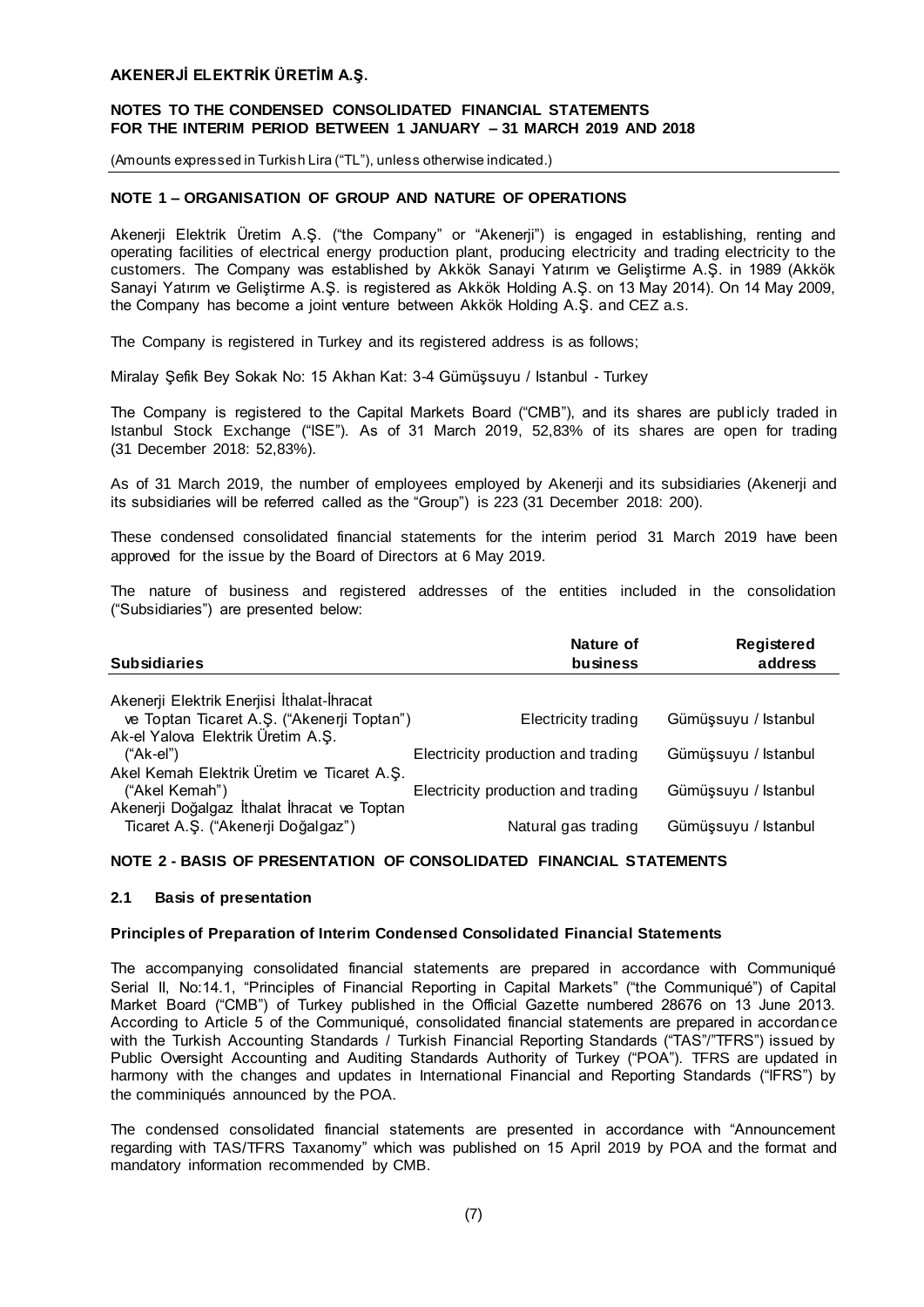## NOTE 1 – ORGANISATION OF GROUP AND NATURE OF OPERATIONS

Akenerji Elektrik Üretim A.Ş. ("the Company" or "Akenerji") is engaged in establishing, renting and operating facilities of electrical energy production plant, producing electricity and trading electricity to the customers. The Company was established by Akkök Sanayi Yatırım ve Geliştirme A.Ş. in 1989 (Akkök Sanayi Yatırım ve Geliştirme A.Ş. is registered as Akkök Holding A.Ş. on 13 May 2014). On 14 May 2009, the Company has become a joint venture between Akkök Holding A.Ş. and CEZ a.s.

The Company is registered in Turkey and its registered address is as follows;

Miralay Şefik Bey Sokak No: 15 Akhan Kat: 3-4 Gümüşsuyu / Istanbul - Turkey

The Company is registered to the Capital Markets Board ("CMB"), and its shares are publicly traded in Istanbul Stock Exchange ("ISE"). As of 31 March 2019, 52,83% of its shares are open for trading (31 December 2018: 52,83%).

As of 31 March 2019, the number of employees employed by Akenerji and its subsidiaries (Akenerji and its subsidiaries will be referred called as the "Group") is 223 (31 December 2018: 200).

These condensed consolidated financial statements for the interim period 31 March 2019 have been approved for the issue by the Board of Directors at 6 May 2019.

The nature of business and registered addresses of the entities included in the consolidation ("Subsidiaries") are presented below:

| Subsidiaries | Nature of business | Registered address |
|---|---|---|
| Akenerji Elektrik Enerjisi İthalat-İhracat ve Toptan Ticaret A.Ş. ("Akenerji Toptan") | Electricity trading | Gümüşsuyu / Istanbul |
| Ak-el Yalova Elektrik Üretim A.Ş. ("Ak-el") | Electricity production and trading | Gümüşsuyu / Istanbul |
| Akel Kemah Elektrik Üretim ve Ticaret A.Ş. ("Akel Kemah") | Electricity production and trading | Gümüşsuyu / Istanbul |
| Akenerji Doğalgaz İthalat İhracat ve Toptan Ticaret A.Ş. ("Akenerji Doğalgaz") | Natural gas trading | Gümüşsuyu / Istanbul |

## NOTE 2 - BASIS OF PRESENTATION OF CONSOLIDATED FINANCIAL STATEMENTS

### 2.1 Basis of presentation

#### Principles of Preparation of Interim Condensed Consolidated Financial Statements

The accompanying consolidated financial statements are prepared in accordance with Communiqué Serial II, No:14.1, "Principles of Financial Reporting in Capital Markets" ("the Communiqué") of Capital Market Board ("CMB") of Turkey published in the Official Gazette numbered 28676 on 13 June 2013. According to Article 5 of the Communiqué, consolidated financial statements are prepared in accordance with the Turkish Accounting Standards / Turkish Financial Reporting Standards ("TAS"/"TFRS") issued by Public Oversight Accounting and Auditing Standards Authority of Turkey ("POA"). TFRS are updated in harmony with the changes and updates in International Financial and Reporting Standards ("IFRS") by the comminiqués announced by the POA.

The condensed consolidated financial statements are presented in accordance with "Announcement regarding with TAS/TFRS Taxanomy" which was published on 15 April 2019 by POA and the format and mandatory information recommended by CMB.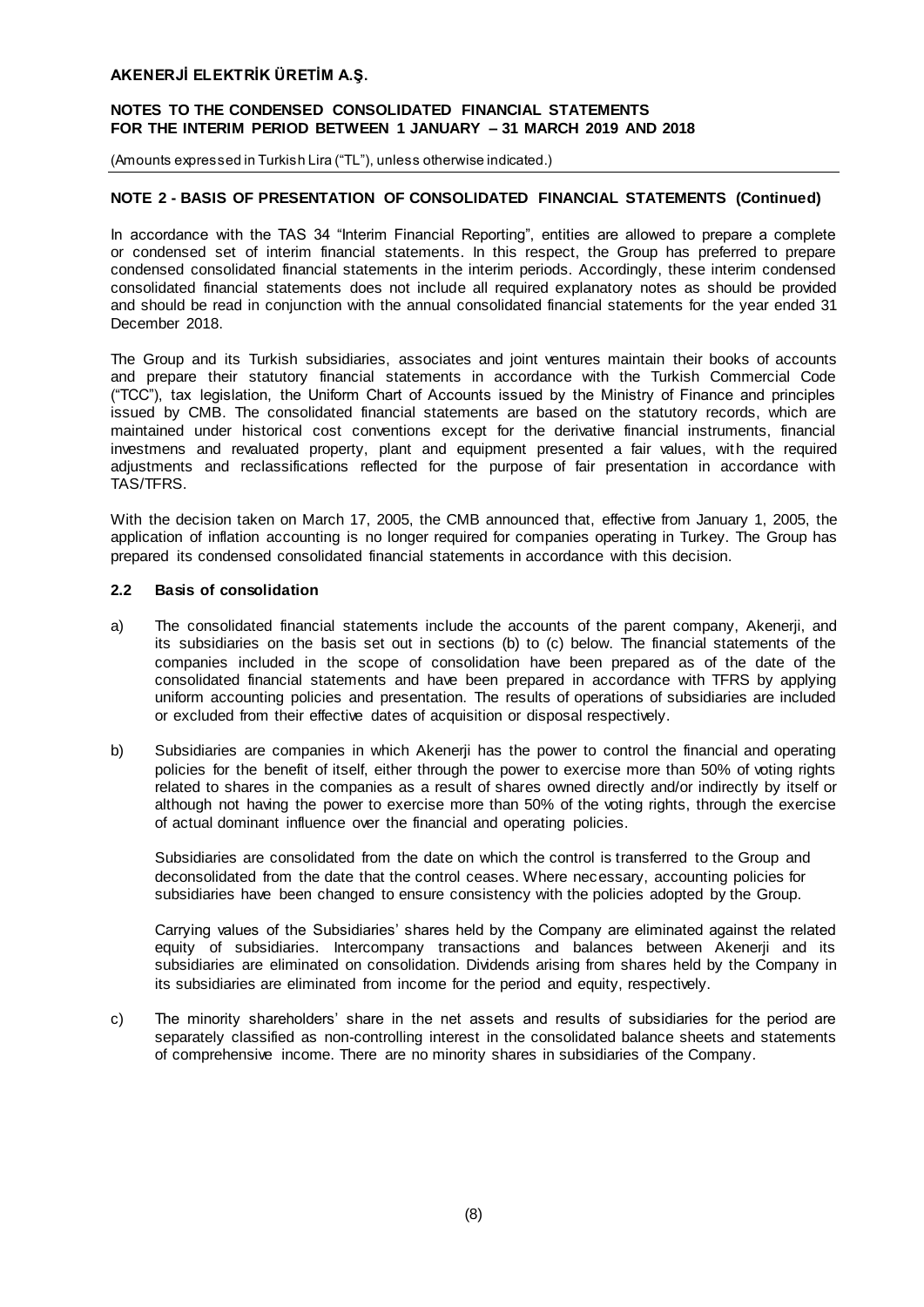## NOTE 2 - BASIS OF PRESENTATION OF CONSOLIDATED FINANCIAL STATEMENTS (Continued)

In accordance with the TAS 34 "Interim Financial Reporting", entities are allowed to prepare a complete or condensed set of interim financial statements. In this respect, the Group has preferred to prepare condensed consolidated financial statements in the interim periods. Accordingly, these interim condensed consolidated financial statements does not include all required explanatory notes as should be provided and should be read in conjunction with the annual consolidated financial statements for the year ended 31 December 2018.

The Group and its Turkish subsidiaries, associates and joint ventures maintain their books of accounts and prepare their statutory financial statements in accordance with the Turkish Commercial Code ("TCC"), tax legislation, the Uniform Chart of Accounts issued by the Ministry of Finance and principles issued by CMB. The consolidated financial statements are based on the statutory records, which are maintained under historical cost conventions except for the derivative financial instruments, financial investmens and revaluated property, plant and equipment presented a fair values, with the required adjustments and reclassifications reflected for the purpose of fair presentation in accordance with TAS/TFRS.

With the decision taken on March 17, 2005, the CMB announced that, effective from January 1, 2005, the application of inflation accounting is no longer required for companies operating in Turkey. The Group has prepared its condensed consolidated financial statements in accordance with this decision.

### 2.2 Basis of consolidation

a) The consolidated financial statements include the accounts of the parent company, Akenerji, and its subsidiaries on the basis set out in sections (b) to (c) below. The financial statements of the companies included in the scope of consolidation have been prepared as of the date of the consolidated financial statements and have been prepared in accordance with TFRS by applying uniform accounting policies and presentation. The results of operations of subsidiaries are included or excluded from their effective dates of acquisition or disposal respectively.

b) Subsidiaries are companies in which Akenerji has the power to control the financial and operating policies for the benefit of itself, either through the power to exercise more than 50% of voting rights related to shares in the companies as a result of shares owned directly and/or indirectly by itself or although not having the power to exercise more than 50% of the voting rights, through the exercise of actual dominant influence over the financial and operating policies.

   Subsidiaries are consolidated from the date on which the control is transferred to the Group and deconsolidated from the date that the control ceases. Where necessary, accounting policies for subsidiaries have been changed to ensure consistency with the policies adopted by the Group.

   Carrying values of the Subsidiaries' shares held by the Company are eliminated against the related equity of subsidiaries. Intercompany transactions and balances between Akenerji and its subsidiaries are eliminated on consolidation. Dividends arising from shares held by the Company in its subsidiaries are eliminated from income for the period and equity, respectively.

c) The minority shareholders' share in the net assets and results of subsidiaries for the period are separately classified as non-controlling interest in the consolidated balance sheets and statements of comprehensive income. There are no minority shares in subsidiaries of the Company.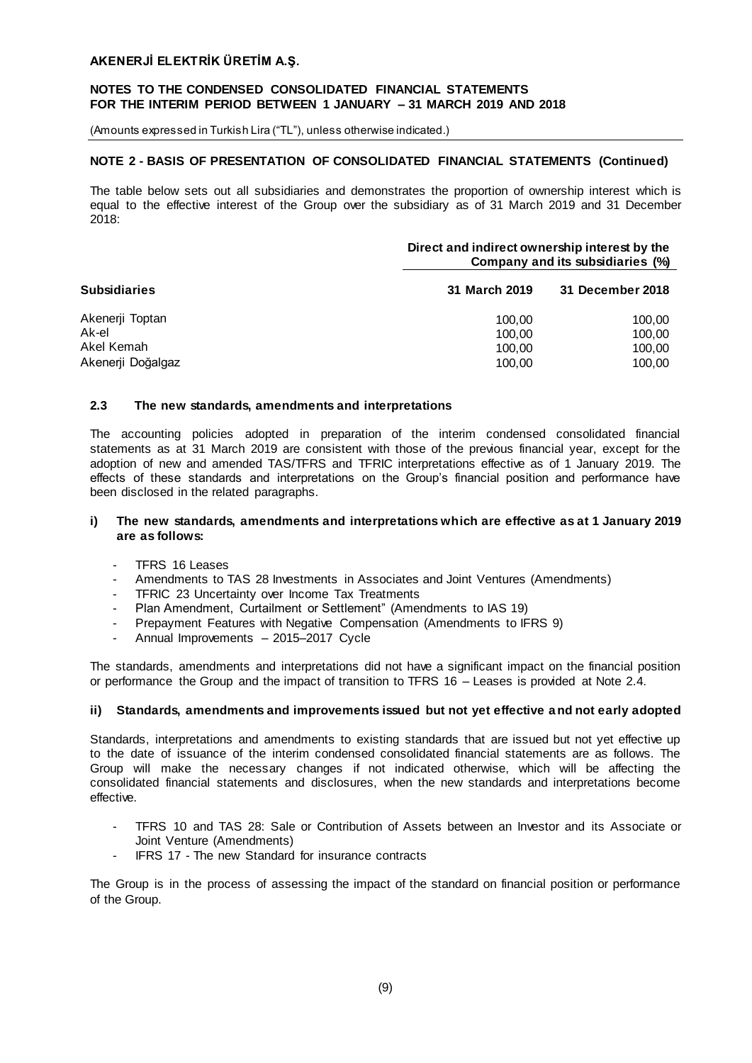## NOTE 2 - BASIS OF PRESENTATION OF CONSOLIDATED FINANCIAL STATEMENTS (Continued)

The table below sets out all subsidiaries and demonstrates the proportion of ownership interest which is equal to the effective interest of the Group over the subsidiary as of 31 March 2019 and 31 December 2018:

| | Direct and indirect ownership interest by the Company and its subsidiaries (%) | |
|---|---|---|
| **Subsidiaries** | **31 March 2019** | **31 December 2018** |
| Akenerji Toptan | 100,00 | 100,00 |
| Ak-el | 100,00 | 100,00 |
| Akel Kemah | 100,00 | 100,00 |
| Akenerji Doğalgaz | 100,00 | 100,00 |

### 2.3 The new standards, amendments and interpretations

The accounting policies adopted in preparation of the interim condensed consolidated financial statements as at 31 March 2019 are consistent with those of the previous financial year, except for the adoption of new and amended TAS/TFRS and TFRIC interpretations effective as of 1 January 2019. The effects of these standards and interpretations on the Group's financial position and performance have been disclosed in the related paragraphs.

**i) The new standards, amendments and interpretations which are effective as at 1 January 2019 are as follows:**

- TFRS 16 Leases
- Amendments to TAS 28 Investments in Associates and Joint Ventures (Amendments)
- TFRIC 23 Uncertainty over Income Tax Treatments
- Plan Amendment, Curtailment or Settlement" (Amendments to IAS 19)
- Prepayment Features with Negative Compensation (Amendments to IFRS 9)
- Annual Improvements – 2015–2017 Cycle

The standards, amendments and interpretations did not have a significant impact on the financial position or performance the Group and the impact of transition to TFRS 16 – Leases is provided at Note 2.4.

**ii) Standards, amendments and improvements issued but not yet effective and not early adopted**

Standards, interpretations and amendments to existing standards that are issued but not yet effective up to the date of issuance of the interim condensed consolidated financial statements are as follows. The Group will make the necessary changes if not indicated otherwise, which will be affecting the consolidated financial statements and disclosures, when the new standards and interpretations become effective.

- TFRS 10 and TAS 28: Sale or Contribution of Assets between an Investor and its Associate or Joint Venture (Amendments)
- IFRS 17 - The new Standard for insurance contracts

The Group is in the process of assessing the impact of the standard on financial position or performance of the Group.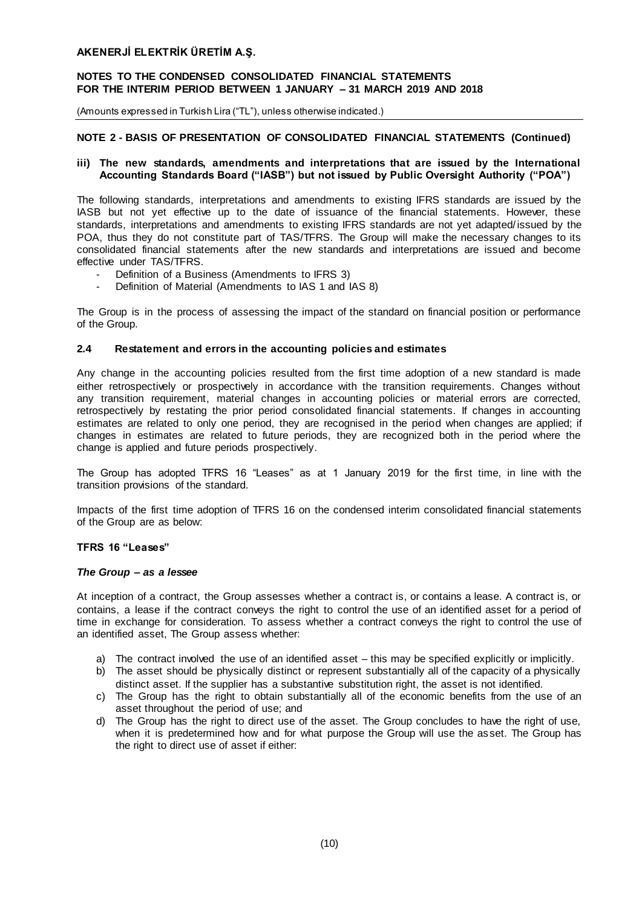## NOTE 2 - BASIS OF PRESENTATION OF CONSOLIDATED FINANCIAL STATEMENTS (Continued)

**iii) The new standards, amendments and interpretations that are issued by the International Accounting Standards Board ("IASB") but not issued by Public Oversight Authority ("POA")**

The following standards, interpretations and amendments to existing IFRS standards are issued by the IASB but not yet effective up to the date of issuance of the financial statements. However, these standards, interpretations and amendments to existing IFRS standards are not yet adapted/issued by the POA, thus they do not constitute part of TAS/TFRS. The Group will make the necessary changes to its consolidated financial statements after the new standards and interpretations are issued and become effective under TAS/TFRS.

- Definition of a Business (Amendments to IFRS 3)
- Definition of Material (Amendments to IAS 1 and IAS 8)

The Group is in the process of assessing the impact of the standard on financial position or performance of the Group.

### 2.4 Restatement and errors in the accounting policies and estimates

Any change in the accounting policies resulted from the first time adoption of a new standard is made either retrospectively or prospectively in accordance with the transition requirements. Changes without any transition requirement, material changes in accounting policies or material errors are corrected, retrospectively by restating the prior period consolidated financial statements. If changes in accounting estimates are related to only one period, they are recognised in the period when changes are applied; if changes in estimates are related to future periods, they are recognized both in the period where the change is applied and future periods prospectively.

The Group has adopted TFRS 16 "Leases" as at 1 January 2019 for the first time, in line with the transition provisions of the standard.

Impacts of the first time adoption of TFRS 16 on the condensed interim consolidated financial statements of the Group are as below:

**TFRS 16 "Leases"**

***The Group – as a lessee***

At inception of a contract, the Group assesses whether a contract is, or contains a lease. A contract is, or contains, a lease if the contract conveys the right to control the use of an identified asset for a period of time in exchange for consideration. To assess whether a contract conveys the right to control the use of an identified asset, The Group assess whether:

a) The contract involved the use of an identified asset – this may be specified explicitly or implicitly.
b) The asset should be physically distinct or represent substantially all of the capacity of a physically distinct asset. If the supplier has a substantive substitution right, the asset is not identified.
c) The Group has the right to obtain substantially all of the economic benefits from the use of an asset throughout the period of use; and
d) The Group has the right to direct use of the asset. The Group concludes to have the right of use, when it is predetermined how and for what purpose the Group will use the asset. The Group has the right to direct use of asset if either: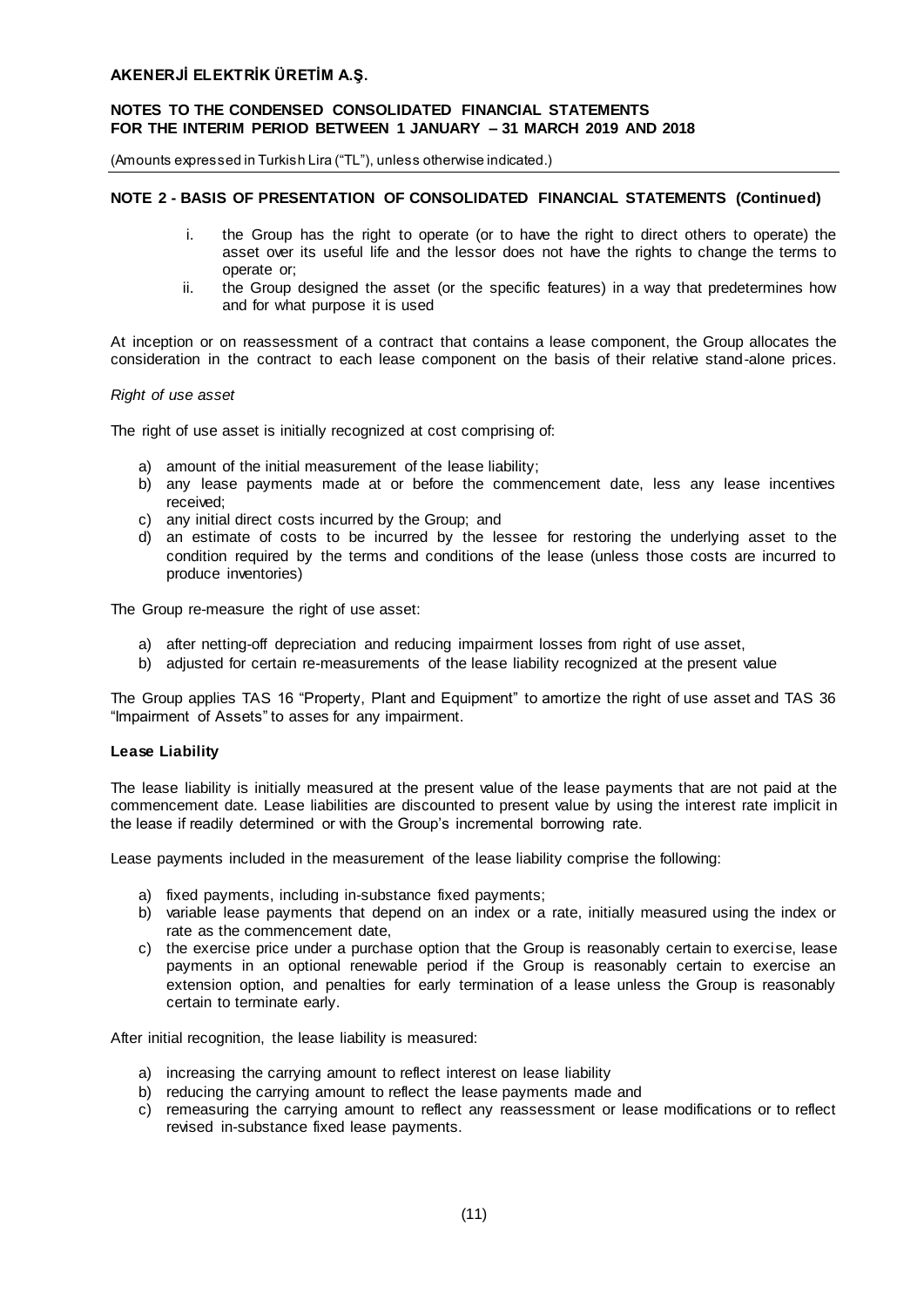## NOTE 2 - BASIS OF PRESENTATION OF CONSOLIDATED FINANCIAL STATEMENTS (Continued)

i. the Group has the right to operate (or to have the right to direct others to operate) the asset over its useful life and the lessor does not have the rights to change the terms to operate or;
ii. the Group designed the asset (or the specific features) in a way that predetermines how and for what purpose it is used

At inception or on reassessment of a contract that contains a lease component, the Group allocates the consideration in the contract to each lease component on the basis of their relative stand-alone prices.

*Right of use asset*

The right of use asset is initially recognized at cost comprising of:

a) amount of the initial measurement of the lease liability;
b) any lease payments made at or before the commencement date, less any lease incentives received;
c) any initial direct costs incurred by the Group; and
d) an estimate of costs to be incurred by the lessee for restoring the underlying asset to the condition required by the terms and conditions of the lease (unless those costs are incurred to produce inventories)

The Group re-measure the right of use asset:

a) after netting-off depreciation and reducing impairment losses from right of use asset,
b) adjusted for certain re-measurements of the lease liability recognized at the present value

The Group applies TAS 16 "Property, Plant and Equipment" to amortize the right of use asset and TAS 36 "Impairment of Assets" to asses for any impairment.

**Lease Liability**

The lease liability is initially measured at the present value of the lease payments that are not paid at the commencement date. Lease liabilities are discounted to present value by using the interest rate implicit in the lease if readily determined or with the Group's incremental borrowing rate.

Lease payments included in the measurement of the lease liability comprise the following:

a) fixed payments, including in-substance fixed payments;
b) variable lease payments that depend on an index or a rate, initially measured using the index or rate as the commencement date,
c) the exercise price under a purchase option that the Group is reasonably certain to exercise, lease payments in an optional renewable period if the Group is reasonably certain to exercise an extension option, and penalties for early termination of a lease unless the Group is reasonably certain to terminate early.

After initial recognition, the lease liability is measured:

a) increasing the carrying amount to reflect interest on lease liability
b) reducing the carrying amount to reflect the lease payments made and
c) remeasuring the carrying amount to reflect any reassessment or lease modifications or to reflect revised in-substance fixed lease payments.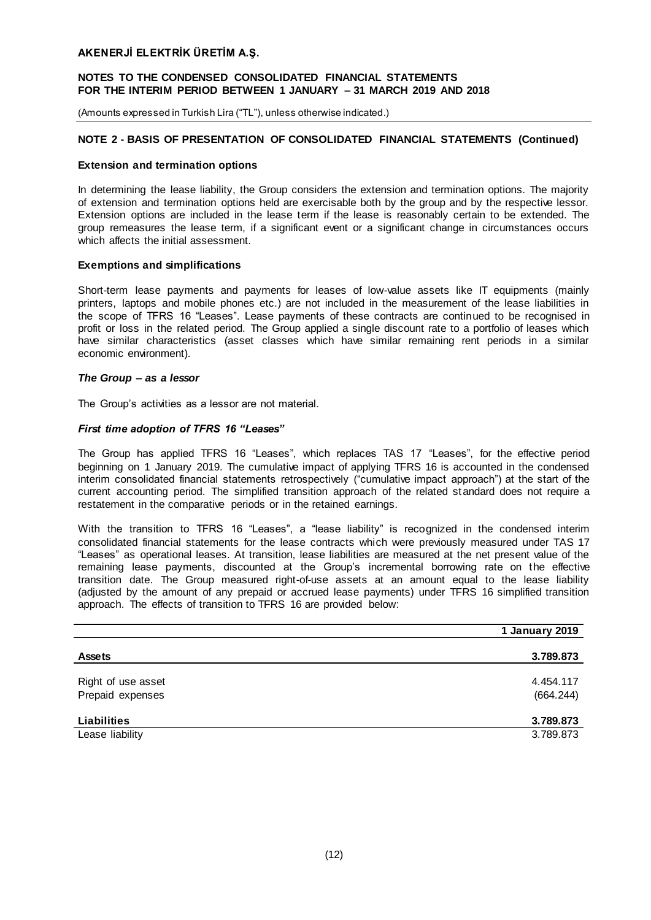## NOTE 2 - BASIS OF PRESENTATION OF CONSOLIDATED FINANCIAL STATEMENTS (Continued)

### Extension and termination options

In determining the lease liability, the Group considers the extension and termination options. The majority of extension and termination options held are exercisable both by the group and by the respective lessor. Extension options are included in the lease term if the lease is reasonably certain to be extended. The group remeasures the lease term, if a significant event or a significant change in circumstances occurs which affects the initial assessment.

### Exemptions and simplifications

Short-term lease payments and payments for leases of low-value assets like IT equipments (mainly printers, laptops and mobile phones etc.) are not included in the measurement of the lease liabilities in the scope of TFRS 16 "Leases". Lease payments of these contracts are continued to be recognised in profit or loss in the related period. The Group applied a single discount rate to a portfolio of leases which have similar characteristics (asset classes which have similar remaining rent periods in a similar economic environment).

### *The Group – as a lessor*

The Group's activities as a lessor are not material.

### *First time adoption of TFRS 16 "Leases"*

The Group has applied TFRS 16 "Leases", which replaces TAS 17 "Leases", for the effective period beginning on 1 January 2019. The cumulative impact of applying TFRS 16 is accounted in the condensed interim consolidated financial statements retrospectively ("cumulative impact approach") at the start of the current accounting period. The simplified transition approach of the related standard does not require a restatement in the comparative periods or in the retained earnings.

With the transition to TFRS 16 "Leases", a "lease liability" is recognized in the condensed interim consolidated financial statements for the lease contracts which were previously measured under TAS 17 "Leases" as operational leases. At transition, lease liabilities are measured at the net present value of the remaining lease payments, discounted at the Group's incremental borrowing rate on the effective transition date. The Group measured right-of-use assets at an amount equal to the lease liability (adjusted by the amount of any prepaid or accrued lease payments) under TFRS 16 simplified transition approach. The effects of transition to TFRS 16 are provided below:

| | **1 January 2019** |
|---|---|
| **Assets** | **3.789.873** |
| Right of use asset | 4.454.117 |
| Prepaid expenses | (664.244) |
| **Liabilities** | **3.789.873** |
| Lease liability | 3.789.873 |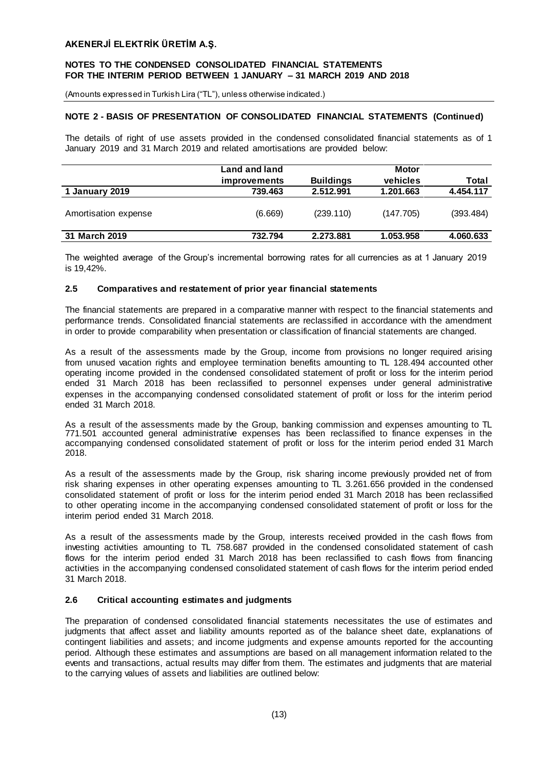## NOTE 2 - BASIS OF PRESENTATION OF CONSOLIDATED FINANCIAL STATEMENTS (Continued)

The details of right of use assets provided in the condensed consolidated financial statements as of 1 January 2019 and 31 March 2019 and related amortisations are provided below:

| | Land and land improvements | Buildings | Motor vehicles | Total |
|---|---|---|---|---|
| **1 January 2019** | **739.463** | **2.512.991** | **1.201.663** | **4.454.117** |
| Amortisation expense | (6.669) | (239.110) | (147.705) | (393.484) |
| **31 March 2019** | **732.794** | **2.273.881** | **1.053.958** | **4.060.633** |

The weighted average of the Group's incremental borrowing rates for all currencies as at 1 January 2019 is 19,42%.

### 2.5 Comparatives and restatement of prior year financial statements

The financial statements are prepared in a comparative manner with respect to the financial statements and performance trends. Consolidated financial statements are reclassified in accordance with the amendment in order to provide comparability when presentation or classification of financial statements are changed.

As a result of the assessments made by the Group, income from provisions no longer required arising from unused vacation rights and employee termination benefits amounting to TL 128.494 accounted other operating income provided in the condensed consolidated statement of profit or loss for the interim period ended 31 March 2018 has been reclassified to personnel expenses under general administrative expenses in the accompanying condensed consolidated statement of profit or loss for the interim period ended 31 March 2018.

As a result of the assessments made by the Group, banking commission and expenses amounting to TL 771.501 accounted general administrative expenses has been reclassified to finance expenses in the accompanying condensed consolidated statement of profit or loss for the interim period ended 31 March 2018.

As a result of the assessments made by the Group, risk sharing income previously provided net of from risk sharing expenses in other operating expenses amounting to TL 3.261.656 provided in the condensed consolidated statement of profit or loss for the interim period ended 31 March 2018 has been reclassified to other operating income in the accompanying condensed consolidated statement of profit or loss for the interim period ended 31 March 2018.

As a result of the assessments made by the Group, interests received provided in the cash flows from investing activities amounting to TL 758.687 provided in the condensed consolidated statement of cash flows for the interim period ended 31 March 2018 has been reclassified to cash flows from financing activities in the accompanying condensed consolidated statement of cash flows for the interim period ended 31 March 2018.

### 2.6 Critical accounting estimates and judgments

The preparation of condensed consolidated financial statements necessitates the use of estimates and judgments that affect asset and liability amounts reported as of the balance sheet date, explanations of contingent liabilities and assets; and income judgments and expense amounts reported for the accounting period. Although these estimates and assumptions are based on all management information related to the events and transactions, actual results may differ from them. The estimates and judgments that are material to the carrying values of assets and liabilities are outlined below: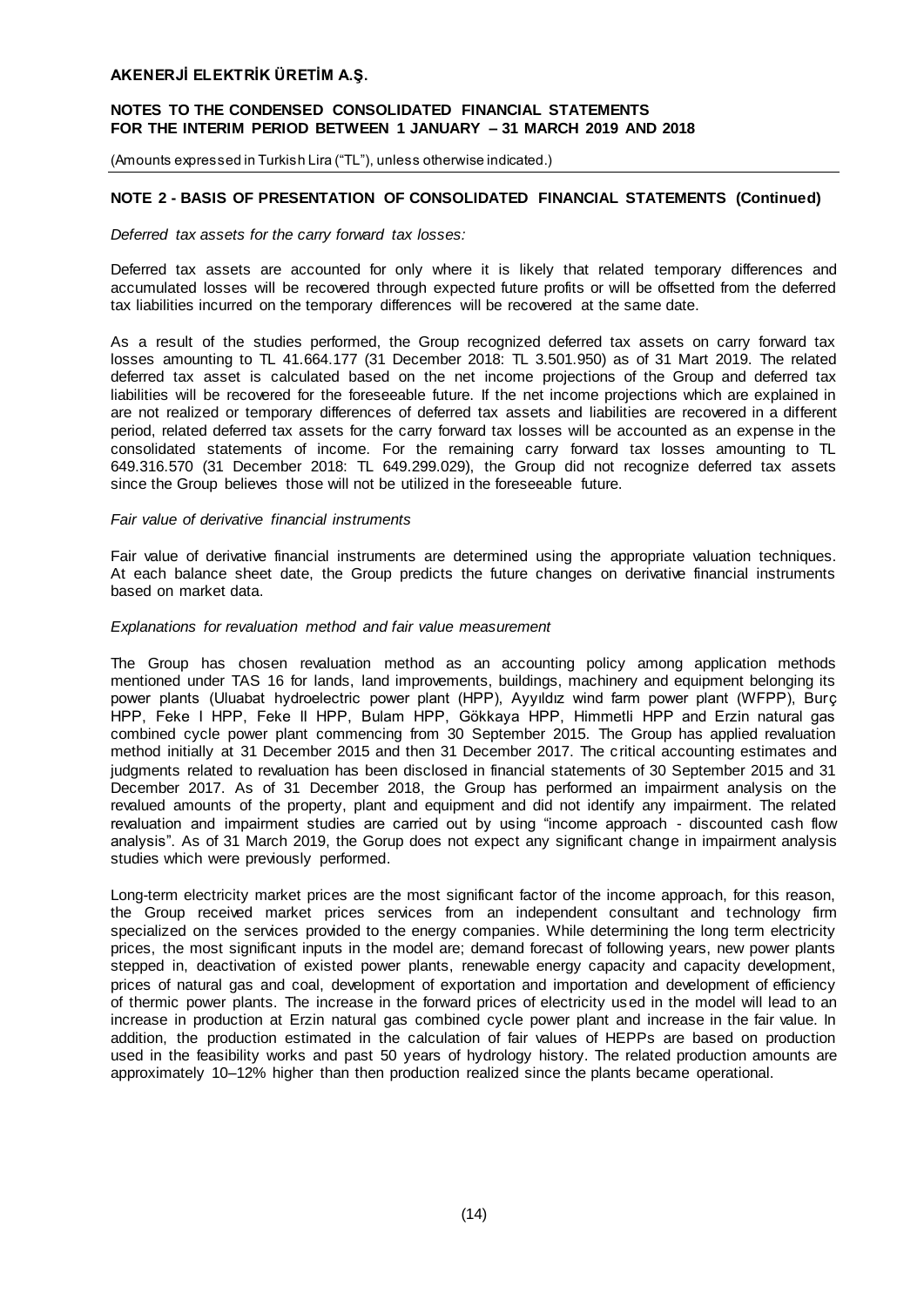## NOTE 2 - BASIS OF PRESENTATION OF CONSOLIDATED FINANCIAL STATEMENTS (Continued)

*Deferred tax assets for the carry forward tax losses:*

Deferred tax assets are accounted for only where it is likely that related temporary differences and accumulated losses will be recovered through expected future profits or will be offsetted from the deferred tax liabilities incurred on the temporary differences will be recovered at the same date.

As a result of the studies performed, the Group recognized deferred tax assets on carry forward tax losses amounting to TL 41.664.177 (31 December 2018: TL 3.501.950) as of 31 Mart 2019. The related deferred tax asset is calculated based on the net income projections of the Group and deferred tax liabilities will be recovered for the foreseeable future. If the net income projections which are explained in are not realized or temporary differences of deferred tax assets and liabilities are recovered in a different period, related deferred tax assets for the carry forward tax losses will be accounted as an expense in the consolidated statements of income. For the remaining carry forward tax losses amounting to TL 649.316.570 (31 December 2018: TL 649.299.029), the Group did not recognize deferred tax assets since the Group believes those will not be utilized in the foreseeable future.

*Fair value of derivative financial instruments*

Fair value of derivative financial instruments are determined using the appropriate valuation techniques. At each balance sheet date, the Group predicts the future changes on derivative financial instruments based on market data.

*Explanations for revaluation method and fair value measurement*

The Group has chosen revaluation method as an accounting policy among application methods mentioned under TAS 16 for lands, land improvements, buildings, machinery and equipment belonging its power plants (Uluabat hydroelectric power plant (HPP), Ayyıldız wind farm power plant (WFPP), Burç HPP, Feke I HPP, Feke II HPP, Bulam HPP, Gökkaya HPP, Himmetli HPP and Erzin natural gas combined cycle power plant commencing from 30 September 2015. The Group has applied revaluation method initially at 31 December 2015 and then 31 December 2017. The critical accounting estimates and judgments related to revaluation has been disclosed in financial statements of 30 September 2015 and 31 December 2017. As of 31 December 2018, the Group has performed an impairment analysis on the revalued amounts of the property, plant and equipment and did not identify any impairment. The related revaluation and impairment studies are carried out by using "income approach - discounted cash flow analysis". As of 31 March 2019, the Gorup does not expect any significant change in impairment analysis studies which were previously performed.

Long-term electricity market prices are the most significant factor of the income approach, for this reason, the Group received market prices services from an independent consultant and technology firm specialized on the services provided to the energy companies. While determining the long term electricity prices, the most significant inputs in the model are; demand forecast of following years, new power plants stepped in, deactivation of existed power plants, renewable energy capacity and capacity development, prices of natural gas and coal, development of exportation and importation and development of efficiency of thermic power plants. The increase in the forward prices of electricity used in the model will lead to an increase in production at Erzin natural gas combined cycle power plant and increase in the fair value. In addition, the production estimated in the calculation of fair values of HEPPs are based on production used in the feasibility works and past 50 years of hydrology history. The related production amounts are approximately 10–12% higher than then production realized since the plants became operational.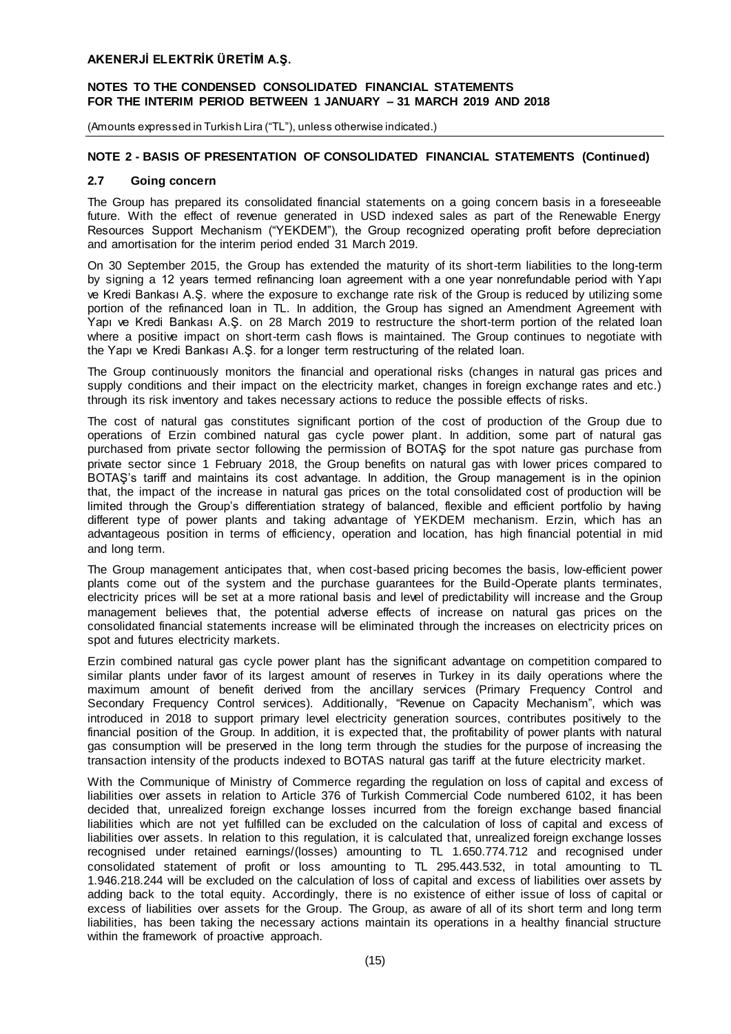## NOTE 2 - BASIS OF PRESENTATION OF CONSOLIDATED FINANCIAL STATEMENTS (Continued)

### 2.7 Going concern

The Group has prepared its consolidated financial statements on a going concern basis in a foreseeable future. With the effect of revenue generated in USD indexed sales as part of the Renewable Energy Resources Support Mechanism ("YEKDEM"), the Group recognized operating profit before depreciation and amortisation for the interim period ended 31 March 2019.

On 30 September 2015, the Group has extended the maturity of its short-term liabilities to the long-term by signing a 12 years termed refinancing loan agreement with a one year nonrefundable period with Yapı ve Kredi Bankası A.Ş. where the exposure to exchange rate risk of the Group is reduced by utilizing some portion of the refinanced loan in TL. In addition, the Group has signed an Amendment Agreement with Yapı ve Kredi Bankası A.Ş. on 28 March 2019 to restructure the short-term portion of the related loan where a positive impact on short-term cash flows is maintained. The Group continues to negotiate with the Yapı ve Kredi Bankası A.Ş. for a longer term restructuring of the related loan.

The Group continuously monitors the financial and operational risks (changes in natural gas prices and supply conditions and their impact on the electricity market, changes in foreign exchange rates and etc.) through its risk inventory and takes necessary actions to reduce the possible effects of risks.

The cost of natural gas constitutes significant portion of the cost of production of the Group due to operations of Erzin combined natural gas cycle power plant. In addition, some part of natural gas purchased from private sector following the permission of BOTAŞ for the spot nature gas purchase from private sector since 1 February 2018, the Group benefits on natural gas with lower prices compared to BOTAŞ's tariff and maintains its cost advantage. In addition, the Group management is in the opinion that, the impact of the increase in natural gas prices on the total consolidated cost of production will be limited through the Group's differentiation strategy of balanced, flexible and efficient portfolio by having different type of power plants and taking advantage of YEKDEM mechanism. Erzin, which has an advantageous position in terms of efficiency, operation and location, has high financial potential in mid and long term.

The Group management anticipates that, when cost-based pricing becomes the basis, low-efficient power plants come out of the system and the purchase guarantees for the Build-Operate plants terminates, electricity prices will be set at a more rational basis and level of predictability will increase and the Group management believes that, the potential adverse effects of increase on natural gas prices on the consolidated financial statements increase will be eliminated through the increases on electricity prices on spot and futures electricity markets.

Erzin combined natural gas cycle power plant has the significant advantage on competition compared to similar plants under favor of its largest amount of reserves in Turkey in its daily operations where the maximum amount of benefit derived from the ancillary services (Primary Frequency Control and Secondary Frequency Control services). Additionally, "Revenue on Capacity Mechanism", which was introduced in 2018 to support primary level electricity generation sources, contributes positively to the financial position of the Group. In addition, it is expected that, the profitability of power plants with natural gas consumption will be preserved in the long term through the studies for the purpose of increasing the transaction intensity of the products indexed to BOTAS natural gas tariff at the future electricity market.

With the Communique of Ministry of Commerce regarding the regulation on loss of capital and excess of liabilities over assets in relation to Article 376 of Turkish Commercial Code numbered 6102, it has been decided that, unrealized foreign exchange losses incurred from the foreign exchange based financial liabilities which are not yet fulfilled can be excluded on the calculation of loss of capital and excess of liabilities over assets. In relation to this regulation, it is calculated that, unrealized foreign exchange losses recognised under retained earnings/(losses) amounting to TL 1.650.774.712 and recognised under consolidated statement of profit or loss amounting to TL 295.443.532, in total amounting to TL 1.946.218.244 will be excluded on the calculation of loss of capital and excess of liabilities over assets by adding back to the total equity. Accordingly, there is no existence of either issue of loss of capital or excess of liabilities over assets for the Group. The Group, as aware of all of its short term and long term liabilities, has been taking the necessary actions maintain its operations in a healthy financial structure within the framework of proactive approach.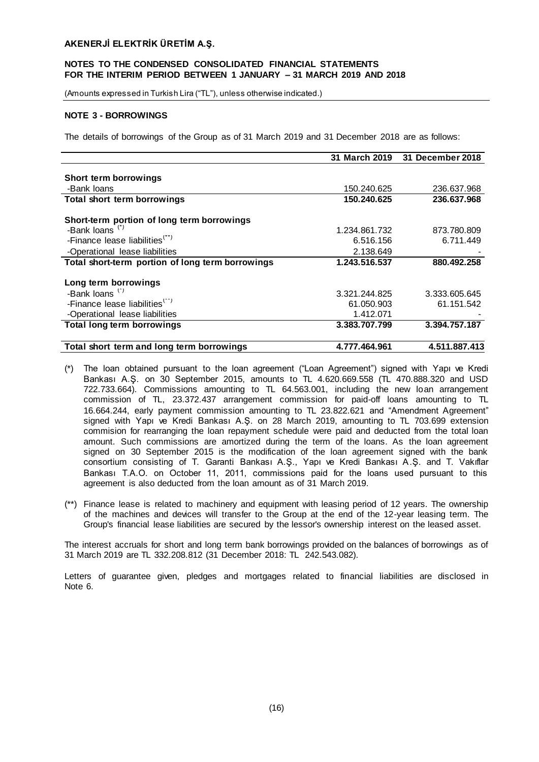## NOTE 3 - BORROWINGS

The details of borrowings of the Group as of 31 March 2019 and 31 December 2018 are as follows:

| | 31 March 2019 | 31 December 2018 |
|---|---|---|
| **Short term borrowings** | | |
| -Bank loans | 150.240.625 | 236.637.968 |
| **Total short term borrowings** | **150.240.625** | **236.637.968** |
| **Short-term portion of long term borrowings** | | |
| -Bank loans (*) | 1.234.861.732 | 873.780.809 |
| -Finance lease liabilities(**) | 6.516.156 | 6.711.449 |
| -Operational lease liabilities | 2.138.649 | - |
| **Total short-term portion of long term borrowings** | **1.243.516.537** | **880.492.258** |
| **Long term borrowings** | | |
| -Bank loans (*) | 3.321.244.825 | 3.333.605.645 |
| -Finance lease liabilities(**) | 61.050.903 | 61.151.542 |
| -Operational lease liabilities | 1.412.071 | - |
| **Total long term borrowings** | **3.383.707.799** | **3.394.757.187** |
| **Total short term and long term borrowings** | **4.777.464.961** | **4.511.887.413** |

(*) The loan obtained pursuant to the loan agreement ("Loan Agreement") signed with Yapı ve Kredi Bankası A.Ş. on 30 September 2015, amounts to TL 4.620.669.558 (TL 470.888.320 and USD 722.733.664). Commissions amounting to TL 64.563.001, including the new loan arrangement commission of TL, 23.372.437 arrangement commission for paid-off loans amounting to TL 16.664.244, early payment commission amounting to TL 23.822.621 and "Amendment Agreement" signed with Yapı ve Kredi Bankası A.Ş. on 28 March 2019, amounting to TL 703.699 extension commision for rearranging the loan repayment schedule were paid and deducted from the total loan amount. Such commissions are amortized during the term of the loans. As the loan agreement signed on 30 September 2015 is the modification of the loan agreement signed with the bank consortium consisting of T. Garanti Bankası A.Ş., Yapı ve Kredi Bankası A.Ş. and T. Vakıflar Bankası T.A.O. on October 11, 2011, commissions paid for the loans used pursuant to this agreement is also deducted from the loan amount as of 31 March 2019.

(**) Finance lease is related to machinery and equipment with leasing period of 12 years. The ownership of the machines and devices will transfer to the Group at the end of the 12-year leasing term. The Group's financial lease liabilities are secured by the lessor's ownership interest on the leased asset.

The interest accruals for short and long term bank borrowings provided on the balances of borrowings as of 31 March 2019 are TL 332.208.812 (31 December 2018: TL 242.543.082).

Letters of guarantee given, pledges and mortgages related to financial liabilities are disclosed in Note 6.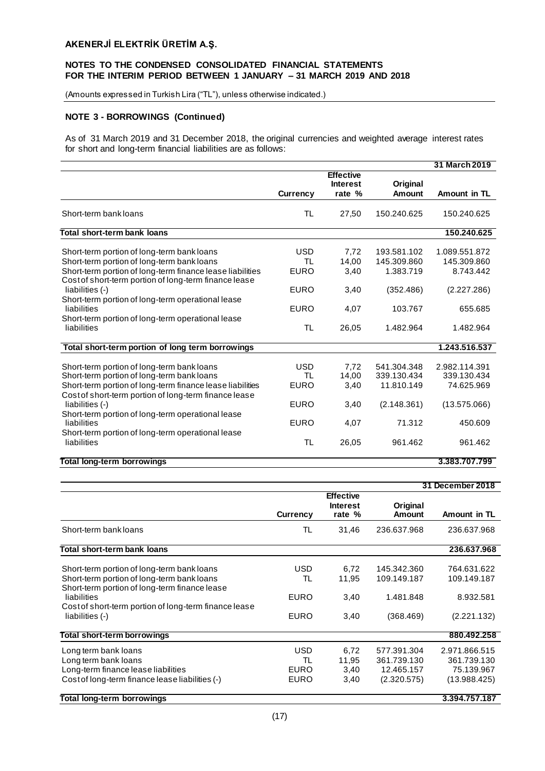**AKENERJİ ELEKTRİK ÜRETİM A.Ş.**

**NOTES TO THE CONDENSED CONSOLIDATED FINANCIAL STATEMENTS FOR THE INTERIM PERIOD BETWEEN 1 JANUARY – 31 MARCH 2019 AND 2018**

(Amounts expressed in Turkish Lira ("TL"), unless otherwise indicated.)

## NOTE 3 - BORROWINGS (Continued)

As of 31 March 2019 and 31 December 2018, the original currencies and weighted average interest rates for short and long-term financial liabilities are as follows:

| | | | | **31 March 2019** |
|---|---|---|---|---|
| | **Currency** | **Effective Interest rate %** | **Original Amount** | **Amount in TL** |
| Short-term bank loans | TL | 27,50 | 150.240.625 | 150.240.625 |
| **Total short-term bank loans** | | | | **150.240.625** |
| Short-term portion of long-term bank loans | USD | 7,72 | 193.581.102 | 1.089.551.872 |
| Short-term portion of long-term bank loans | TL | 14,00 | 145.309.860 | 145.309.860 |
| Short-term portion of long-term finance lease liabilities | EURO | 3,40 | 1.383.719 | 8.743.442 |
| Cost of short-term portion of long-term finance lease liabilities (-) | EURO | 3,40 | (352.486) | (2.227.286) |
| Short-term portion of long-term operational lease liabilities | EURO | 4,07 | 103.767 | 655.685 |
| Short-term portion of long-term operational lease liabilities | TL | 26,05 | 1.482.964 | 1.482.964 |
| **Total short-term portion of long term borrowings** | | | | **1.243.516.537** |
| Short-term portion of long-term bank loans | USD | 7,72 | 541.304.348 | 2.982.114.391 |
| Short-term portion of long-term bank loans | TL | 14,00 | 339.130.434 | 339.130.434 |
| Short-term portion of long-term finance lease liabilities | EURO | 3,40 | 11.810.149 | 74.625.969 |
| Cost of short-term portion of long-term finance lease liabilities (-) | EURO | 3,40 | (2.148.361) | (13.575.066) |
| Short-term portion of long-term operational lease liabilities | EURO | 4,07 | 71.312 | 450.609 |
| Short-term portion of long-term operational lease liabilities | TL | 26,05 | 961.462 | 961.462 |
| **Total long-term borrowings** | | | | **3.383.707.799** |

| | | | | **31 December 2018** |
|---|---|---|---|---|
| | **Currency** | **Effective Interest rate %** | **Original Amount** | **Amount in TL** |
| Short-term bank loans | TL | 31,46 | 236.637.968 | 236.637.968 |
| **Total short-term bank loans** | | | | **236.637.968** |
| Short-term portion of long-term bank loans | USD | 6,72 | 145.342.360 | 764.631.622 |
| Short-term portion of long-term bank loans | TL | 11,95 | 109.149.187 | 109.149.187 |
| Short-term portion of long-term finance lease liabilities | EURO | 3,40 | 1.481.848 | 8.932.581 |
| Cost of short-term portion of long-term finance lease liabilities (-) | EURO | 3,40 | (368.469) | (2.221.132) |
| **Total short-term borrowings** | | | | **880.492.258** |
| Long term bank loans | USD | 6,72 | 577.391.304 | 2.971.866.515 |
| Long term bank loans | TL | 11,95 | 361.739.130 | 361.739.130 |
| Long-term finance lease liabilities | EURO | 3,40 | 12.465.157 | 75.139.967 |
| Cost of long-term finance lease liabilities (-) | EURO | 3,40 | (2.320.575) | (13.988.425) |
| **Total long-term borrowings** | | | | **3.394.757.187** |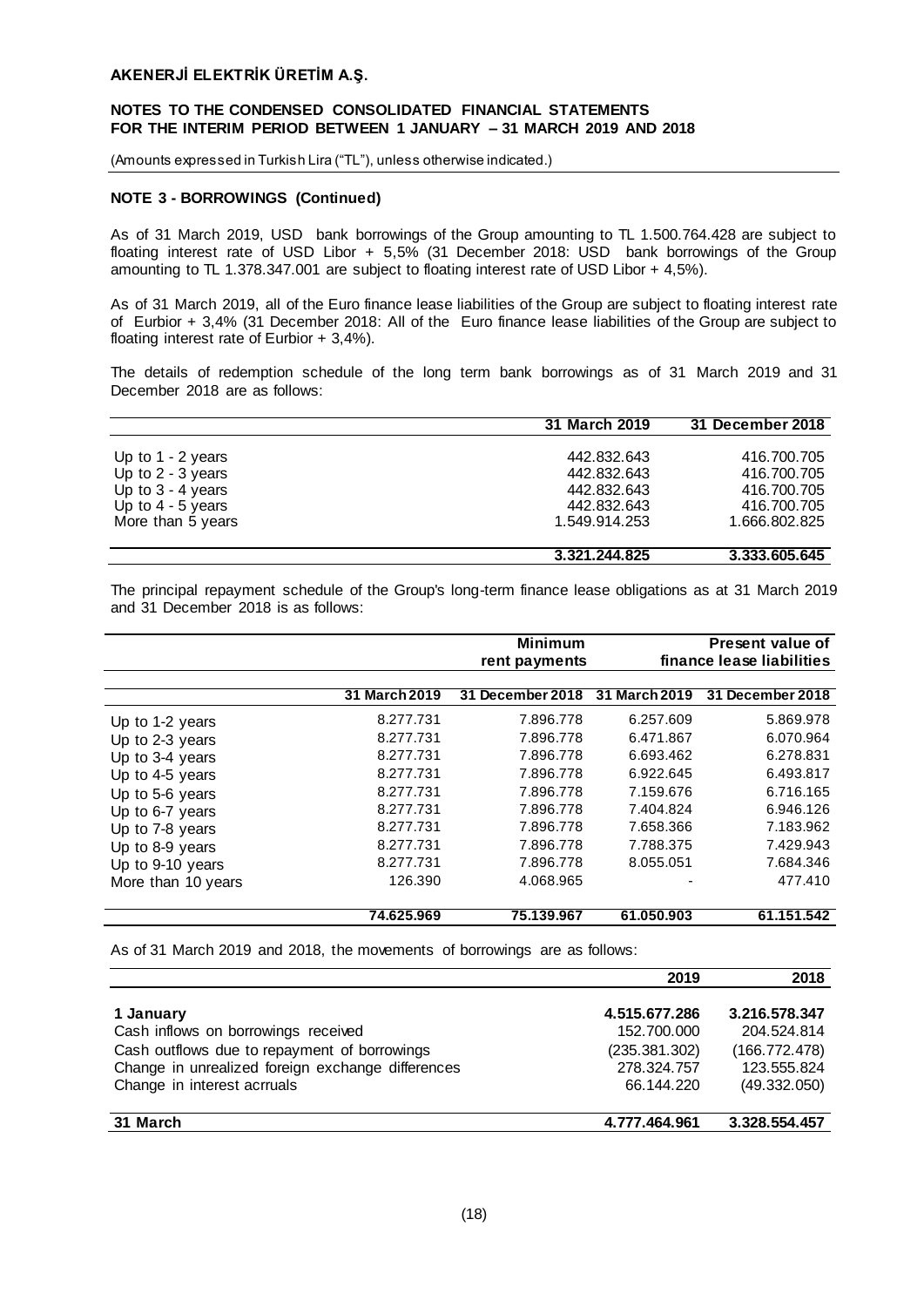### NOTE 3 - BORROWINGS (Continued)

As of 31 March 2019, USD bank borrowings of the Group amounting to TL 1.500.764.428 are subject to floating interest rate of USD Libor + 5,5% (31 December 2018: USD bank borrowings of the Group amounting to TL 1.378.347.001 are subject to floating interest rate of USD Libor + 4,5%).

As of 31 March 2019, all of the Euro finance lease liabilities of the Group are subject to floating interest rate of Eurbior + 3,4% (31 December 2018: All of the Euro finance lease liabilities of the Group are subject to floating interest rate of Eurbior + 3,4%).

The details of redemption schedule of the long term bank borrowings as of 31 March 2019 and 31 December 2018 are as follows:

| | 31 March 2019 | 31 December 2018 |
|---|---|---|
| Up to 1 - 2 years | 442.832.643 | 416.700.705 |
| Up to 2 - 3 years | 442.832.643 | 416.700.705 |
| Up to 3 - 4 years | 442.832.643 | 416.700.705 |
| Up to 4 - 5 years | 442.832.643 | 416.700.705 |
| More than 5 years | 1.549.914.253 | 1.666.802.825 |
| | **3.321.244.825** | **3.333.605.645** |

The principal repayment schedule of the Group's long-term finance lease obligations as at 31 March 2019 and 31 December 2018 is as follows:

| | Minimum rent payments | | Present value of finance lease liabilities | |
|---|---|---|---|---|
| | 31 March 2019 | 31 December 2018 | 31 March 2019 | 31 December 2018 |
| Up to 1-2 years | 8.277.731 | 7.896.778 | 6.257.609 | 5.869.978 |
| Up to 2-3 years | 8.277.731 | 7.896.778 | 6.471.867 | 6.070.964 |
| Up to 3-4 years | 8.277.731 | 7.896.778 | 6.693.462 | 6.278.831 |
| Up to 4-5 years | 8.277.731 | 7.896.778 | 6.922.645 | 6.493.817 |
| Up to 5-6 years | 8.277.731 | 7.896.778 | 7.159.676 | 6.716.165 |
| Up to 6-7 years | 8.277.731 | 7.896.778 | 7.404.824 | 6.946.126 |
| Up to 7-8 years | 8.277.731 | 7.896.778 | 7.658.366 | 7.183.962 |
| Up to 8-9 years | 8.277.731 | 7.896.778 | 7.788.375 | 7.429.943 |
| Up to 9-10 years | 8.277.731 | 7.896.778 | 8.055.051 | 7.684.346 |
| More than 10 years | 126.390 | 4.068.965 | - | 477.410 |
| | **74.625.969** | **75.139.967** | **61.050.903** | **61.151.542** |

As of 31 March 2019 and 2018, the movements of borrowings are as follows:

| | 2019 | 2018 |
|---|---|---|
| **1 January** | **4.515.677.286** | **3.216.578.347** |
| Cash inflows on borrowings received | 152.700.000 | 204.524.814 |
| Cash outflows due to repayment of borrowings | (235.381.302) | (166.772.478) |
| Change in unrealized foreign exchange differences | 278.324.757 | 123.555.824 |
| Change in interest acrruals | 66.144.220 | (49.332.050) |
| **31 March** | **4.777.464.961** | **3.328.554.457** |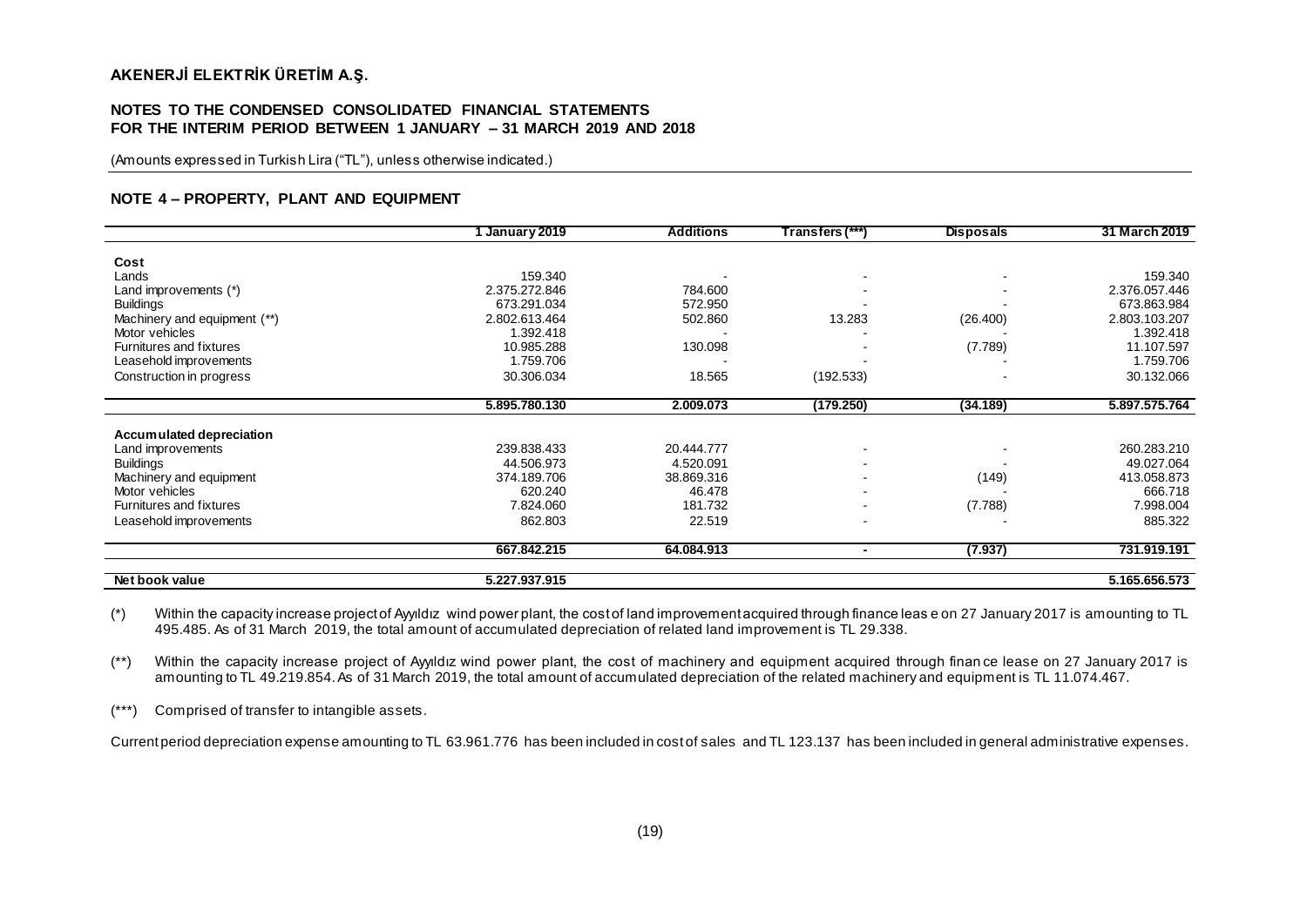**AKENERJİ ELEKTRİK ÜRETİM A.Ş.**

**NOTES TO THE CONDENSED CONSOLIDATED FINANCIAL STATEMENTS FOR THE INTERIM PERIOD BETWEEN 1 JANUARY – 31 MARCH 2019 AND 2018**

(Amounts expressed in Turkish Lira ("TL"), unless otherwise indicated.)

## NOTE 4 – PROPERTY, PLANT AND EQUIPMENT

| | 1 January 2019 | Additions | Transfers (***) | Disposals | 31 March 2019 |
|---|---|---|---|---|---|
| **Cost** | | | | | |
| Lands | 159.340 | - | - | - | 159.340 |
| Land improvements (*) | 2.375.272.846 | 784.600 | - | - | 2.376.057.446 |
| Buildings | 673.291.034 | 572.950 | - | - | 673.863.984 |
| Machinery and equipment (**) | 2.802.613.464 | 502.860 | 13.283 | (26.400) | 2.803.103.207 |
| Motor vehicles | 1.392.418 | - | - | - | 1.392.418 |
| Furnitures and fixtures | 10.985.288 | 130.098 | - | (7.789) | 11.107.597 |
| Leasehold improvements | 1.759.706 | - | - | - | 1.759.706 |
| Construction in progress | 30.306.034 | 18.565 | (192.533) | - | 30.132.066 |
| | **5.895.780.130** | **2.009.073** | **(179.250)** | **(34.189)** | **5.897.575.764** |
| **Accumulated depreciation** | | | | | |
| Land improvements | 239.838.433 | 20.444.777 | - | - | 260.283.210 |
| Buildings | 44.506.973 | 4.520.091 | - | - | 49.027.064 |
| Machinery and equipment | 374.189.706 | 38.869.316 | - | (149) | 413.058.873 |
| Motor vehicles | 620.240 | 46.478 | - | - | 666.718 |
| Furnitures and fixtures | 7.824.060 | 181.732 | - | (7.788) | 7.998.004 |
| Leasehold improvements | 862.803 | 22.519 | - | - | 885.322 |
| | **667.842.215** | **64.084.913** | **-** | **(7.937)** | **731.919.191** |
| **Net book value** | **5.227.937.915** | | | | **5.165.656.573** |

(*) Within the capacity increase project of Ayyıldız wind power plant, the cost of land improvement acquired through finance lease on 27 January 2017 is amounting to TL 495.485. As of 31 March 2019, the total amount of accumulated depreciation of related land improvement is TL 29.338.

(**) Within the capacity increase project of Ayyıldız wind power plant, the cost of machinery and equipment acquired through finance lease on 27 January 2017 is amounting to TL 49.219.854. As of 31 March 2019, the total amount of accumulated depreciation of the related machinery and equipment is TL 11.074.467.

(***) Comprised of transfer to intangible assets.

Current period depreciation expense amounting to TL 63.961.776 has been included in cost of sales and TL 123.137 has been included in general administrative expenses.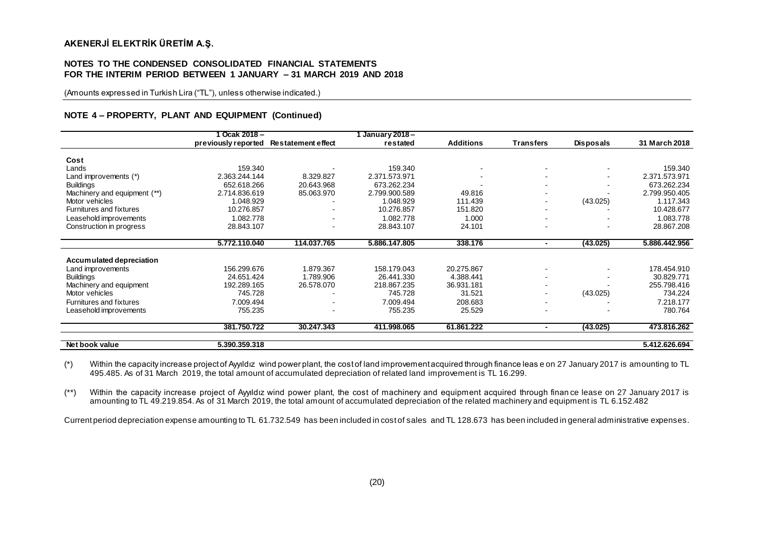## NOTE 4 – PROPERTY, PLANT AND EQUIPMENT (Continued)

| | 1 Ocak 2018 – previously reported | Restatement effect | 1 January 2018 – restated | Additions | Transfers | Disposals | 31 March 2018 |
|---|---|---|---|---|---|---|---|
| **Cost** | | | | | | | |
| Lands | 159.340 | - | 159.340 | - | - | - | 159.340 |
| Land improvements (*) | 2.363.244.144 | 8.329.827 | 2.371.573.971 | - | - | - | 2.371.573.971 |
| Buildings | 652.618.266 | 20.643.968 | 673.262.234 | - | - | - | 673.262.234 |
| Machinery and equipment (**) | 2.714.836.619 | 85.063.970 | 2.799.900.589 | 49.816 | - | - | 2.799.950.405 |
| Motor vehicles | 1.048.929 | - | 1.048.929 | 111.439 | - | (43.025) | 1.117.343 |
| Furnitures and fixtures | 10.276.857 | - | 10.276.857 | 151.820 | - | - | 10.428.677 |
| Leasehold improvements | 1.082.778 | - | 1.082.778 | 1.000 | - | - | 1.083.778 |
| Construction in progress | 28.843.107 | - | 28.843.107 | 24.101 | - | - | 28.867.208 |
| | **5.772.110.040** | **114.037.765** | **5.886.147.805** | **338.176** | **-** | **(43.025)** | **5.886.442.956** |
| **Accumulated depreciation** | | | | | | | |
| Land improvements | 156.299.676 | 1.879.367 | 158.179.043 | 20.275.867 | - | - | 178.454.910 |
| Buildings | 24.651.424 | 1.789.906 | 26.441.330 | 4.388.441 | - | - | 30.829.771 |
| Machinery and equipment | 192.289.165 | 26.578.070 | 218.867.235 | 36.931.181 | - | - | 255.798.416 |
| Motor vehicles | 745.728 | - | 745.728 | 31.521 | - | (43.025) | 734.224 |
| Furnitures and fixtures | 7.009.494 | - | 7.009.494 | 208.683 | - | - | 7.218.177 |
| Leasehold improvements | 755.235 | - | 755.235 | 25.529 | - | - | 780.764 |
| | **381.750.722** | **30.247.343** | **411.998.065** | **61.861.222** | **-** | **(43.025)** | **473.816.262** |
| **Net book value** | **5.390.359.318** | | | | | | **5.412.626.694** |

(*) Within the capacity increase project of Ayyıldız wind power plant, the cost of land improvement acquired through finance lease on 27 January 2017 is amounting to TL 495.485. As of 31 March 2019, the total amount of accumulated depreciation of related land improvement is TL 16.299.

(**) Within the capacity increase project of Ayyıldız wind power plant, the cost of machinery and equipment acquired through finance lease on 27 January 2017 is amounting to TL 49.219.854. As of 31 March 2019, the total amount of accumulated depreciation of the related machinery and equipment is TL 6.152.482

Current period depreciation expense amounting to TL 61.732.549 has been included in cost of sales and TL 128.673 has been included in general administrative expenses.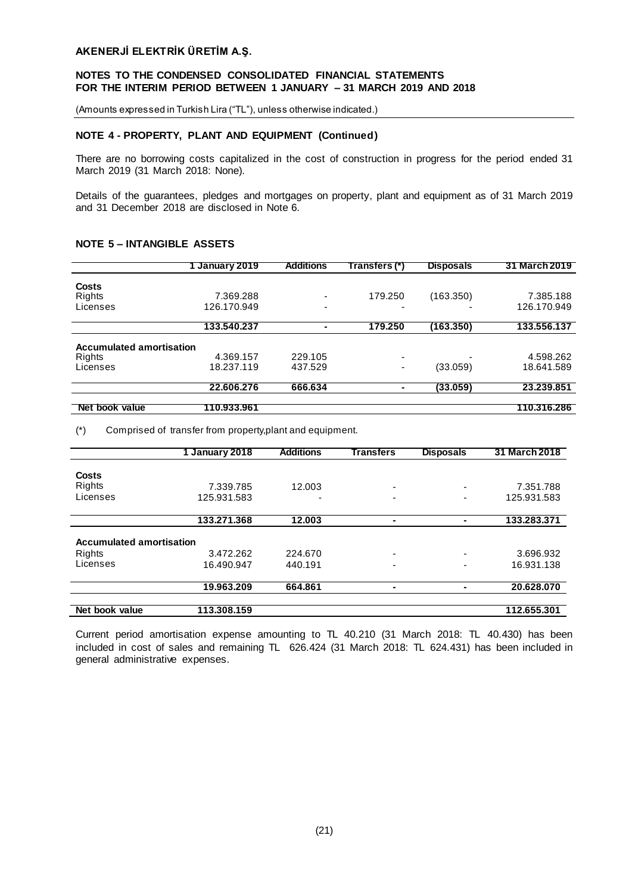**AKENERJİ ELEKTRİK ÜRETİM A.Ş.**

**NOTES TO THE CONDENSED CONSOLIDATED FINANCIAL STATEMENTS FOR THE INTERIM PERIOD BETWEEN 1 JANUARY – 31 MARCH 2019 AND 2018**

(Amounts expressed in Turkish Lira ("TL"), unless otherwise indicated.)

## NOTE 4 - PROPERTY, PLANT AND EQUIPMENT (Continued)

There are no borrowing costs capitalized in the cost of construction in progress for the period ended 31 March 2019 (31 March 2018: None).

Details of the guarantees, pledges and mortgages on property, plant and equipment as of 31 March 2019 and 31 December 2018 are disclosed in Note 6.

## NOTE 5 – INTANGIBLE ASSETS

| | 1 January 2019 | Additions | Transfers (*) | Disposals | 31 March 2019 |
|---|---|---|---|---|---|
| **Costs** | | | | | |
| Rights | 7.369.288 | - | 179.250 | (163.350) | 7.385.188 |
| Licenses | 126.170.949 | - | - | - | 126.170.949 |
| | **133.540.237** | **-** | **179.250** | **(163.350)** | **133.556.137** |
| **Accumulated amortisation** | | | | | |
| Rights | 4.369.157 | 229.105 | - | - | 4.598.262 |
| Licenses | 18.237.119 | 437.529 | - | (33.059) | 18.641.589 |
| | **22.606.276** | **666.634** | **-** | **(33.059)** | **23.239.851** |
| **Net book value** | **110.933.961** | | | | **110.316.286** |

(*) Comprised of transfer from property,plant and equipment.

| | 1 January 2018 | Additions | Transfers | Disposals | 31 March 2018 |
|---|---|---|---|---|---|
| **Costs** | | | | | |
| Rights | 7.339.785 | 12.003 | - | - | 7.351.788 |
| Licenses | 125.931.583 | - | - | - | 125.931.583 |
| | **133.271.368** | **12.003** | **-** | **-** | **133.283.371** |
| **Accumulated amortisation** | | | | | |
| Rights | 3.472.262 | 224.670 | - | - | 3.696.932 |
| Licenses | 16.490.947 | 440.191 | - | - | 16.931.138 |
| | **19.963.209** | **664.861** | **-** | **-** | **20.628.070** |
| **Net book value** | **113.308.159** | | | | **112.655.301** |

Current period amortisation expense amounting to TL 40.210 (31 March 2018: TL 40.430) has been included in cost of sales and remaining TL 626.424 (31 March 2018: TL 624.431) has been included in general administrative expenses.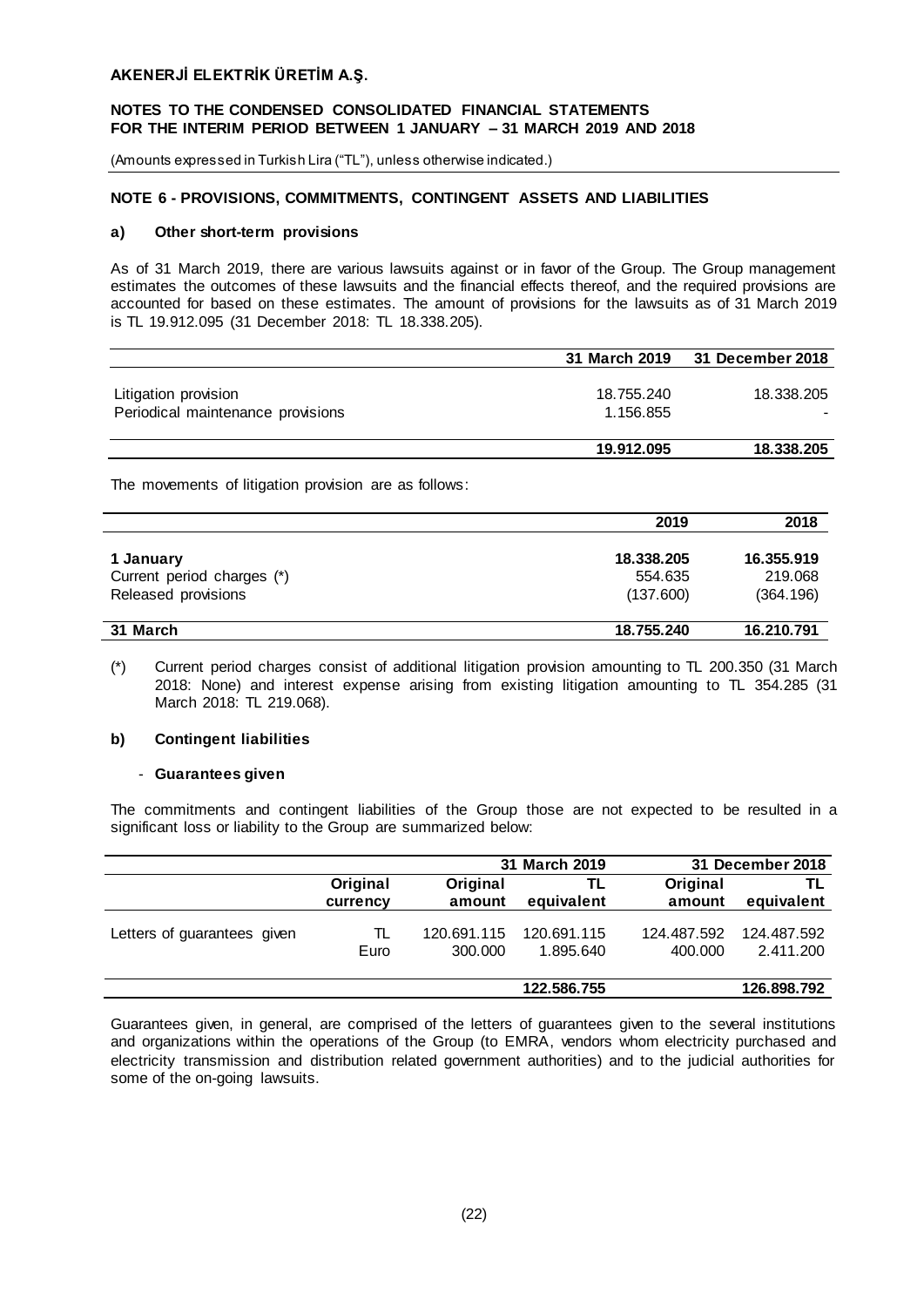**AKENERJİ ELEKTRİK ÜRETİM A.Ş.**

**NOTES TO THE CONDENSED CONSOLIDATED FINANCIAL STATEMENTS FOR THE INTERIM PERIOD BETWEEN 1 JANUARY – 31 MARCH 2019 AND 2018**

(Amounts expressed in Turkish Lira ("TL"), unless otherwise indicated.)

## NOTE 6 - PROVISIONS, COMMITMENTS, CONTINGENT ASSETS AND LIABILITIES

### a) Other short-term provisions

As of 31 March 2019, there are various lawsuits against or in favor of the Group. The Group management estimates the outcomes of these lawsuits and the financial effects thereof, and the required provisions are accounted for based on these estimates. The amount of provisions for the lawsuits as of 31 March 2019 is TL 19.912.095 (31 December 2018: TL 18.338.205).

| | 31 March 2019 | 31 December 2018 |
|---|---|---|
| Litigation provision | 18.755.240 | 18.338.205 |
| Periodical maintenance provisions | 1.156.855 | - |
| | **19.912.095** | **18.338.205** |

The movements of litigation provision are as follows:

| | 2019 | 2018 |
|---|---|---|
| **1 January** | **18.338.205** | **16.355.919** |
| Current period charges (*) | 554.635 | 219.068 |
| Released provisions | (137.600) | (364.196) |
| **31 March** | **18.755.240** | **16.210.791** |

(*) Current period charges consist of additional litigation provision amounting to TL 200.350 (31 March 2018: None) and interest expense arising from existing litigation amounting to TL 354.285 (31 March 2018: TL 219.068).

### b) Contingent liabilities

- **Guarantees given**

The commitments and contingent liabilities of the Group those are not expected to be resulted in a significant loss or liability to the Group are summarized below:

| | | 31 March 2019 | | 31 December 2018 | |
|---|---|---|---|---|---|
| | Original currency | Original amount | TL equivalent | Original amount | TL equivalent |
| Letters of guarantees given | TL | 120.691.115 | 120.691.115 | 124.487.592 | 124.487.592 |
| | Euro | 300.000 | 1.895.640 | 400.000 | 2.411.200 |
| | | | **122.586.755** | | **126.898.792** |

Guarantees given, in general, are comprised of the letters of guarantees given to the several institutions and organizations within the operations of the Group (to EMRA, vendors whom electricity purchased and electricity transmission and distribution related government authorities) and to the judicial authorities for some of the on-going lawsuits.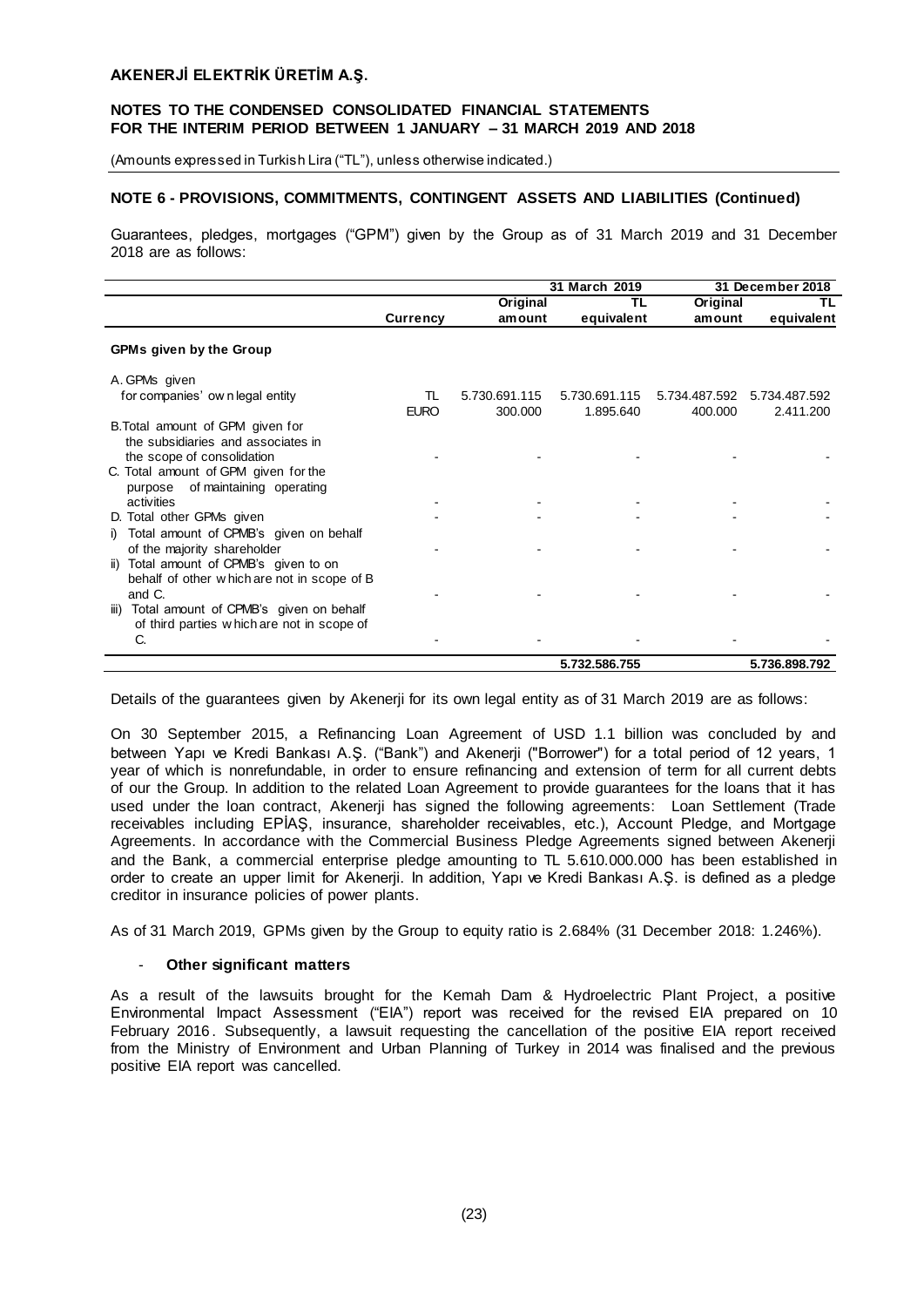## NOTE 6 - PROVISIONS, COMMITMENTS, CONTINGENT ASSETS AND LIABILITIES (Continued)

Guarantees, pledges, mortgages ("GPM") given by the Group as of 31 March 2019 and 31 December 2018 are as follows:

| | | 31 March 2019 | | 31 December 2018 | |
|---|---|---|---|---|---|
| | Currency | Original amount | TL equivalent | Original amount | TL equivalent |
| **GPMs given by the Group** | | | | | |
| A. GPMs given for companies' own legal entity | TL | 5.730.691.115 | 5.730.691.115 | 5.734.487.592 | 5.734.487.592 |
| | EURO | 300.000 | 1.895.640 | 400.000 | 2.411.200 |
| B. Total amount of GPM given for the subsidiaries and associates in the scope of consolidation | | - | - | - | - |
| C. Total amount of GPM given for the purpose of maintaining operating activities | | - | - | - | - |
| D. Total other GPMs given | | - | - | - | - |
| i) Total amount of CPMB's given on behalf of the majority shareholder | | - | - | - | - |
| ii) Total amount of CPMB's given to on behalf of other which are not in scope of B and C. | | - | - | - | - |
| iii) Total amount of CPMB's given on behalf of third parties which are not in scope of C. | | - | - | - | - |
| | | | **5.732.586.755** | | **5.736.898.792** |

Details of the guarantees given by Akenerji for its own legal entity as of 31 March 2019 are as follows:

On 30 September 2015, a Refinancing Loan Agreement of USD 1.1 billion was concluded by and between Yapı ve Kredi Bankası A.Ş. ("Bank") and Akenerji ("Borrower") for a total period of 12 years, 1 year of which is nonrefundable, in order to ensure refinancing and extension of term for all current debts of our the Group. In addition to the related Loan Agreement to provide guarantees for the loans that it has used under the loan contract, Akenerji has signed the following agreements: Loan Settlement (Trade receivables including EPİAŞ, insurance, shareholder receivables, etc.), Account Pledge, and Mortgage Agreements. In accordance with the Commercial Business Pledge Agreements signed between Akenerji and the Bank, a commercial enterprise pledge amounting to TL 5.610.000.000 has been established in order to create an upper limit for Akenerji. In addition, Yapı ve Kredi Bankası A.Ş. is defined as a pledge creditor in insurance policies of power plants.

As of 31 March 2019, GPMs given by the Group to equity ratio is 2.684% (31 December 2018: 1.246%).

- **Other significant matters**

As a result of the lawsuits brought for the Kemah Dam & Hydroelectric Plant Project, a positive Environmental Impact Assessment ("EIA") report was received for the revised EIA prepared on 10 February 2016. Subsequently, a lawsuit requesting the cancellation of the positive EIA report received from the Ministry of Environment and Urban Planning of Turkey in 2014 was finalised and the previous positive EIA report was cancelled.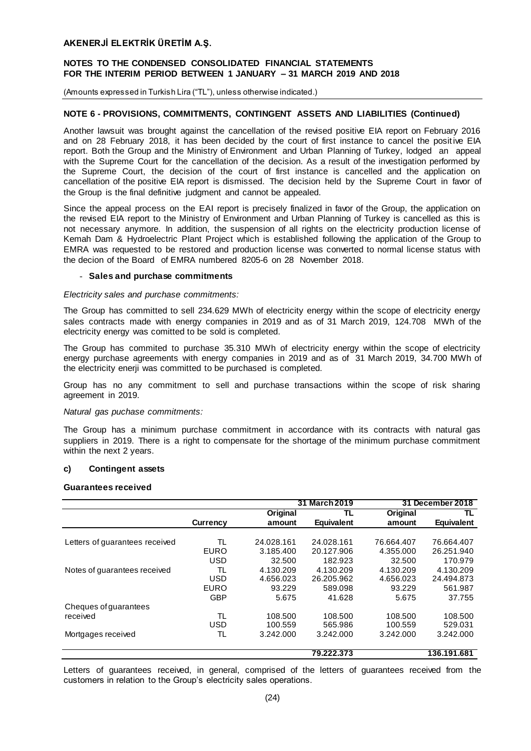**NOTE 6 - PROVISIONS, COMMITMENTS, CONTINGENT ASSETS AND LIABILITIES (Continued)**

Another lawsuit was brought against the cancellation of the revised positive EIA report on February 2016 and on 28 February 2018, it has been decided by the court of first instance to cancel the positive EIA report. Both the Group and the Ministry of Environment and Urban Planning of Turkey, lodged an appeal with the Supreme Court for the cancellation of the decision. As a result of the investigation performed by the Supreme Court, the decision of the court of first instance is cancelled and the application on cancellation of the positive EIA report is dismissed. The decision held by the Supreme Court in favor of the Group is the final definitive judgment and cannot be appealed.

Since the appeal process on the EAI report is precisely finalized in favor of the Group, the application on the revised EIA report to the Ministry of Environment and Urban Planning of Turkey is cancelled as this is not necessary anymore. In addition, the suspension of all rights on the electricity production license of Kemah Dam & Hydroelectric Plant Project which is established following the application of the Group to EMRA was requested to be restored and production license was converted to normal license status with the decion of the Board of EMRA numbered 8205-6 on 28 November 2018.

- **Sales and purchase commitments**

*Electricity sales and purchase commitments:*

The Group has committed to sell 234.629 MWh of electricity energy within the scope of electricity energy sales contracts made with energy companies in 2019 and as of 31 March 2019, 124.708 MWh of the electricity energy was comitted to be sold is completed.

The Group has commited to purchase 35.310 MWh of electricity energy within the scope of electricity energy purchase agreements with energy companies in 2019 and as of 31 March 2019, 34.700 MWh of the electricity enerji was committed to be purchased is completed.

Group has no any commitment to sell and purchase transactions within the scope of risk sharing agreement in 2019.

*Natural gas puchase commitments:*

The Group has a minimum purchase commitment in accordance with its contracts with natural gas suppliers in 2019. There is a right to compensate for the shortage of the minimum purchase commitment within the next 2 years.

### c) Contingent assets

**Guarantees received**

| | | 31 March 2019 | | 31 December 2018 | |
|---|---|---|---|---|---|
| | Currency | Original amount | TL Equivalent | Original amount | TL Equivalent |
| Letters of guarantees received | TL | 24.028.161 | 24.028.161 | 76.664.407 | 76.664.407 |
| | EURO | 3.185.400 | 20.127.906 | 4.355.000 | 26.251.940 |
| | USD | 32.500 | 182.923 | 32.500 | 170.979 |
| Notes of guarantees received | TL | 4.130.209 | 4.130.209 | 4.130.209 | 4.130.209 |
| | USD | 4.656.023 | 26.205.962 | 4.656.023 | 24.494.873 |
| | EURO | 93.229 | 589.098 | 93.229 | 561.987 |
| | GBP | 5.675 | 41.628 | 5.675 | 37.755 |
| Cheques of guarantees received | TL | 108.500 | 108.500 | 108.500 | 108.500 |
| | USD | 100.559 | 565.986 | 100.559 | 529.031 |
| Mortgages received | TL | 3.242.000 | 3.242.000 | 3.242.000 | 3.242.000 |
| | | | **79.222.373** | | **136.191.681** |

Letters of guarantees received, in general, comprised of the letters of guarantees received from the customers in relation to the Group's electricity sales operations.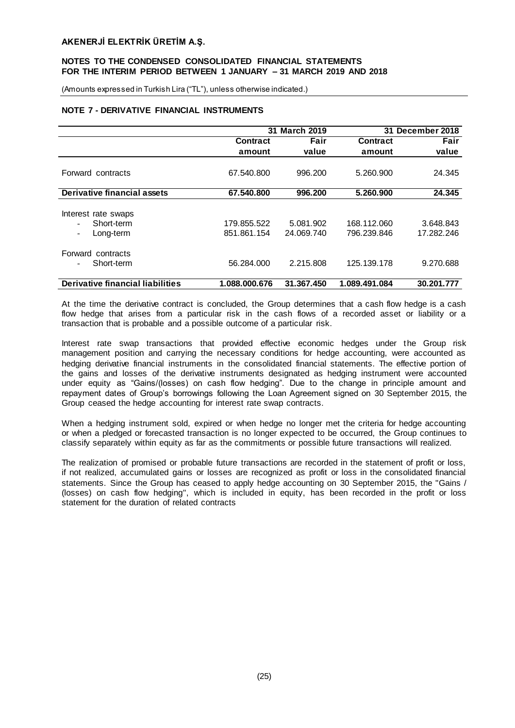## NOTE 7 - DERIVATIVE FINANCIAL INSTRUMENTS

| | 31 March 2019 | | 31 December 2018 | |
|---|---|---|---|---|
| | Contract amount | Fair value | Contract amount | Fair value |
| Forward contracts | 67.540.800 | 996.200 | 5.260.900 | 24.345 |
| **Derivative financial assets** | **67.540.800** | **996.200** | **5.260.900** | **24.345** |
| Interest rate swaps | | | | |
| - Short-term | 179.855.522 | 5.081.902 | 168.112.060 | 3.648.843 |
| - Long-term | 851.861.154 | 24.069.740 | 796.239.846 | 17.282.246 |
| Forward contracts | | | | |
| - Short-term | 56.284.000 | 2.215.808 | 125.139.178 | 9.270.688 |
| **Derivative financial liabilities** | **1.088.000.676** | **31.367.450** | **1.089.491.084** | **30.201.777** |

At the time the derivative contract is concluded, the Group determines that a cash flow hedge is a cash flow hedge that arises from a particular risk in the cash flows of a recorded asset or liability or a transaction that is probable and a possible outcome of a particular risk.

Interest rate swap transactions that provided effective economic hedges under the Group risk management position and carrying the necessary conditions for hedge accounting, were accounted as hedging derivative financial instruments in the consolidated financial statements. The effective portion of the gains and losses of the derivative instruments designated as hedging instrument were accounted under equity as "Gains/(losses) on cash flow hedging". Due to the change in principle amount and repayment dates of Group's borrowings following the Loan Agreement signed on 30 September 2015, the Group ceased the hedge accounting for interest rate swap contracts.

When a hedging instrument sold, expired or when hedge no longer met the criteria for hedge accounting or when a pledged or forecasted transaction is no longer expected to be occurred, the Group continues to classify separately within equity as far as the commitments or possible future transactions will realized.

The realization of promised or probable future transactions are recorded in the statement of profit or loss, if not realized, accumulated gains or losses are recognized as profit or loss in the consolidated financial statements. Since the Group has ceased to apply hedge accounting on 30 September 2015, the "Gains / (losses) on cash flow hedging", which is included in equity, has been recorded in the profit or loss statement for the duration of related contracts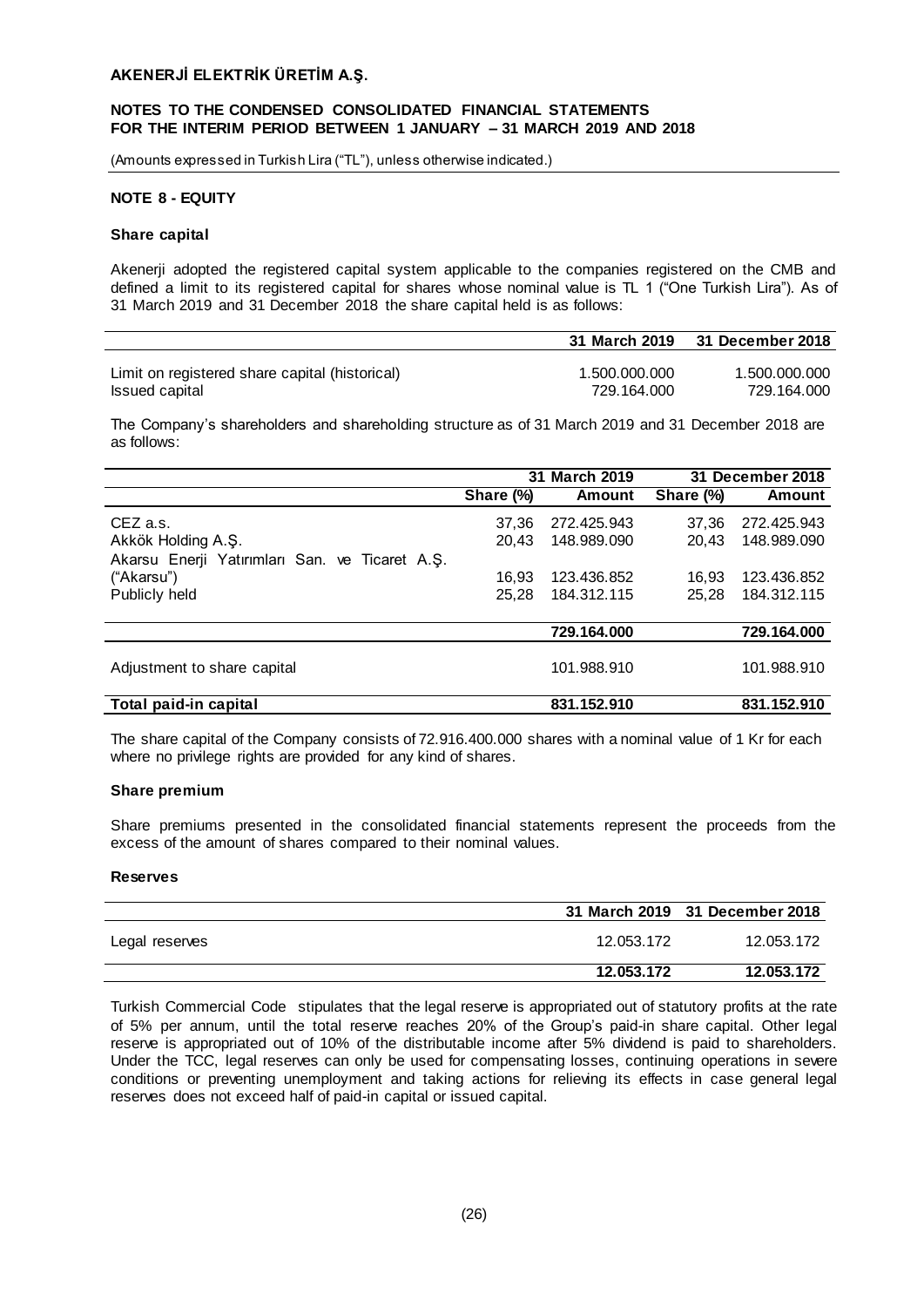## NOTE 8 - EQUITY

### Share capital

Akenerji adopted the registered capital system applicable to the companies registered on the CMB and defined a limit to its registered capital for shares whose nominal value is TL 1 ("One Turkish Lira"). As of 31 March 2019 and 31 December 2018 the share capital held is as follows:

| | 31 March 2019 | 31 December 2018 |
|---|---|---|
| Limit on registered share capital (historical) | 1.500.000.000 | 1.500.000.000 |
| Issued capital | 729.164.000 | 729.164.000 |

The Company's shareholders and shareholding structure as of 31 March 2019 and 31 December 2018 are as follows:

| | 31 March 2019 | | 31 December 2018 | |
|---|---|---|---|---|
| | Share (%) | Amount | Share (%) | Amount |
| CEZ a.s. | 37,36 | 272.425.943 | 37,36 | 272.425.943 |
| Akkök Holding A.Ş. | 20,43 | 148.989.090 | 20,43 | 148.989.090 |
| Akarsu Enerji Yatırımları San. ve Ticaret A.Ş. ("Akarsu") | 16,93 | 123.436.852 | 16,93 | 123.436.852 |
| Publicly held | 25,28 | 184.312.115 | 25,28 | 184.312.115 |
| | | **729.164.000** | | **729.164.000** |
| Adjustment to share capital | | 101.988.910 | | 101.988.910 |
| **Total paid-in capital** | | **831.152.910** | | **831.152.910** |

The share capital of the Company consists of 72.916.400.000 shares with a nominal value of 1 Kr for each where no privilege rights are provided for any kind of shares.

### Share premium

Share premiums presented in the consolidated financial statements represent the proceeds from the excess of the amount of shares compared to their nominal values.

### Reserves

| | 31 March 2019 | 31 December 2018 |
|---|---|---|
| Legal reserves | 12.053.172 | 12.053.172 |
| | **12.053.172** | **12.053.172** |

Turkish Commercial Code stipulates that the legal reserve is appropriated out of statutory profits at the rate of 5% per annum, until the total reserve reaches 20% of the Group's paid-in share capital. Other legal reserve is appropriated out of 10% of the distributable income after 5% dividend is paid to shareholders. Under the TCC, legal reserves can only be used for compensating losses, continuing operations in severe conditions or preventing unemployment and taking actions for relieving its effects in case general legal reserves does not exceed half of paid-in capital or issued capital.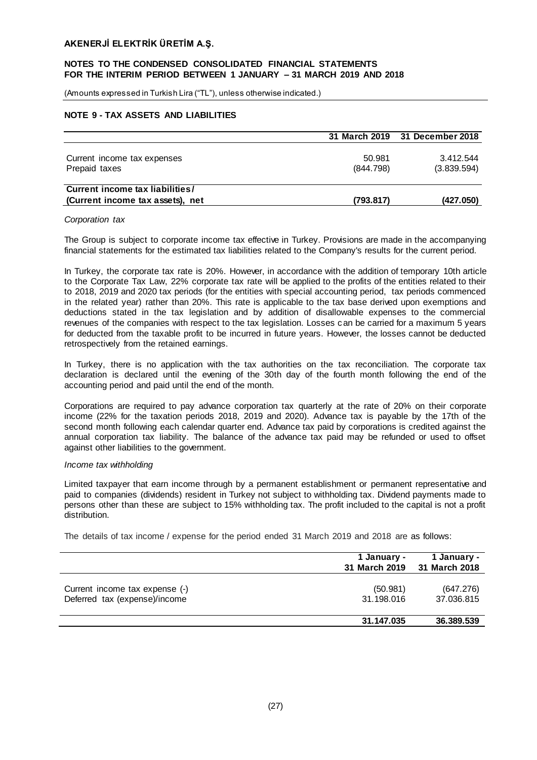## NOTE 9 - TAX ASSETS AND LIABILITIES

| | 31 March 2019 | 31 December 2018 |
|---|---|---|
| Current income tax expenses | 50.981 | 3.412.544 |
| Prepaid taxes | (844.798) | (3.839.594) |
| **Current income tax liabilities / (Current income tax assets), net** | **(793.817)** | **(427.050)** |

*Corporation tax*

The Group is subject to corporate income tax effective in Turkey. Provisions are made in the accompanying financial statements for the estimated tax liabilities related to the Company's results for the current period.

In Turkey, the corporate tax rate is 20%. However, in accordance with the addition of temporary 10th article to the Corporate Tax Law, 22% corporate tax rate will be applied to the profits of the entities related to their to 2018, 2019 and 2020 tax periods (for the entities with special accounting period, tax periods commenced in the related year) rather than 20%. This rate is applicable to the tax base derived upon exemptions and deductions stated in the tax legislation and by addition of disallowable expenses to the commercial revenues of the companies with respect to the tax legislation. Losses can be carried for a maximum 5 years for deducted from the taxable profit to be incurred in future years. However, the losses cannot be deducted retrospectively from the retained earnings.

In Turkey, there is no application with the tax authorities on the tax reconciliation. The corporate tax declaration is declared until the evening of the 30th day of the fourth month following the end of the accounting period and paid until the end of the month.

Corporations are required to pay advance corporation tax quarterly at the rate of 20% on their corporate income (22% for the taxation periods 2018, 2019 and 2020). Advance tax is payable by the 17th of the second month following each calendar quarter end. Advance tax paid by corporations is credited against the annual corporation tax liability. The balance of the advance tax paid may be refunded or used to offset against other liabilities to the government.

*Income tax withholding*

Limited taxpayer that earn income through by a permanent establishment or permanent representative and paid to companies (dividends) resident in Turkey not subject to withholding tax. Dividend payments made to persons other than these are subject to 15% withholding tax. The profit included to the capital is not a profit distribution.

The details of tax income / expense for the period ended 31 March 2019 and 2018 are as follows:

| | 1 January - 31 March 2019 | 1 January - 31 March 2018 |
|---|---|---|
| Current income tax expense (-) | (50.981) | (647.276) |
| Deferred tax (expense)/income | 31.198.016 | 37.036.815 |
| | **31.147.035** | **36.389.539** |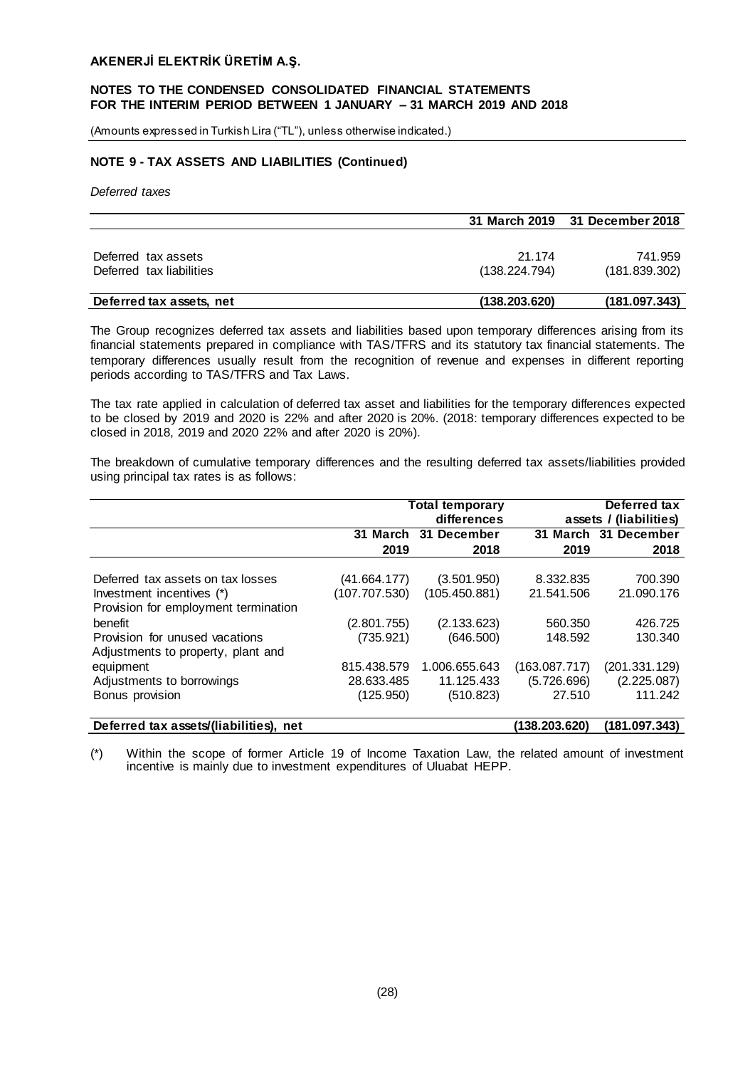## NOTE 9 - TAX ASSETS AND LIABILITIES (Continued)

*Deferred taxes*

| | 31 March 2019 | 31 December 2018 |
|---|---|---|
| Deferred tax assets | 21.174 | 741.959 |
| Deferred tax liabilities | (138.224.794) | (181.839.302) |
| **Deferred tax assets, net** | **(138.203.620)** | **(181.097.343)** |

The Group recognizes deferred tax assets and liabilities based upon temporary differences arising from its financial statements prepared in compliance with TAS/TFRS and its statutory tax financial statements. The temporary differences usually result from the recognition of revenue and expenses in different reporting periods according to TAS/TFRS and Tax Laws.

The tax rate applied in calculation of deferred tax asset and liabilities for the temporary differences expected to be closed by 2019 and 2020 is 22% and after 2020 is 20%. (2018: temporary differences expected to be closed in 2018, 2019 and 2020 22% and after 2020 is 20%).

The breakdown of cumulative temporary differences and the resulting deferred tax assets/liabilities provided using principal tax rates is as follows:

| | Total temporary differences | | Deferred tax assets / (liabilities) | |
|---|---|---|---|---|
| | 31 March 2019 | 31 December 2018 | 31 March 2019 | 31 December 2018 |
| Deferred tax assets on tax losses | (41.664.177) | (3.501.950) | 8.332.835 | 700.390 |
| Investment incentives (*) | (107.707.530) | (105.450.881) | 21.541.506 | 21.090.176 |
| Provision for employment termination benefit | (2.801.755) | (2.133.623) | 560.350 | 426.725 |
| Provision for unused vacations | (735.921) | (646.500) | 148.592 | 130.340 |
| Adjustments to property, plant and equipment | 815.438.579 | 1.006.655.643 | (163.087.717) | (201.331.129) |
| Adjustments to borrowings | 28.633.485 | 11.125.433 | (5.726.696) | (2.225.087) |
| Bonus provision | (125.950) | (510.823) | 27.510 | 111.242 |
| **Deferred tax assets/(liabilities), net** | | | **(138.203.620)** | **(181.097.343)** |

(*) Within the scope of former Article 19 of Income Taxation Law, the related amount of investment incentive is mainly due to investment expenditures of Uluabat HEPP.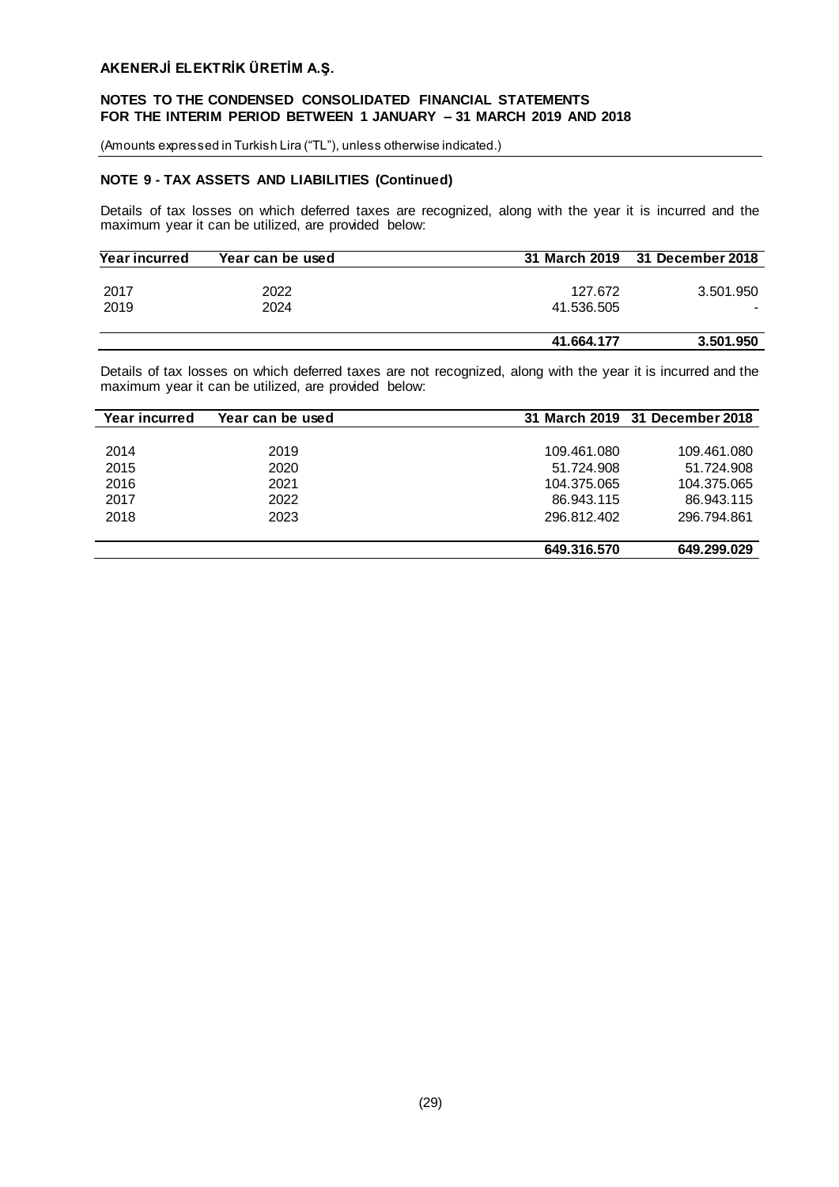## NOTE 9 - TAX ASSETS AND LIABILITIES (Continued)

Details of tax losses on which deferred taxes are recognized, along with the year it is incurred and the maximum year it can be utilized, are provided below:

| Year incurred | Year can be used | 31 March 2019 | 31 December 2018 |
|---|---|---|---|
| 2017 | 2022 | 127.672 | 3.501.950 |
| 2019 | 2024 | 41.536.505 | - |
| | | **41.664.177** | **3.501.950** |

Details of tax losses on which deferred taxes are not recognized, along with the year it is incurred and the maximum year it can be utilized, are provided below:

| Year incurred | Year can be used | 31 March 2019 | 31 December 2018 |
|---|---|---|---|
| 2014 | 2019 | 109.461.080 | 109.461.080 |
| 2015 | 2020 | 51.724.908 | 51.724.908 |
| 2016 | 2021 | 104.375.065 | 104.375.065 |
| 2017 | 2022 | 86.943.115 | 86.943.115 |
| 2018 | 2023 | 296.812.402 | 296.794.861 |
| | | **649.316.570** | **649.299.029** |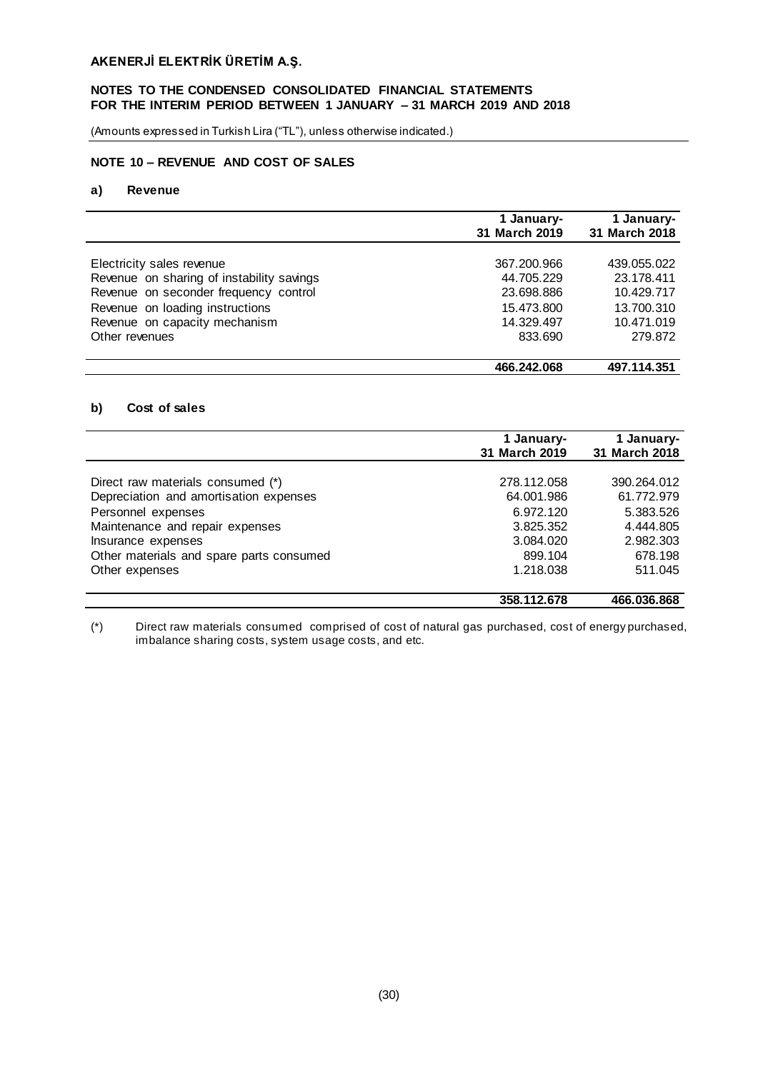## NOTE 10 – REVENUE AND COST OF SALES

### a) Revenue

| | 1 January-31 March 2019 | 1 January-31 March 2018 |
|---|---|---|
| Electricity sales revenue | 367.200.966 | 439.055.022 |
| Revenue on sharing of instability savings | 44.705.229 | 23.178.411 |
| Revenue on seconder frequency control | 23.698.886 | 10.429.717 |
| Revenue on loading instructions | 15.473.800 | 13.700.310 |
| Revenue on capacity mechanism | 14.329.497 | 10.471.019 |
| Other revenues | 833.690 | 279.872 |
| | **466.242.068** | **497.114.351** |

### b) Cost of sales

| | 1 January-31 March 2019 | 1 January-31 March 2018 |
|---|---|---|
| Direct raw materials consumed (*) | 278.112.058 | 390.264.012 |
| Depreciation and amortisation expenses | 64.001.986 | 61.772.979 |
| Personnel expenses | 6.972.120 | 5.383.526 |
| Maintenance and repair expenses | 3.825.352 | 4.444.805 |
| Insurance expenses | 3.084.020 | 2.982.303 |
| Other materials and spare parts consumed | 899.104 | 678.198 |
| Other expenses | 1.218.038 | 511.045 |
| | **358.112.678** | **466.036.868** |

(*) Direct raw materials consumed comprised of cost of natural gas purchased, cost of energy purchased, imbalance sharing costs, system usage costs, and etc.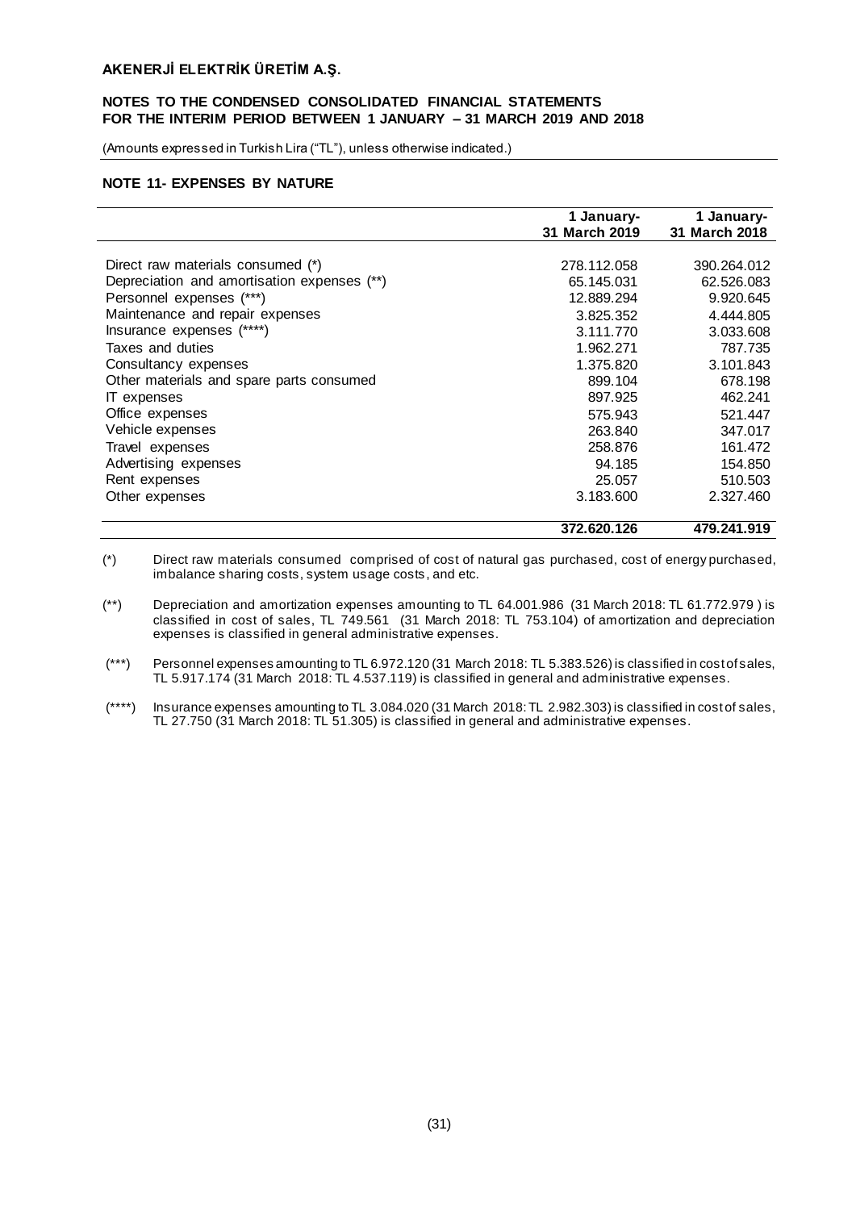**AKENERJİ ELEKTRİK ÜRETİM A.Ş.**

**NOTES TO THE CONDENSED CONSOLIDATED FINANCIAL STATEMENTS FOR THE INTERIM PERIOD BETWEEN 1 JANUARY – 31 MARCH 2019 AND 2018**

(Amounts expressed in Turkish Lira ("TL"), unless otherwise indicated.)

## NOTE 11- EXPENSES BY NATURE

| | 1 January-31 March 2019 | 1 January-31 March 2018 |
|---|---|---|
| Direct raw materials consumed (*) | 278.112.058 | 390.264.012 |
| Depreciation and amortisation expenses (**) | 65.145.031 | 62.526.083 |
| Personnel expenses (***) | 12.889.294 | 9.920.645 |
| Maintenance and repair expenses | 3.825.352 | 4.444.805 |
| Insurance expenses (****) | 3.111.770 | 3.033.608 |
| Taxes and duties | 1.962.271 | 787.735 |
| Consultancy expenses | 1.375.820 | 3.101.843 |
| Other materials and spare parts consumed | 899.104 | 678.198 |
| IT expenses | 897.925 | 462.241 |
| Office expenses | 575.943 | 521.447 |
| Vehicle expenses | 263.840 | 347.017 |
| Travel expenses | 258.876 | 161.472 |
| Advertising expenses | 94.185 | 154.850 |
| Rent expenses | 25.057 | 510.503 |
| Other expenses | 3.183.600 | 2.327.460 |
| | **372.620.126** | **479.241.919** |

(*) Direct raw materials consumed comprised of cost of natural gas purchased, cost of energy purchased, imbalance sharing costs, system usage costs, and etc.

(**) Depreciation and amortization expenses amounting to TL 64.001.986 (31 March 2018: TL 61.772.979 ) is classified in cost of sales, TL 749.561 (31 March 2018: TL 753.104) of amortization and depreciation expenses is classified in general administrative expenses.

(***) Personnel expenses amounting to TL 6.972.120 (31 March 2018: TL 5.383.526) is classified in cost of sales, TL 5.917.174 (31 March 2018: TL 4.537.119) is classified in general and administrative expenses.

(****) Insurance expenses amounting to TL 3.084.020 (31 March 2018: TL 2.982.303) is classified in cost of sales, TL 27.750 (31 March 2018: TL 51.305) is classified in general and administrative expenses.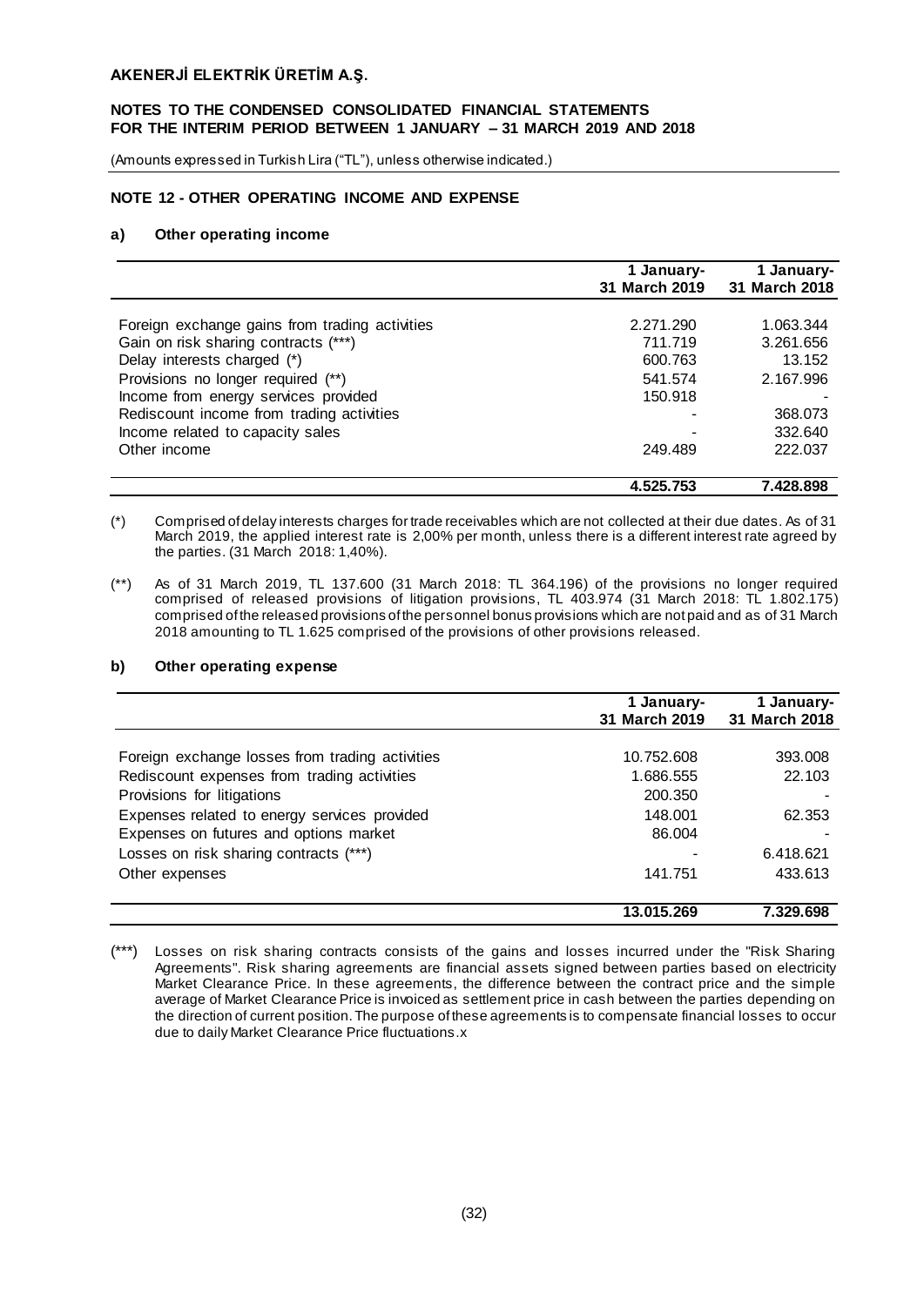# AKENERJİ ELEKTRİK ÜRETİM A.Ş.

## NOTES TO THE CONDENSED CONSOLIDATED FINANCIAL STATEMENTS FOR THE INTERIM PERIOD BETWEEN 1 JANUARY – 31 MARCH 2019 AND 2018

(Amounts expressed in Turkish Lira ("TL"), unless otherwise indicated.)

### NOTE 12 - OTHER OPERATING INCOME AND EXPENSE

#### a) Other operating income

| | 1 January- 31 March 2019 | 1 January- 31 March 2018 |
|---|---|---|
| Foreign exchange gains from trading activities | 2.271.290 | 1.063.344 |
| Gain on risk sharing contracts (***) | 711.719 | 3.261.656 |
| Delay interests charged (*) | 600.763 | 13.152 |
| Provisions no longer required (**) | 541.574 | 2.167.996 |
| Income from energy services provided | 150.918 | - |
| Rediscount income from trading activities | - | 368.073 |
| Income related to capacity sales | - | 332.640 |
| Other income | 249.489 | 222.037 |
| | **4.525.753** | **7.428.898** |

(*) Comprised of delay interests charges for trade receivables which are not collected at their due dates. As of 31 March 2019, the applied interest rate is 2,00% per month, unless there is a different interest rate agreed by the parties. (31 March 2018: 1,40%).

(**) As of 31 March 2019, TL 137.600 (31 March 2018: TL 364.196) of the provisions no longer required comprised of released provisions of litigation provisions, TL 403.974 (31 March 2018: TL 1.802.175) comprised of the released provisions of the personnel bonus provisions which are not paid and as of 31 March 2018 amounting to TL 1.625 comprised of the provisions of other provisions released.

#### b) Other operating expense

| | 1 January- 31 March 2019 | 1 January- 31 March 2018 |
|---|---|---|
| Foreign exchange losses from trading activities | 10.752.608 | 393.008 |
| Rediscount expenses from trading activities | 1.686.555 | 22.103 |
| Provisions for litigations | 200.350 | - |
| Expenses related to energy services provided | 148.001 | 62.353 |
| Expenses on futures and options market | 86.004 | - |
| Losses on risk sharing contracts (***) | - | 6.418.621 |
| Other expenses | 141.751 | 433.613 |
| | **13.015.269** | **7.329.698** |

(***) Losses on risk sharing contracts consists of the gains and losses incurred under the "Risk Sharing Agreements". Risk sharing agreements are financial assets signed between parties based on electricity Market Clearance Price. In these agreements, the difference between the contract price and the simple average of Market Clearance Price is invoiced as settlement price in cash between the parties depending on the direction of current position. The purpose of these agreements is to compensate financial losses to occur due to daily Market Clearance Price fluctuations.x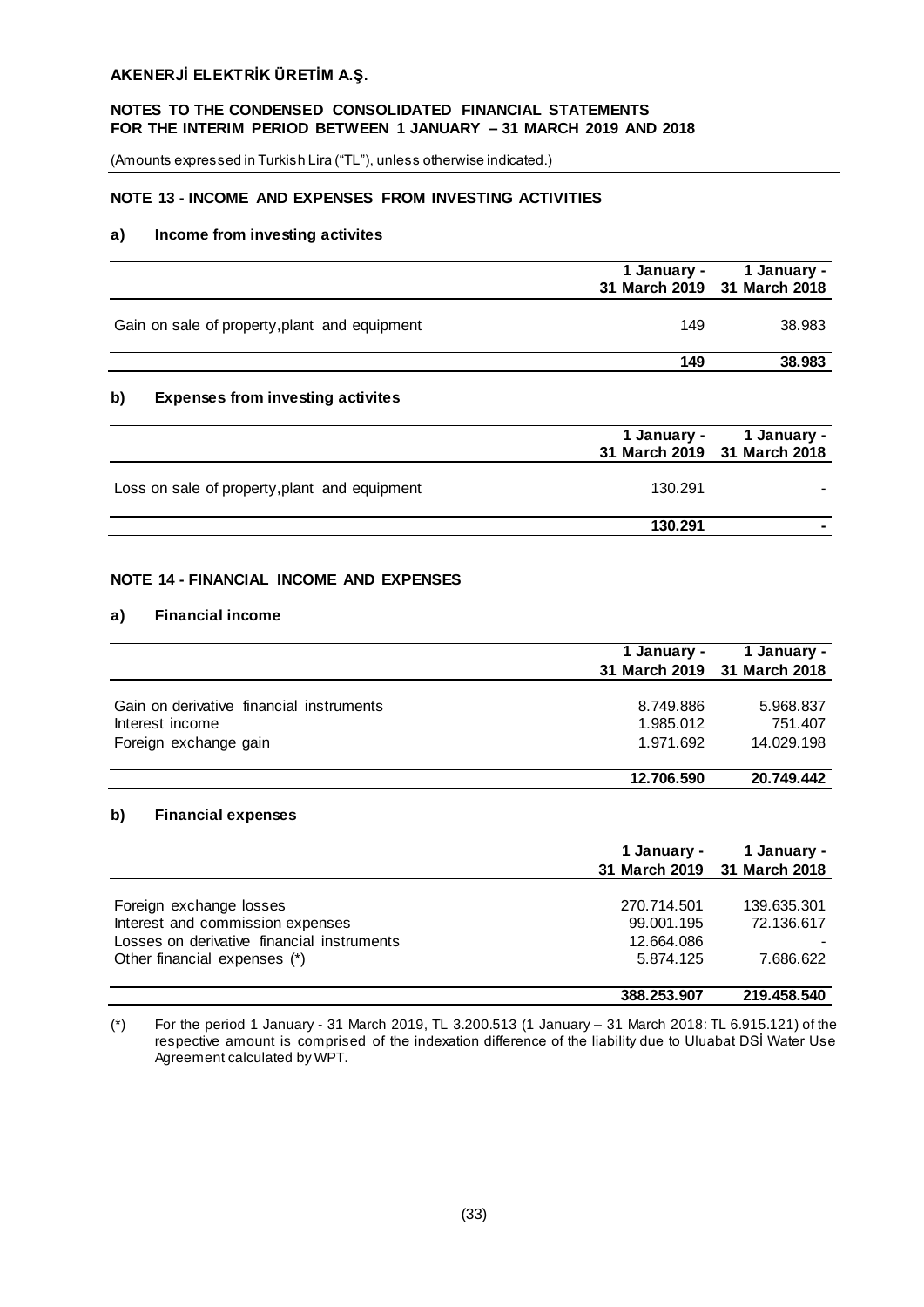**AKENERJİ ELEKTRİK ÜRETİM A.Ş.**

**NOTES TO THE CONDENSED CONSOLIDATED FINANCIAL STATEMENTS FOR THE INTERIM PERIOD BETWEEN 1 JANUARY – 31 MARCH 2019 AND 2018**

(Amounts expressed in Turkish Lira ("TL"), unless otherwise indicated.)

## NOTE 13 - INCOME AND EXPENSES FROM INVESTING ACTIVITIES

### a) Income from investing activites

| | 1 January - 31 March 2019 | 1 January - 31 March 2018 |
|---|---|---|
| Gain on sale of property, plant and equipment | 149 | 38.983 |
| | **149** | **38.983** |

### b) Expenses from investing activites

| | 1 January - 31 March 2019 | 1 January - 31 March 2018 |
|---|---|---|
| Loss on sale of property, plant and equipment | 130.291 | - |
| | **130.291** | **-** |

## NOTE 14 - FINANCIAL INCOME AND EXPENSES

### a) Financial income

| | 1 January - 31 March 2019 | 1 January - 31 March 2018 |
|---|---|---|
| Gain on derivative financial instruments | 8.749.886 | 5.968.837 |
| Interest income | 1.985.012 | 751.407 |
| Foreign exchange gain | 1.971.692 | 14.029.198 |
| | **12.706.590** | **20.749.442** |

### b) Financial expenses

| | 1 January - 31 March 2019 | 1 January - 31 March 2018 |
|---|---|---|
| Foreign exchange losses | 270.714.501 | 139.635.301 |
| Interest and commission expenses | 99.001.195 | 72.136.617 |
| Losses on derivative financial instruments | 12.664.086 | - |
| Other financial expenses (*) | 5.874.125 | 7.686.622 |
| | **388.253.907** | **219.458.540** |

(*) For the period 1 January - 31 March 2019, TL 3.200.513 (1 January – 31 March 2018: TL 6.915.121) of the respective amount is comprised of the indexation difference of the liability due to Uluabat DSİ Water Use Agreement calculated by WPT.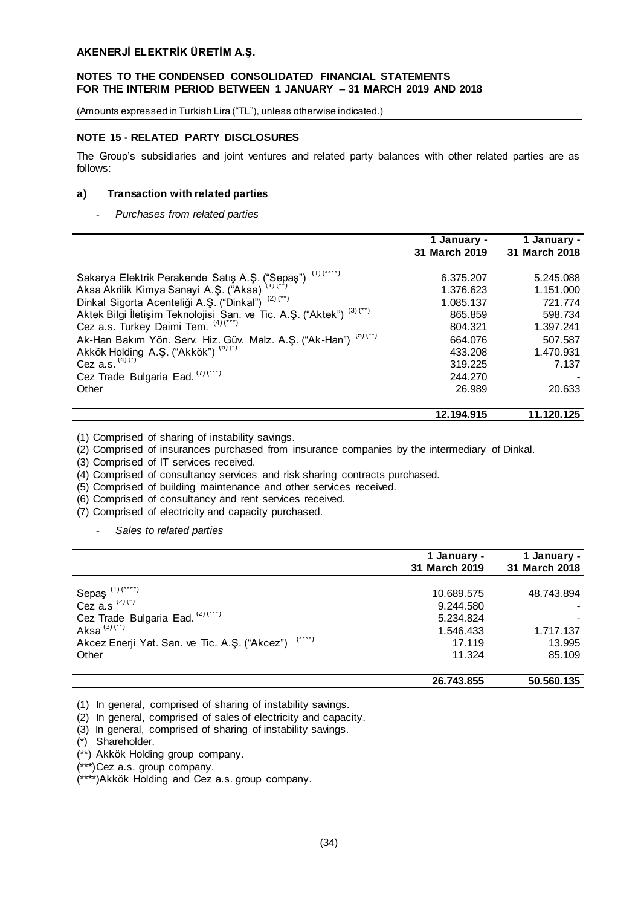# AKENERJİ ELEKTRİK ÜRETİM A.Ş.

**NOTES TO THE CONDENSED CONSOLIDATED FINANCIAL STATEMENTS FOR THE INTERIM PERIOD BETWEEN 1 JANUARY – 31 MARCH 2019 AND 2018**

(Amounts expressed in Turkish Lira ("TL"), unless otherwise indicated.)

## NOTE 15 - RELATED PARTY DISCLOSURES

The Group's subsidiaries and joint ventures and related party balances with other related parties are as follows:

### a) Transaction with related parties

- *Purchases from related parties*

| | 1 January - 31 March 2019 | 1 January - 31 March 2018 |
|---|---|---|
| Sakarya Elektrik Perakende Satış A.Ş. ("Sepaş") (1) (****) | 6.375.207 | 5.245.088 |
| Aksa Akrilik Kimya Sanayi A.Ş. ("Aksa") (1) (**) | 1.376.623 | 1.151.000 |
| Dinkal Sigorta Acenteliği A.Ş. ("Dinkal") (2) (**) | 1.085.137 | 721.774 |
| Aktek Bilgi İletişim Teknolojisi San. ve Tic. A.Ş. ("Aktek") (3) (**) | 865.859 | 598.734 |
| Cez a.s. Turkey Daimi Tem. (4) (***) | 804.321 | 1.397.241 |
| Ak-Han Bakım Yön. Serv. Hiz. Güv. Malz. A.Ş. ("Ak-Han") (5) (**) | 664.076 | 507.587 |
| Akkök Holding A.Ş. ("Akkök") (6) (*) | 433.208 | 1.470.931 |
| Cez a.s. (4) (*) | 319.225 | 7.137 |
| Cez Trade Bulgaria Ead. (7) (***) | 244.270 | - |
| Other | 26.989 | 20.633 |
| | **12.194.915** | **11.120.125** |

(1) Comprised of sharing of instability savings.
(2) Comprised of insurances purchased from insurance companies by the intermediary of Dinkal.
(3) Comprised of IT services received.
(4) Comprised of consultancy services and risk sharing contracts purchased.
(5) Comprised of building maintenance and other services received.
(6) Comprised of consultancy and rent services received.
(7) Comprised of electricity and capacity purchased.

- *Sales to related parties*

| | 1 January - 31 March 2019 | 1 January - 31 March 2018 |
|---|---|---|
| Sepaş (1) (****) | 10.689.575 | 48.743.894 |
| Cez a.s (2) (*) | 9.244.580 | - |
| Cez Trade Bulgaria Ead. (2) (***) | 5.234.824 | - |
| Aksa (3) (**) | 1.546.433 | 1.717.137 |
| Akcez Enerji Yat. San. ve Tic. A.Ş. ("Akcez") (****) | 17.119 | 13.995 |
| Other | 11.324 | 85.109 |
| | **26.743.855** | **50.560.135** |

(1) In general, comprised of sharing of instability savings.
(2) In general, comprised of sales of electricity and capacity.
(3) In general, comprised of sharing of instability savings.
(*) Shareholder.
(**) Akkök Holding group company.
(***)Cez a.s. group company.
(****)Akkök Holding and Cez a.s. group company.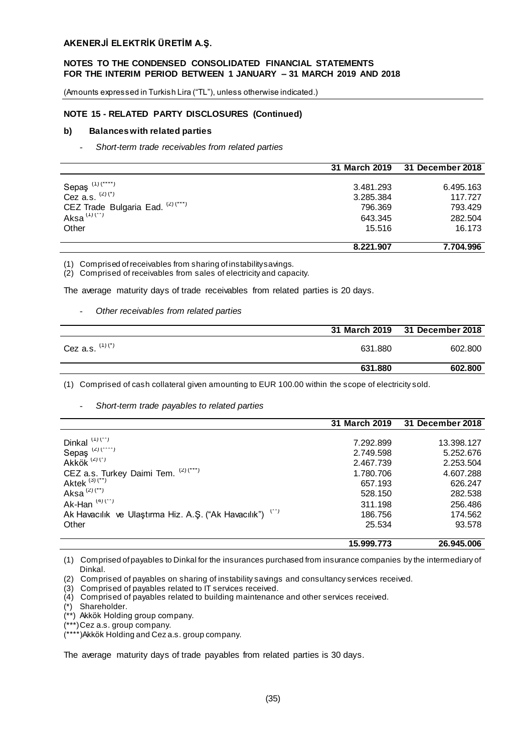**AKENERJİ ELEKTRİK ÜRETİM A.Ş.**

**NOTES TO THE CONDENSED CONSOLIDATED FINANCIAL STATEMENTS FOR THE INTERIM PERIOD BETWEEN 1 JANUARY – 31 MARCH 2019 AND 2018**

(Amounts expressed in Turkish Lira ("TL"), unless otherwise indicated.)

## NOTE 15 - RELATED PARTY DISCLOSURES (Continued)

### b) Balances with related parties

- *Short-term trade receivables from related parties*

| | 31 March 2019 | 31 December 2018 |
|---|---|---|
| Sepaş (1) (****) | 3.481.293 | 6.495.163 |
| Cez a.s. (2) (*) | 3.285.384 | 117.727 |
| CEZ Trade Bulgaria Ead. (2) (***) | 796.369 | 793.429 |
| Aksa (1) (**) | 643.345 | 282.504 |
| Other | 15.516 | 16.173 |
| | **8.221.907** | **7.704.996** |

(1) Comprised of receivables from sharing of instability savings.
(2) Comprised of receivables from sales of electricity and capacity.

The average maturity days of trade receivables from related parties is 20 days.

- *Other receivables from related parties*

| | 31 March 2019 | 31 December 2018 |
|---|---|---|
| Cez a.s. (1) (*) | 631.880 | 602.800 |
| | **631.880** | **602.800** |

(1) Comprised of cash collateral given amounting to EUR 100.00 within the scope of electricity sold.

- *Short-term trade payables to related parties*

| | 31 March 2019 | 31 December 2018 |
|---|---|---|
| Dinkal (1) (**) | 7.292.899 | 13.398.127 |
| Sepaş (2) (****) | 2.749.598 | 5.252.676 |
| Akkök (2) (*) | 2.467.739 | 2.253.504 |
| CEZ a.s. Turkey Daimi Tem. (2) (***) | 1.780.706 | 4.607.288 |
| Aktek (3) (**) | 657.193 | 626.247 |
| Aksa (2) (**) | 528.150 | 282.538 |
| Ak-Han (4) (**) | 311.198 | 256.486 |
| Ak Havacılık ve Ulaştırma Hiz. A.Ş. ("Ak Havacılık") (**) | 186.756 | 174.562 |
| Other | 25.534 | 93.578 |
| | **15.999.773** | **26.945.006** |

(1) Comprised of payables to Dinkal for the insurances purchased from insurance companies by the intermediary of Dinkal.
(2) Comprised of payables on sharing of instability savings and consultancy services received.
(3) Comprised of payables related to IT services received.
(4) Comprised of payables related to building maintenance and other services received.
(*) Shareholder.
(**) Akkök Holding group company.
(***) Cez a.s. group company.
(****) Akkök Holding and Cez a.s. group company.

The average maturity days of trade payables from related parties is 30 days.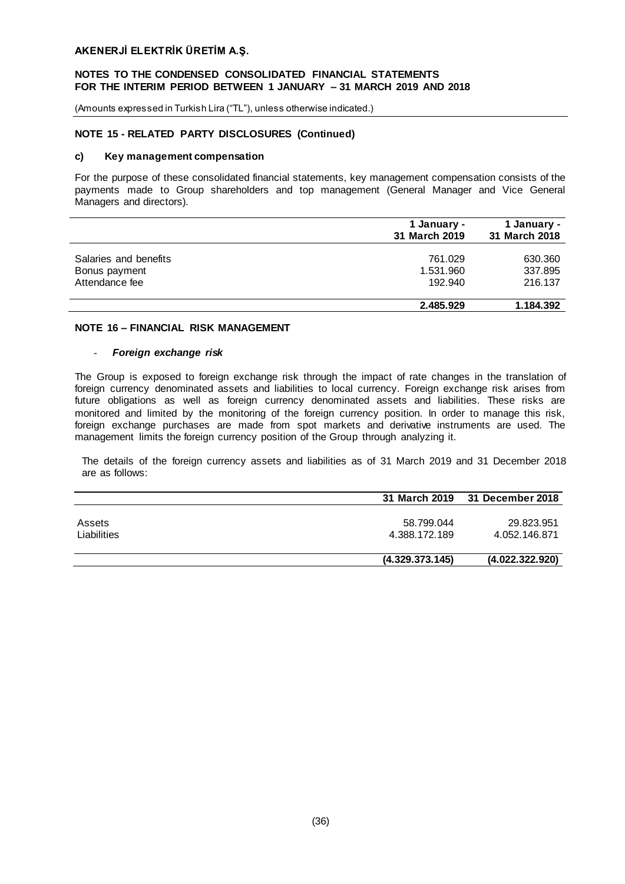### NOTE 15 - RELATED PARTY DISCLOSURES (Continued)

#### c) Key management compensation

For the purpose of these consolidated financial statements, key management compensation consists of the payments made to Group shareholders and top management (General Manager and Vice General Managers and directors).

| | 1 January - 31 March 2019 | 1 January - 31 March 2018 |
|---|---|---|
| Salaries and benefits | 761.029 | 630.360 |
| Bonus payment | 1.531.960 | 337.895 |
| Attendance fee | 192.940 | 216.137 |
| | **2.485.929** | **1.184.392** |

### NOTE 16 – FINANCIAL RISK MANAGEMENT

- ***Foreign exchange risk***

The Group is exposed to foreign exchange risk through the impact of rate changes in the translation of foreign currency denominated assets and liabilities to local currency. Foreign exchange risk arises from future obligations as well as foreign currency denominated assets and liabilities. These risks are monitored and limited by the monitoring of the foreign currency position. In order to manage this risk, foreign exchange purchases are made from spot markets and derivative instruments are used. The management limits the foreign currency position of the Group through analyzing it.

The details of the foreign currency assets and liabilities as of 31 March 2019 and 31 December 2018 are as follows:

| | 31 March 2019 | 31 December 2018 |
|---|---|---|
| Assets | 58.799.044 | 29.823.951 |
| Liabilities | 4.388.172.189 | 4.052.146.871 |
| | **(4.329.373.145)** | **(4.022.322.920)** |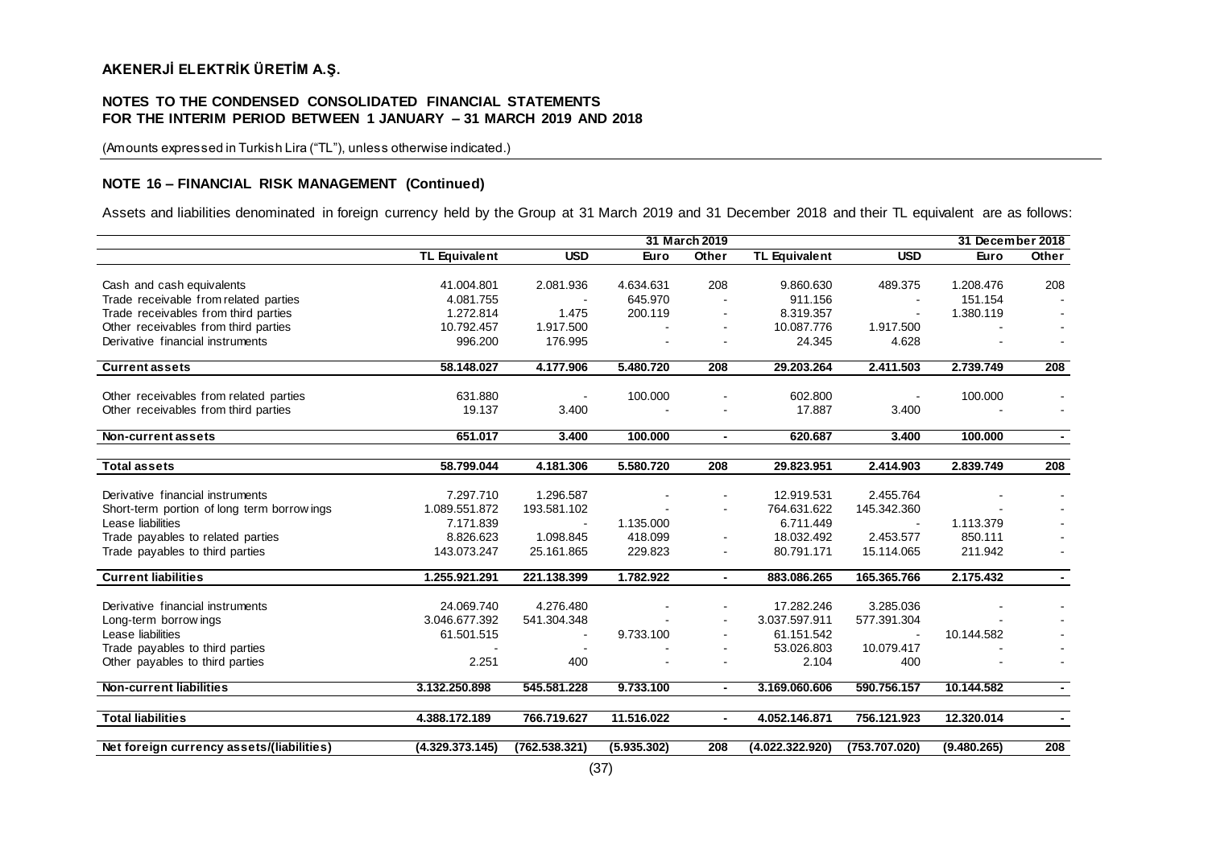**AKENERJİ ELEKTRİK ÜRETİM A.Ş.**

**NOTES TO THE CONDENSED CONSOLIDATED FINANCIAL STATEMENTS FOR THE INTERIM PERIOD BETWEEN 1 JANUARY – 31 MARCH 2019 AND 2018**

(Amounts expressed in Turkish Lira ("TL"), unless otherwise indicated.)

## NOTE 16 – FINANCIAL RISK MANAGEMENT (Continued)

Assets and liabilities denominated in foreign currency held by the Group at 31 March 2019 and 31 December 2018 and their TL equivalent are as follows:

| | 31 March 2019 | | | | 31 December 2018 | | | |
|---|---|---|---|---|---|---|---|---|
| | **TL Equivalent** | **USD** | **Euro** | **Other** | **TL Equivalent** | **USD** | **Euro** | **Other** |
| Cash and cash equivalents | 41.004.801 | 2.081.936 | 4.634.631 | 208 | 9.860.630 | 489.375 | 1.208.476 | 208 |
| Trade receivable from related parties | 4.081.755 | - | 645.970 | - | 911.156 | - | 151.154 | - |
| Trade receivables from third parties | 1.272.814 | 1.475 | 200.119 | - | 8.319.357 | - | 1.380.119 | - |
| Other receivables from third parties | 10.792.457 | 1.917.500 | - | - | 10.087.776 | 1.917.500 | - | - |
| Derivative financial instruments | 996.200 | 176.995 | - | - | 24.345 | 4.628 | - | - |
| **Current assets** | **58.148.027** | **4.177.906** | **5.480.720** | **208** | **29.203.264** | **2.411.503** | **2.739.749** | **208** |
| Other receivables from related parties | 631.880 | - | 100.000 | - | 602.800 | - | 100.000 | - |
| Other receivables from third parties | 19.137 | 3.400 | - | - | 17.887 | 3.400 | - | - |
| **Non-current assets** | **651.017** | **3.400** | **100.000** | **-** | **620.687** | **3.400** | **100.000** | **-** |
| **Total assets** | **58.799.044** | **4.181.306** | **5.580.720** | **208** | **29.823.951** | **2.414.903** | **2.839.749** | **208** |
| Derivative financial instruments | 7.297.710 | 1.296.587 | - | - | 12.919.531 | 2.455.764 | - | - |
| Short-term portion of long term borrowings | 1.089.551.872 | 193.581.102 | - | - | 764.631.622 | 145.342.360 | - | - |
| Lease liabilities | 7.171.839 | - | 1.135.000 | | 6.711.449 | - | 1.113.379 | - |
| Trade payables to related parties | 8.826.623 | 1.098.845 | 418.099 | - | 18.032.492 | 2.453.577 | 850.111 | - |
| Trade payables to third parties | 143.073.247 | 25.161.865 | 229.823 | - | 80.791.171 | 15.114.065 | 211.942 | - |
| **Current liabilities** | **1.255.921.291** | **221.138.399** | **1.782.922** | **-** | **883.086.265** | **165.365.766** | **2.175.432** | **-** |
| Derivative financial instruments | 24.069.740 | 4.276.480 | - | - | 17.282.246 | 3.285.036 | - | - |
| Long-term borrowings | 3.046.677.392 | 541.304.348 | - | - | 3.037.597.911 | 577.391.304 | - | - |
| Lease liabilities | 61.501.515 | - | 9.733.100 | - | 61.151.542 | - | 10.144.582 | - |
| Trade payables to third parties | - | - | - | - | 53.026.803 | 10.079.417 | - | - |
| Other payables to third parties | 2.251 | 400 | - | - | 2.104 | 400 | - | - |
| **Non-current liabilities** | **3.132.250.898** | **545.581.228** | **9.733.100** | **-** | **3.169.060.606** | **590.756.157** | **10.144.582** | **-** |
| **Total liabilities** | **4.388.172.189** | **766.719.627** | **11.516.022** | **-** | **4.052.146.871** | **756.121.923** | **12.320.014** | **-** |
| **Net foreign currency assets/(liabilities)** | **(4.329.373.145)** | **(762.538.321)** | **(5.935.302)** | **208** | **(4.022.322.920)** | **(753.707.020)** | **(9.480.265)** | **208** |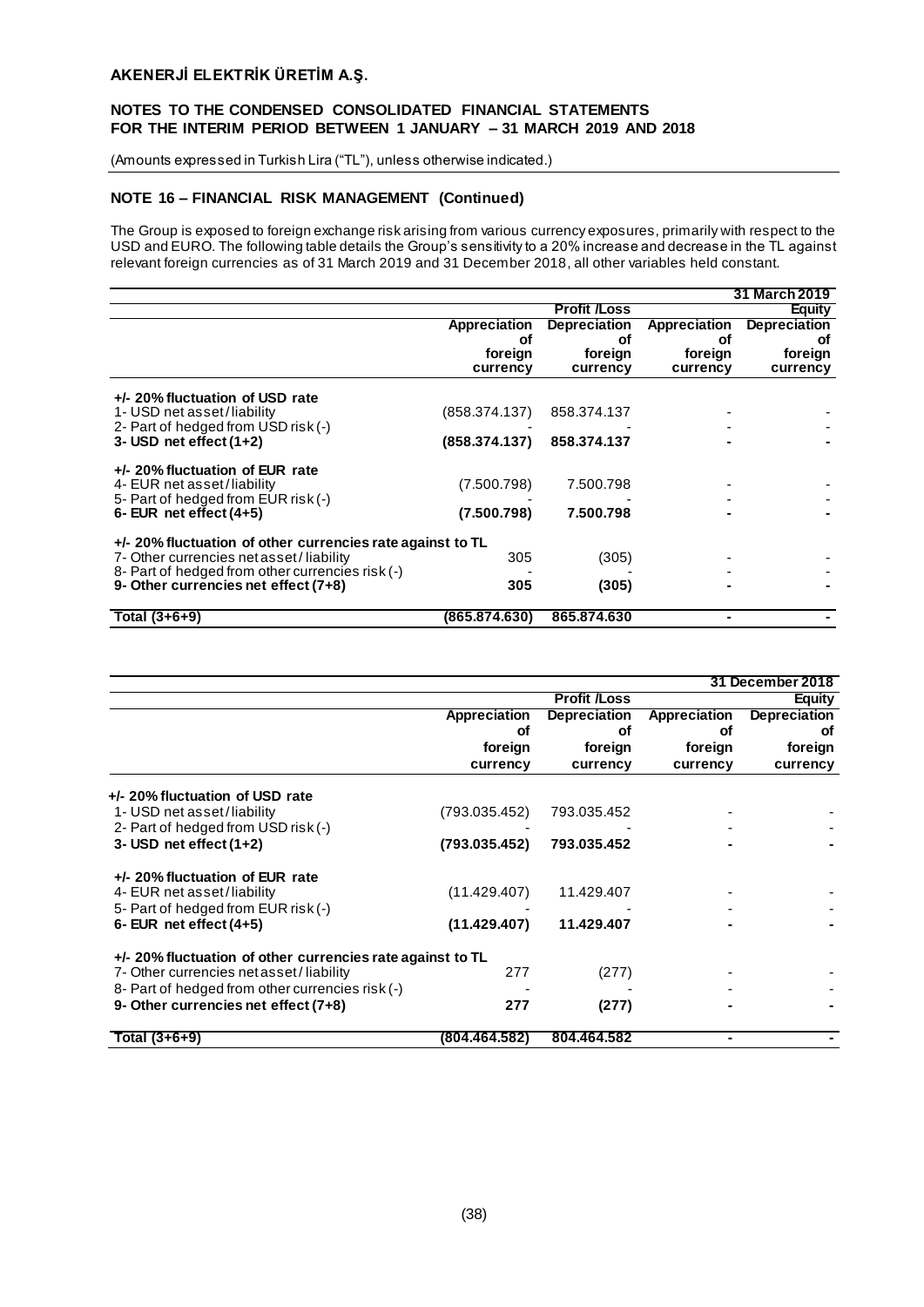## NOTE 16 – FINANCIAL RISK MANAGEMENT (Continued)

The Group is exposed to foreign exchange risk arising from various currency exposures, primarily with respect to the USD and EURO. The following table details the Group's sensitivity to a 20% increase and decrease in the TL against relevant foreign currencies as of 31 March 2019 and 31 December 2018, all other variables held constant.

| | | | | 31 March 2019 |
|---|---|---|---|---|
| | Profit /Loss | | Equity | |
| | Appreciation of foreign currency | Depreciation of foreign currency | Appreciation of foreign currency | Depreciation of foreign currency |
| **+/- 20% fluctuation of USD rate** | | | | |
| 1- USD net asset/liability | (858.374.137) | 858.374.137 | - | - |
| 2- Part of hedged from USD risk (-) | - | - | - | - |
| **3- USD net effect (1+2)** | **(858.374.137)** | **858.374.137** | **-** | **-** |
| **+/- 20% fluctuation of EUR rate** | | | | |
| 4- EUR net asset/liability | (7.500.798) | 7.500.798 | - | - |
| 5- Part of hedged from EUR risk (-) | - | - | - | - |
| **6- EUR net effect (4+5)** | **(7.500.798)** | **7.500.798** | **-** | **-** |
| **+/- 20% fluctuation of other currencies rate against to TL** | | | | |
| 7- Other currencies net asset/ liability | 305 | (305) | - | - |
| 8- Part of hedged from other currencies risk (-) | - | - | - | - |
| **9- Other currencies net effect (7+8)** | **305** | **(305)** | **-** | **-** |
| **Total (3+6+9)** | **(865.874.630)** | **865.874.630** | **-** | **-** |

| | | | | 31 December 2018 |
|---|---|---|---|---|
| | Profit /Loss | | Equity | |
| | Appreciation of foreign currency | Depreciation of foreign currency | Appreciation of foreign currency | Depreciation of foreign currency |
| **+/- 20% fluctuation of USD rate** | | | | |
| 1- USD net asset/liability | (793.035.452) | 793.035.452 | - | - |
| 2- Part of hedged from USD risk (-) | - | - | - | - |
| **3- USD net effect (1+2)** | **(793.035.452)** | **793.035.452** | **-** | **-** |
| **+/- 20% fluctuation of EUR rate** | | | | |
| 4- EUR net asset/liability | (11.429.407) | 11.429.407 | - | - |
| 5- Part of hedged from EUR risk (-) | - | - | - | - |
| **6- EUR net effect (4+5)** | **(11.429.407)** | **11.429.407** | **-** | **-** |
| **+/- 20% fluctuation of other currencies rate against to TL** | | | | |
| 7- Other currencies net asset/ liability | 277 | (277) | - | - |
| 8- Part of hedged from other currencies risk (-) | - | - | - | - |
| **9- Other currencies net effect (7+8)** | **277** | **(277)** | **-** | **-** |
| **Total (3+6+9)** | **(804.464.582)** | **804.464.582** | **-** | **-** |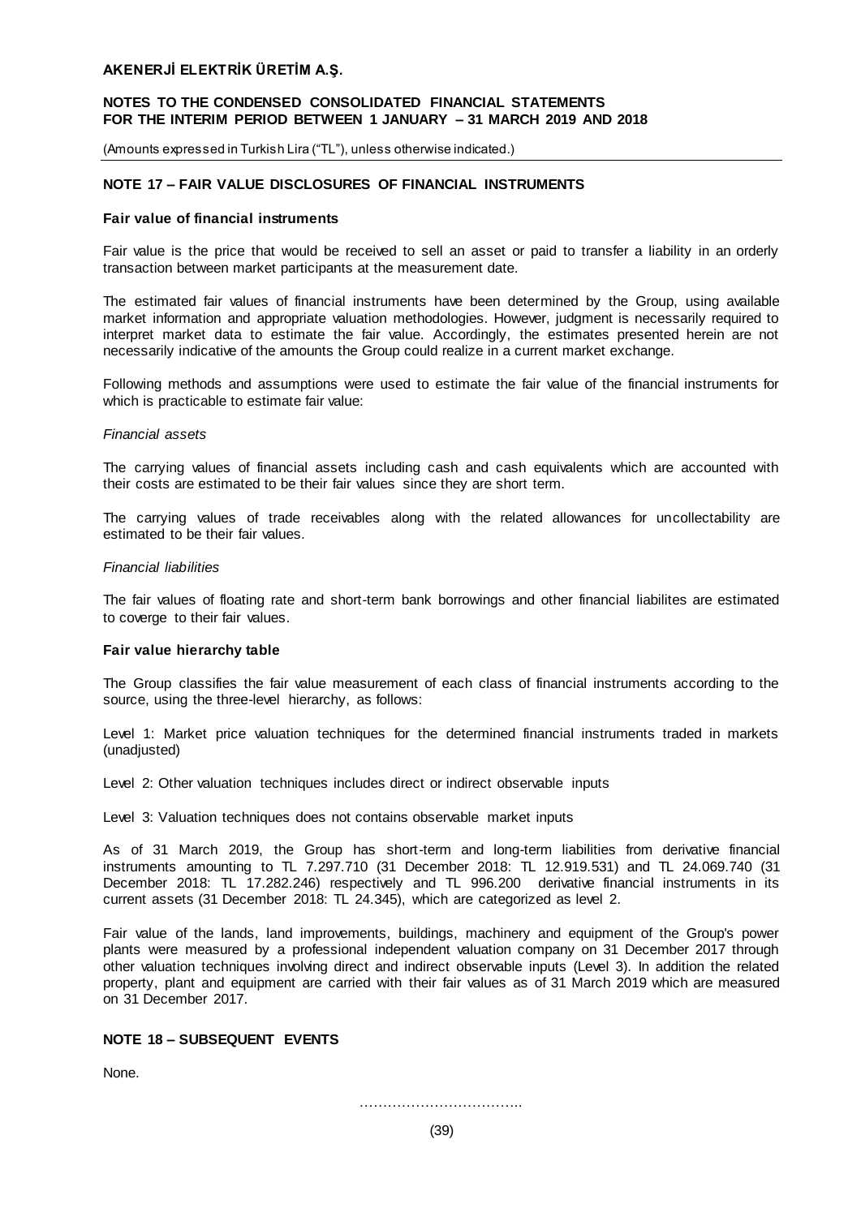## NOTE 17 – FAIR VALUE DISCLOSURES OF FINANCIAL INSTRUMENTS

**Fair value of financial instruments**

Fair value is the price that would be received to sell an asset or paid to transfer a liability in an orderly transaction between market participants at the measurement date.

The estimated fair values of financial instruments have been determined by the Group, using available market information and appropriate valuation methodologies. However, judgment is necessarily required to interpret market data to estimate the fair value. Accordingly, the estimates presented herein are not necessarily indicative of the amounts the Group could realize in a current market exchange.

Following methods and assumptions were used to estimate the fair value of the financial instruments for which is practicable to estimate fair value:

*Financial assets*

The carrying values of financial assets including cash and cash equivalents which are accounted with their costs are estimated to be their fair values since they are short term.

The carrying values of trade receivables along with the related allowances for uncollectability are estimated to be their fair values.

*Financial liabilities*

The fair values of floating rate and short-term bank borrowings and other financial liabilites are estimated to coverge to their fair values.

**Fair value hierarchy table**

The Group classifies the fair value measurement of each class of financial instruments according to the source, using the three-level hierarchy, as follows:

Level 1: Market price valuation techniques for the determined financial instruments traded in markets (unadjusted)

Level 2: Other valuation techniques includes direct or indirect observable inputs

Level 3: Valuation techniques does not contains observable market inputs

As of 31 March 2019, the Group has short-term and long-term liabilities from derivative financial instruments amounting to TL 7.297.710 (31 December 2018: TL 12.919.531) and TL 24.069.740 (31 December 2018: TL 17.282.246) respectively and TL 996.200 derivative financial instruments in its current assets (31 December 2018: TL 24.345), which are categorized as level 2.

Fair value of the lands, land improvements, buildings, machinery and equipment of the Group's power plants were measured by a professional independent valuation company on 31 December 2017 through other valuation techniques involving direct and indirect observable inputs (Level 3). In addition the related property, plant and equipment are carried with their fair values as of 31 March 2019 which are measured on 31 December 2017.

## NOTE 18 – SUBSEQUENT EVENTS

None.

…………………………….